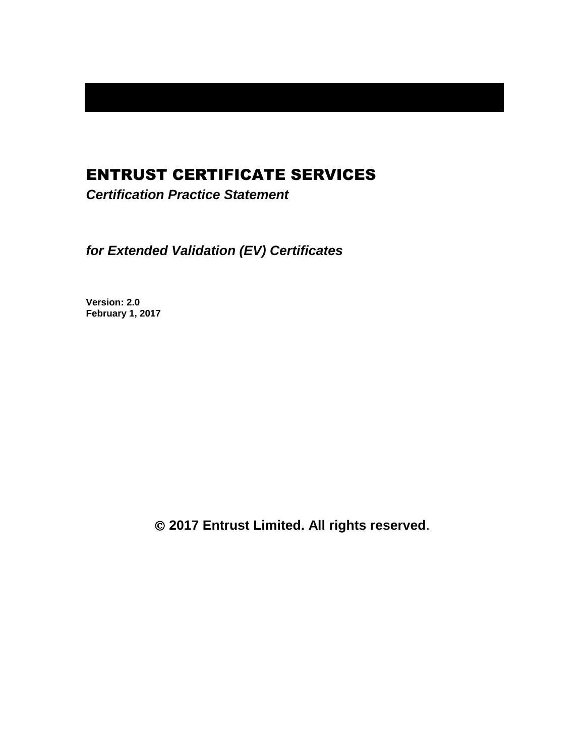# ENTRUST CERTIFICATE SERVICES

***Certification Practice Statement***

***for Extended Validation (EV) Certificates***

**Version: 2.0**
**February 1, 2017**

**© 2017 Entrust Limited. All rights reserved**.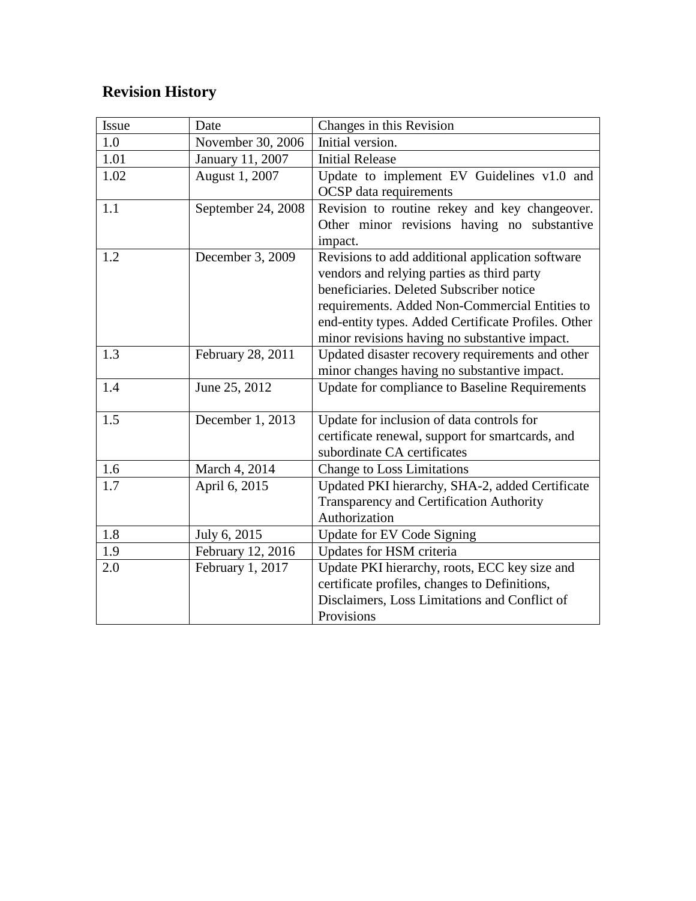## Revision History

| Issue | Date | Changes in this Revision |
|---|---|---|
| 1.0 | November 30, 2006 | Initial version. |
| 1.01 | January 11, 2007 | Initial Release |
| 1.02 | August 1, 2007 | Update to implement EV Guidelines v1.0 and OCSP data requirements |
| 1.1 | September 24, 2008 | Revision to routine rekey and key changeover. Other minor revisions having no substantive impact. |
| 1.2 | December 3, 2009 | Revisions to add additional application software vendors and relying parties as third party beneficiaries. Deleted Subscriber notice requirements. Added Non-Commercial Entities to end-entity types. Added Certificate Profiles. Other minor revisions having no substantive impact. |
| 1.3 | February 28, 2011 | Updated disaster recovery requirements and other minor changes having no substantive impact. |
| 1.4 | June 25, 2012 | Update for compliance to Baseline Requirements |
| 1.5 | December 1, 2013 | Update for inclusion of data controls for certificate renewal, support for smartcards, and subordinate CA certificates |
| 1.6 | March 4, 2014 | Change to Loss Limitations |
| 1.7 | April 6, 2015 | Updated PKI hierarchy, SHA-2, added Certificate Transparency and Certification Authority Authorization |
| 1.8 | July 6, 2015 | Update for EV Code Signing |
| 1.9 | February 12, 2016 | Updates for HSM criteria |
| 2.0 | February 1, 2017 | Update PKI hierarchy, roots, ECC key size and certificate profiles, changes to Definitions, Disclaimers, Loss Limitations and Conflict of Provisions |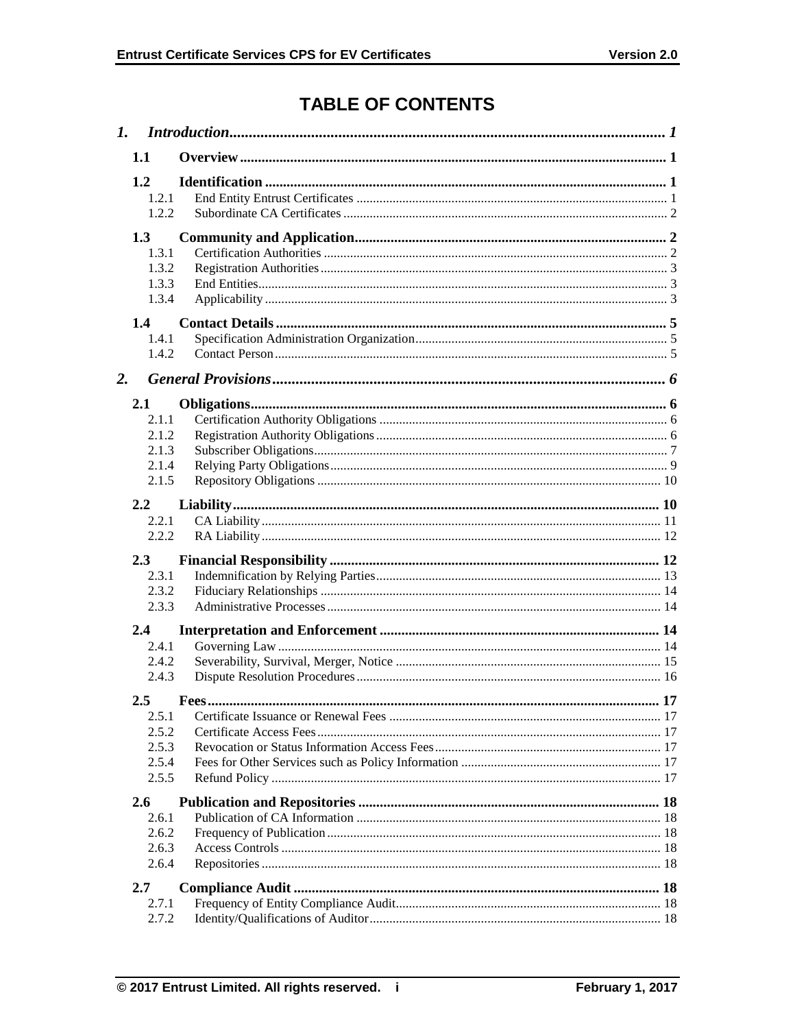# TABLE OF CONTENTS

*1. Introduction* ........ *1*

**1.1 Overview** ........ **1**

**1.2 Identification** ........ **1**

- 1.2.1 End Entity Entrust Certificates ........ 1
- 1.2.2 Subordinate CA Certificates ........ 2

**1.3 Community and Application** ........ **2**

- 1.3.1 Certification Authorities ........ 2
- 1.3.2 Registration Authorities ........ 3
- 1.3.3 End Entities ........ 3
- 1.3.4 Applicability ........ 3

**1.4 Contact Details** ........ **5**

- 1.4.1 Specification Administration Organization ........ 5
- 1.4.2 Contact Person ........ 5

*2. General Provisions* ........ *6*

**2.1 Obligations** ........ **6**

- 2.1.1 Certification Authority Obligations ........ 6
- 2.1.2 Registration Authority Obligations ........ 6
- 2.1.3 Subscriber Obligations ........ 7
- 2.1.4 Relying Party Obligations ........ 9
- 2.1.5 Repository Obligations ........ 10

**2.2 Liability** ........ **10**

- 2.2.1 CA Liability ........ 11
- 2.2.2 RA Liability ........ 12

**2.3 Financial Responsibility** ........ **12**

- 2.3.1 Indemnification by Relying Parties ........ 13
- 2.3.2 Fiduciary Relationships ........ 14
- 2.3.3 Administrative Processes ........ 14

**2.4 Interpretation and Enforcement** ........ **14**

- 2.4.1 Governing Law ........ 14
- 2.4.2 Severability, Survival, Merger, Notice ........ 15
- 2.4.3 Dispute Resolution Procedures ........ 16

**2.5 Fees** ........ **17**

- 2.5.1 Certificate Issuance or Renewal Fees ........ 17
- 2.5.2 Certificate Access Fees ........ 17
- 2.5.3 Revocation or Status Information Access Fees ........ 17
- 2.5.4 Fees for Other Services such as Policy Information ........ 17
- 2.5.5 Refund Policy ........ 17

**2.6 Publication and Repositories** ........ **18**

- 2.6.1 Publication of CA Information ........ 18
- 2.6.2 Frequency of Publication ........ 18
- 2.6.3 Access Controls ........ 18
- 2.6.4 Repositories ........ 18

**2.7 Compliance Audit** ........ **18**

- 2.7.1 Frequency of Entity Compliance Audit ........ 18
- 2.7.2 Identity/Qualifications of Auditor ........ 18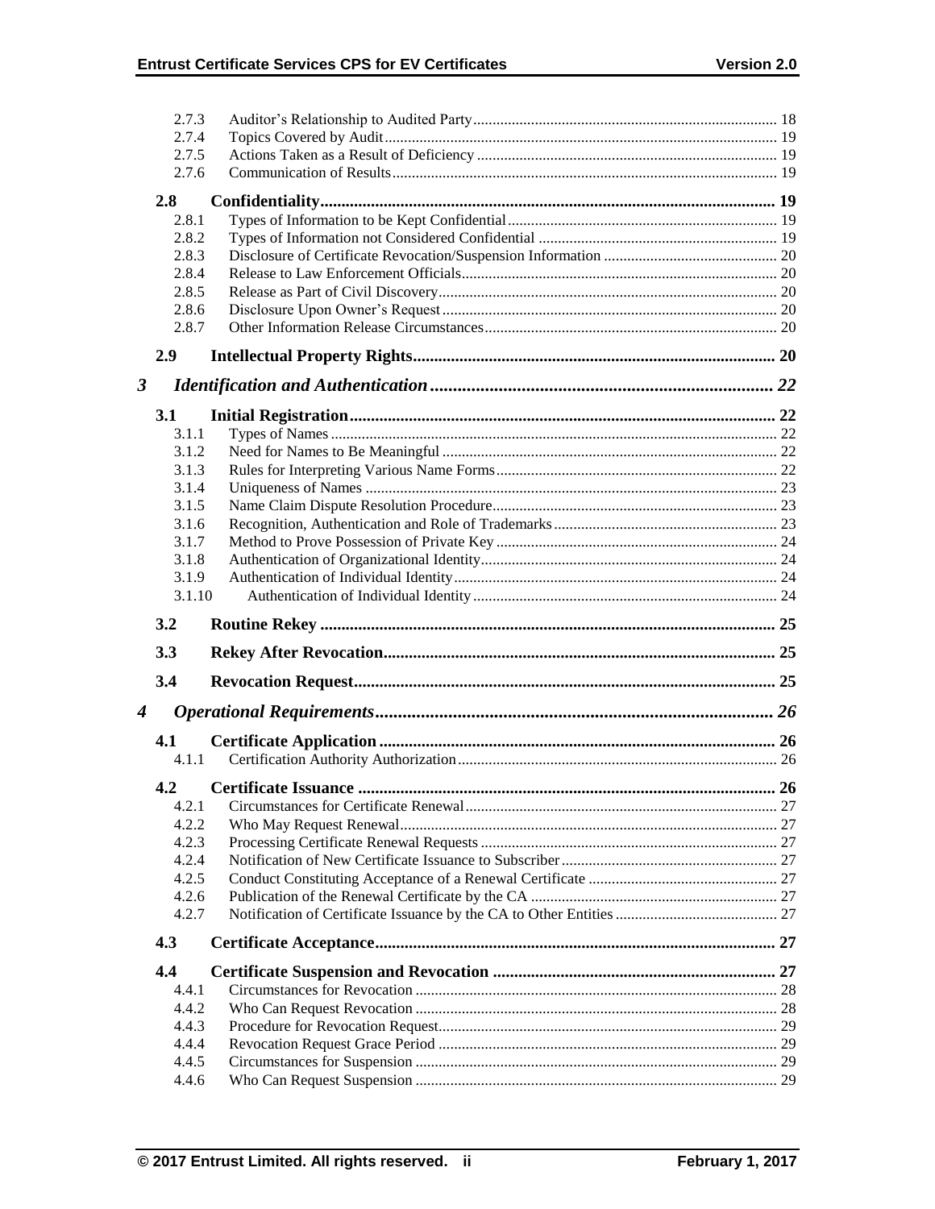2.7.3 Auditor's Relationship to Audited Party .......... 18
2.7.4 Topics Covered by Audit .......... 19
2.7.5 Actions Taken as a Result of Deficiency .......... 19
2.7.6 Communication of Results .......... 19

**2.8 Confidentiality .......... 19**

2.8.1 Types of Information to be Kept Confidential .......... 19
2.8.2 Types of Information not Considered Confidential .......... 19
2.8.3 Disclosure of Certificate Revocation/Suspension Information .......... 20
2.8.4 Release to Law Enforcement Officials .......... 20
2.8.5 Release as Part of Civil Discovery .......... 20
2.8.6 Disclosure Upon Owner's Request .......... 20
2.8.7 Other Information Release Circumstances .......... 20

**2.9 Intellectual Property Rights .......... 20**

***3 Identification and Authentication .......... 22***

**3.1 Initial Registration .......... 22**

3.1.1 Types of Names .......... 22
3.1.2 Need for Names to Be Meaningful .......... 22
3.1.3 Rules for Interpreting Various Name Forms .......... 22
3.1.4 Uniqueness of Names .......... 23
3.1.5 Name Claim Dispute Resolution Procedure .......... 23
3.1.6 Recognition, Authentication and Role of Trademarks .......... 23
3.1.7 Method to Prove Possession of Private Key .......... 24
3.1.8 Authentication of Organizational Identity .......... 24
3.1.9 Authentication of Individual Identity .......... 24
3.1.10 Authentication of Individual Identity .......... 24

**3.2 Routine Rekey .......... 25**

**3.3 Rekey After Revocation .......... 25**

**3.4 Revocation Request .......... 25**

***4 Operational Requirements .......... 26***

**4.1 Certificate Application .......... 26**

4.1.1 Certification Authority Authorization .......... 26

**4.2 Certificate Issuance .......... 26**

4.2.1 Circumstances for Certificate Renewal .......... 27
4.2.2 Who May Request Renewal .......... 27
4.2.3 Processing Certificate Renewal Requests .......... 27
4.2.4 Notification of New Certificate Issuance to Subscriber .......... 27
4.2.5 Conduct Constituting Acceptance of a Renewal Certificate .......... 27
4.2.6 Publication of the Renewal Certificate by the CA .......... 27
4.2.7 Notification of Certificate Issuance by the CA to Other Entities .......... 27

**4.3 Certificate Acceptance .......... 27**

**4.4 Certificate Suspension and Revocation .......... 27**

4.4.1 Circumstances for Revocation .......... 28
4.4.2 Who Can Request Revocation .......... 28
4.4.3 Procedure for Revocation Request .......... 29
4.4.4 Revocation Request Grace Period .......... 29
4.4.5 Circumstances for Suspension .......... 29
4.4.6 Who Can Request Suspension .......... 29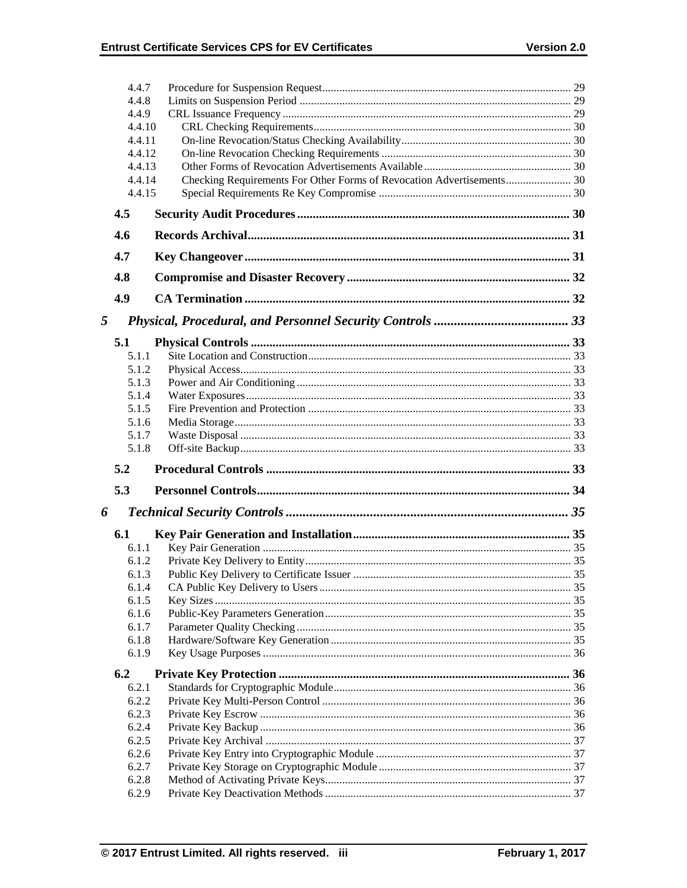4.4.7 Procedure for Suspension Request ........ 29
4.4.8 Limits on Suspension Period ........ 29
4.4.9 CRL Issuance Frequency ........ 29
4.4.10 CRL Checking Requirements ........ 30
4.4.11 On-line Revocation/Status Checking Availability ........ 30
4.4.12 On-line Revocation Checking Requirements ........ 30
4.4.13 Other Forms of Revocation Advertisements Available ........ 30
4.4.14 Checking Requirements For Other Forms of Revocation Advertisements ........ 30
4.4.15 Special Requirements Re Key Compromise ........ 30

**4.5 Security Audit Procedures ........ 30**

**4.6 Records Archival ........ 31**

**4.7 Key Changeover ........ 31**

**4.8 Compromise and Disaster Recovery ........ 32**

**4.9 CA Termination ........ 32**

***5 Physical, Procedural, and Personnel Security Controls ........ 33***

**5.1 Physical Controls ........ 33**

5.1.1 Site Location and Construction ........ 33
5.1.2 Physical Access ........ 33
5.1.3 Power and Air Conditioning ........ 33
5.1.4 Water Exposures ........ 33
5.1.5 Fire Prevention and Protection ........ 33
5.1.6 Media Storage ........ 33
5.1.7 Waste Disposal ........ 33
5.1.8 Off-site Backup ........ 33

**5.2 Procedural Controls ........ 33**

**5.3 Personnel Controls ........ 34**

***6 Technical Security Controls ........ 35***

**6.1 Key Pair Generation and Installation ........ 35**

6.1.1 Key Pair Generation ........ 35
6.1.2 Private Key Delivery to Entity ........ 35
6.1.3 Public Key Delivery to Certificate Issuer ........ 35
6.1.4 CA Public Key Delivery to Users ........ 35
6.1.5 Key Sizes ........ 35
6.1.6 Public-Key Parameters Generation ........ 35
6.1.7 Parameter Quality Checking ........ 35
6.1.8 Hardware/Software Key Generation ........ 35
6.1.9 Key Usage Purposes ........ 36

**6.2 Private Key Protection ........ 36**

6.2.1 Standards for Cryptographic Module ........ 36
6.2.2 Private Key Multi-Person Control ........ 36
6.2.3 Private Key Escrow ........ 36
6.2.4 Private Key Backup ........ 36
6.2.5 Private Key Archival ........ 37
6.2.6 Private Key Entry into Cryptographic Module ........ 37
6.2.7 Private Key Storage on Cryptographic Module ........ 37
6.2.8 Method of Activating Private Keys ........ 37
6.2.9 Private Key Deactivation Methods ........ 37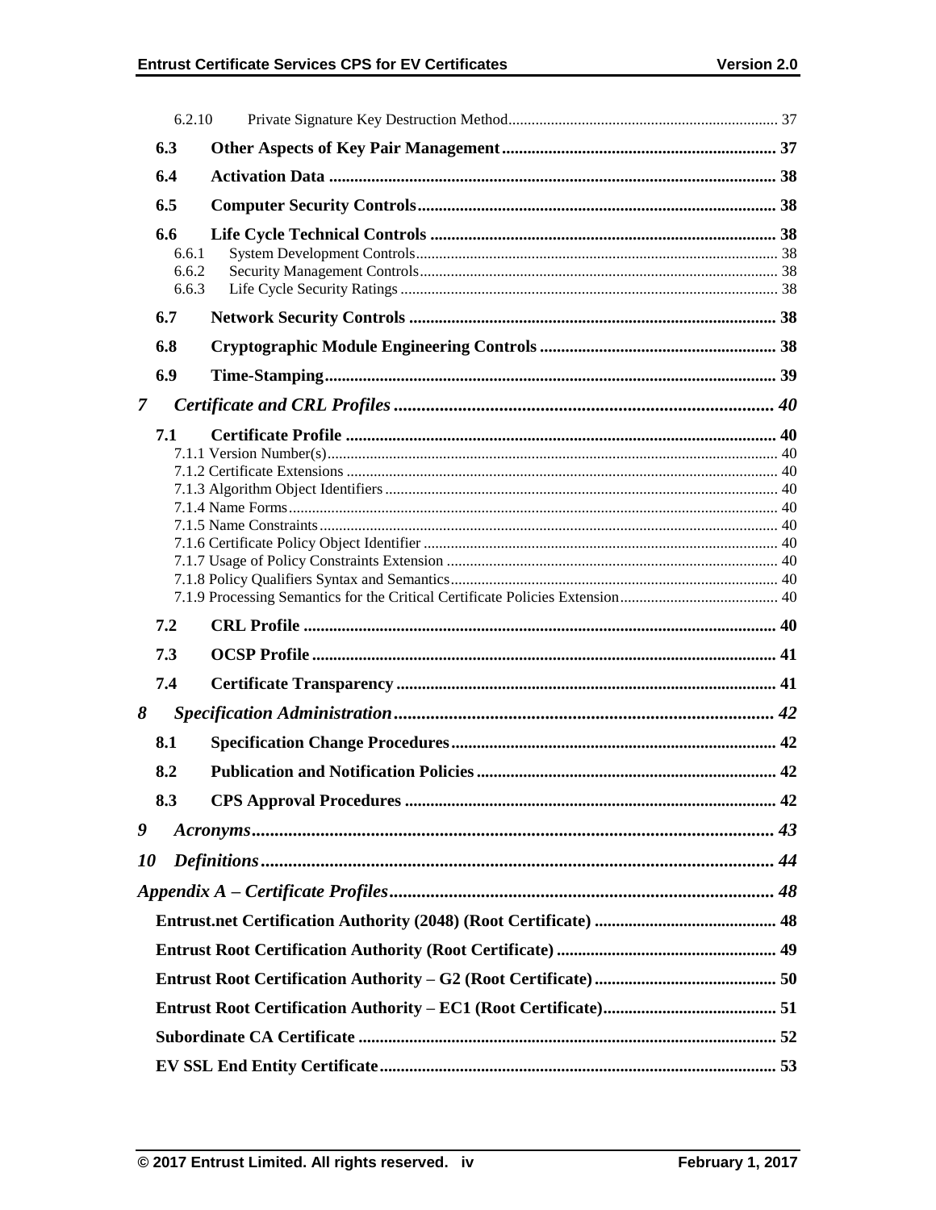6.2.10 Private Signature Key Destruction Method ..... 37

**6.3 Other Aspects of Key Pair Management ..... 37**

**6.4 Activation Data ..... 38**

**6.5 Computer Security Controls ..... 38**

**6.6 Life Cycle Technical Controls ..... 38**

6.6.1 System Development Controls ..... 38

6.6.2 Security Management Controls ..... 38

6.6.3 Life Cycle Security Ratings ..... 38

**6.7 Network Security Controls ..... 38**

**6.8 Cryptographic Module Engineering Controls ..... 38**

**6.9 Time-Stamping ..... 39**

***7 Certificate and CRL Profiles ..... 40***

**7.1 Certificate Profile ..... 40**

7.1.1 Version Number(s) ..... 40

7.1.2 Certificate Extensions ..... 40

7.1.3 Algorithm Object Identifiers ..... 40

7.1.4 Name Forms ..... 40

7.1.5 Name Constraints ..... 40

7.1.6 Certificate Policy Object Identifier ..... 40

7.1.7 Usage of Policy Constraints Extension ..... 40

7.1.8 Policy Qualifiers Syntax and Semantics ..... 40

7.1.9 Processing Semantics for the Critical Certificate Policies Extension ..... 40

**7.2 CRL Profile ..... 40**

**7.3 OCSP Profile ..... 41**

**7.4 Certificate Transparency ..... 41**

***8 Specification Administration ..... 42***

**8.1 Specification Change Procedures ..... 42**

**8.2 Publication and Notification Policies ..... 42**

**8.3 CPS Approval Procedures ..... 42**

***9 Acronyms ..... 43***

***10 Definitions ..... 44***

***Appendix A – Certificate Profiles ..... 48***

**Entrust.net Certification Authority (2048) (Root Certificate) ..... 48**

**Entrust Root Certification Authority (Root Certificate) ..... 49**

**Entrust Root Certification Authority – G2 (Root Certificate) ..... 50**

**Entrust Root Certification Authority – EC1 (Root Certificate) ..... 51**

**Subordinate CA Certificate ..... 52**

**EV SSL End Entity Certificate ..... 53**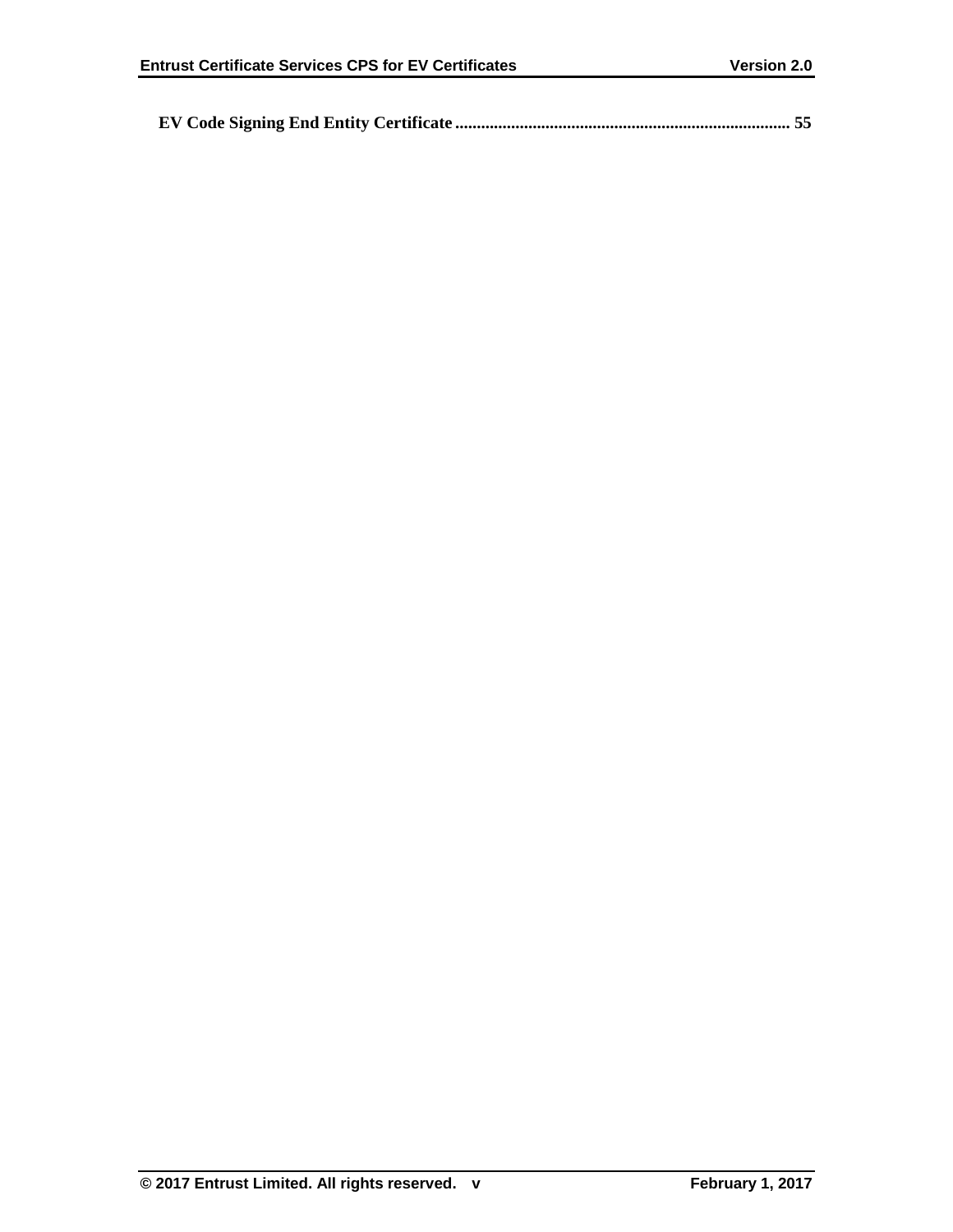**EV Code Signing End Entity Certificate ............................................................................ 55**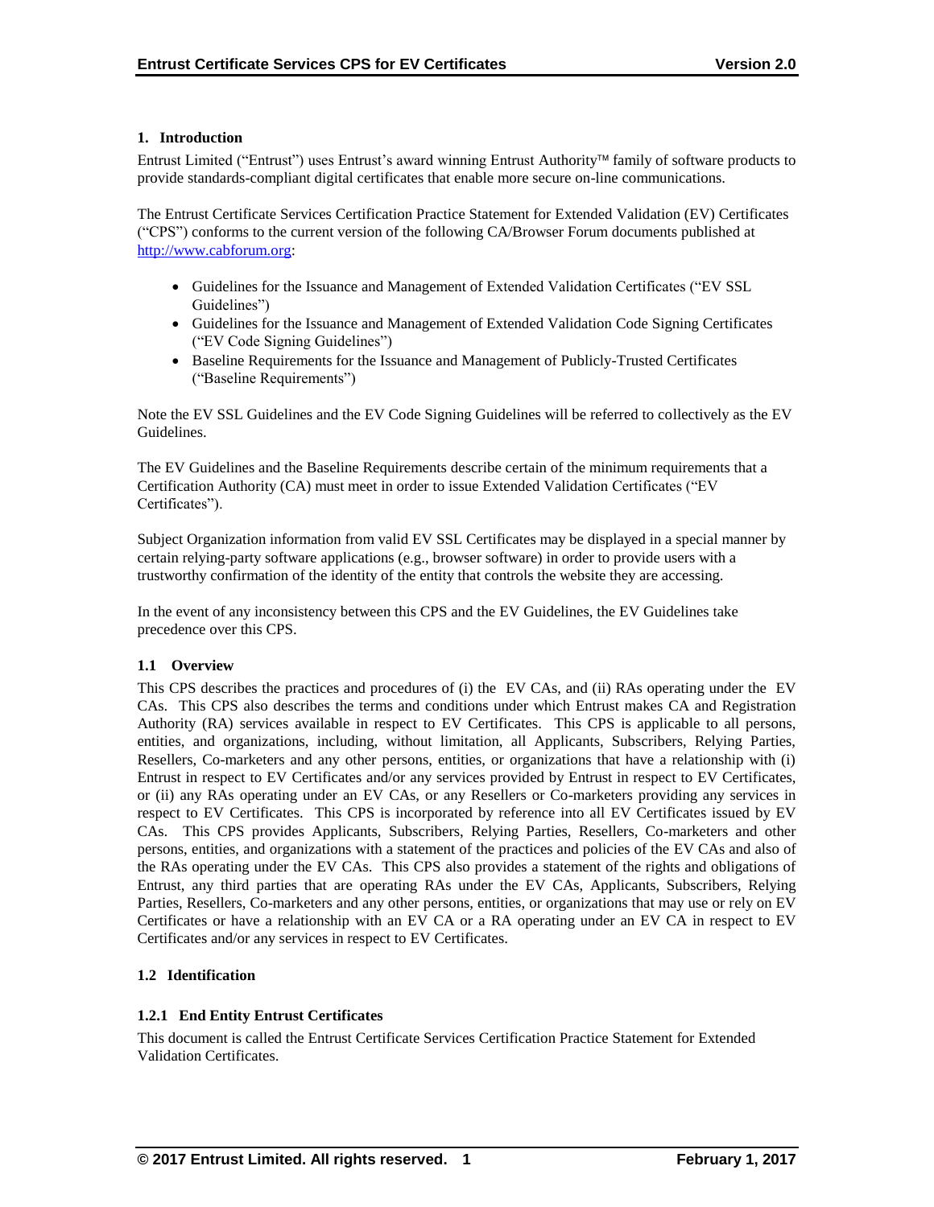## 1. Introduction

Entrust Limited ("Entrust") uses Entrust's award winning Entrust Authority™ family of software products to provide standards-compliant digital certificates that enable more secure on-line communications.

The Entrust Certificate Services Certification Practice Statement for Extended Validation (EV) Certificates ("CPS") conforms to the current version of the following CA/Browser Forum documents published at http://www.cabforum.org:

- Guidelines for the Issuance and Management of Extended Validation Certificates ("EV SSL Guidelines")
- Guidelines for the Issuance and Management of Extended Validation Code Signing Certificates ("EV Code Signing Guidelines")
- Baseline Requirements for the Issuance and Management of Publicly-Trusted Certificates ("Baseline Requirements")

Note the EV SSL Guidelines and the EV Code Signing Guidelines will be referred to collectively as the EV Guidelines.

The EV Guidelines and the Baseline Requirements describe certain of the minimum requirements that a Certification Authority (CA) must meet in order to issue Extended Validation Certificates ("EV Certificates").

Subject Organization information from valid EV SSL Certificates may be displayed in a special manner by certain relying-party software applications (e.g., browser software) in order to provide users with a trustworthy confirmation of the identity of the entity that controls the website they are accessing.

In the event of any inconsistency between this CPS and the EV Guidelines, the EV Guidelines take precedence over this CPS.

### 1.1 Overview

This CPS describes the practices and procedures of (i) the EV CAs, and (ii) RAs operating under the EV CAs. This CPS also describes the terms and conditions under which Entrust makes CA and Registration Authority (RA) services available in respect to EV Certificates. This CPS is applicable to all persons, entities, and organizations, including, without limitation, all Applicants, Subscribers, Relying Parties, Resellers, Co-marketers and any other persons, entities, or organizations that have a relationship with (i) Entrust in respect to EV Certificates and/or any services provided by Entrust in respect to EV Certificates, or (ii) any RAs operating under an EV CAs, or any Resellers or Co-marketers providing any services in respect to EV Certificates. This CPS is incorporated by reference into all EV Certificates issued by EV CAs. This CPS provides Applicants, Subscribers, Relying Parties, Resellers, Co-marketers and other persons, entities, and organizations with a statement of the practices and policies of the EV CAs and also of the RAs operating under the EV CAs. This CPS also provides a statement of the rights and obligations of Entrust, any third parties that are operating RAs under the EV CAs, Applicants, Subscribers, Relying Parties, Resellers, Co-marketers and any other persons, entities, or organizations that may use or rely on EV Certificates or have a relationship with an EV CA or a RA operating under an EV CA in respect to EV Certificates and/or any services in respect to EV Certificates.

### 1.2 Identification

#### 1.2.1 End Entity Entrust Certificates

This document is called the Entrust Certificate Services Certification Practice Statement for Extended Validation Certificates.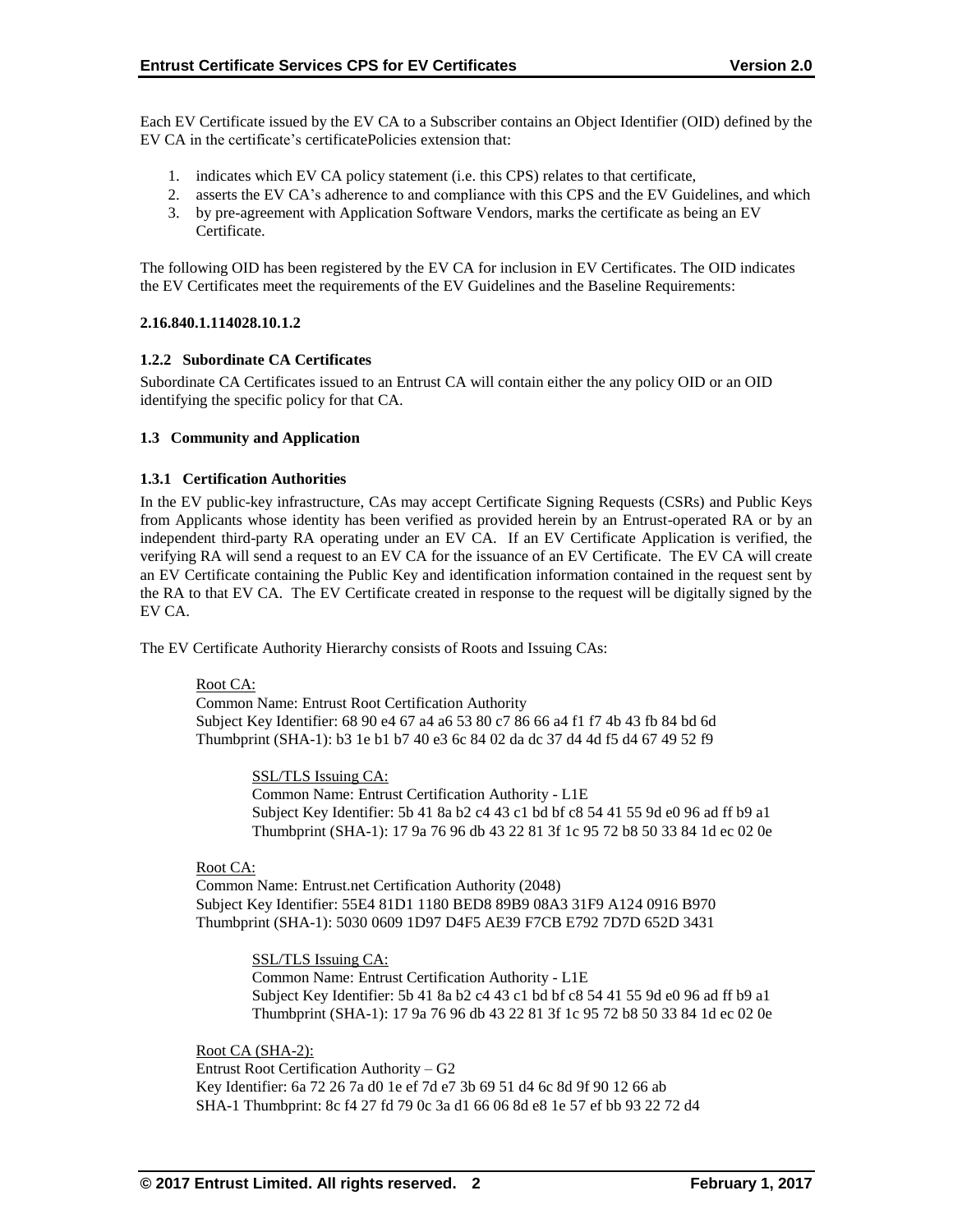Each EV Certificate issued by the EV CA to a Subscriber contains an Object Identifier (OID) defined by the EV CA in the certificate's certificatePolicies extension that:

1. indicates which EV CA policy statement (i.e. this CPS) relates to that certificate,
2. asserts the EV CA's adherence to and compliance with this CPS and the EV Guidelines, and which
3. by pre-agreement with Application Software Vendors, marks the certificate as being an EV Certificate.

The following OID has been registered by the EV CA for inclusion in EV Certificates. The OID indicates the EV Certificates meet the requirements of the EV Guidelines and the Baseline Requirements:

**2.16.840.1.114028.10.1.2**

### 1.2.2 Subordinate CA Certificates

Subordinate CA Certificates issued to an Entrust CA will contain either the any policy OID or an OID identifying the specific policy for that CA.

## 1.3 Community and Application

### 1.3.1 Certification Authorities

In the EV public-key infrastructure, CAs may accept Certificate Signing Requests (CSRs) and Public Keys from Applicants whose identity has been verified as provided herein by an Entrust-operated RA or by an independent third-party RA operating under an EV CA. If an EV Certificate Application is verified, the verifying RA will send a request to an EV CA for the issuance of an EV Certificate. The EV CA will create an EV Certificate containing the Public Key and identification information contained in the request sent by the RA to that EV CA. The EV Certificate created in response to the request will be digitally signed by the EV CA.

The EV Certificate Authority Hierarchy consists of Roots and Issuing CAs:

Root CA:
Common Name: Entrust Root Certification Authority
Subject Key Identifier: 68 90 e4 67 a4 a6 53 80 c7 86 66 a4 f1 f7 4b 43 fb 84 bd 6d
Thumbprint (SHA-1): b3 1e b1 b7 40 e3 6c 84 02 da dc 37 d4 4d f5 d4 67 49 52 f9

> SSL/TLS Issuing CA:
> Common Name: Entrust Certification Authority - L1E
> Subject Key Identifier: 5b 41 8a b2 c4 43 c1 bd bf c8 54 41 55 9d e0 96 ad ff b9 a1
> Thumbprint (SHA-1): 17 9a 76 96 db 43 22 81 3f 1c 95 72 b8 50 33 84 1d ec 02 0e

Root CA:
Common Name: Entrust.net Certification Authority (2048)
Subject Key Identifier: 55E4 81D1 1180 BED8 89B9 08A3 31F9 A124 0916 B970
Thumbprint (SHA-1): 5030 0609 1D97 D4F5 AE39 F7CB E792 7D7D 652D 3431

> SSL/TLS Issuing CA:
> Common Name: Entrust Certification Authority - L1E
> Subject Key Identifier: 5b 41 8a b2 c4 43 c1 bd bf c8 54 41 55 9d e0 96 ad ff b9 a1
> Thumbprint (SHA-1): 17 9a 76 96 db 43 22 81 3f 1c 95 72 b8 50 33 84 1d ec 02 0e

Root CA (SHA-2):
Entrust Root Certification Authority – G2
Key Identifier: 6a 72 26 7a d0 1e ef 7d e7 3b 69 51 d4 6c 8d 9f 90 12 66 ab
SHA-1 Thumbprint: 8c f4 27 fd 79 0c 3a d1 66 06 8d e8 1e 57 ef bb 93 22 72 d4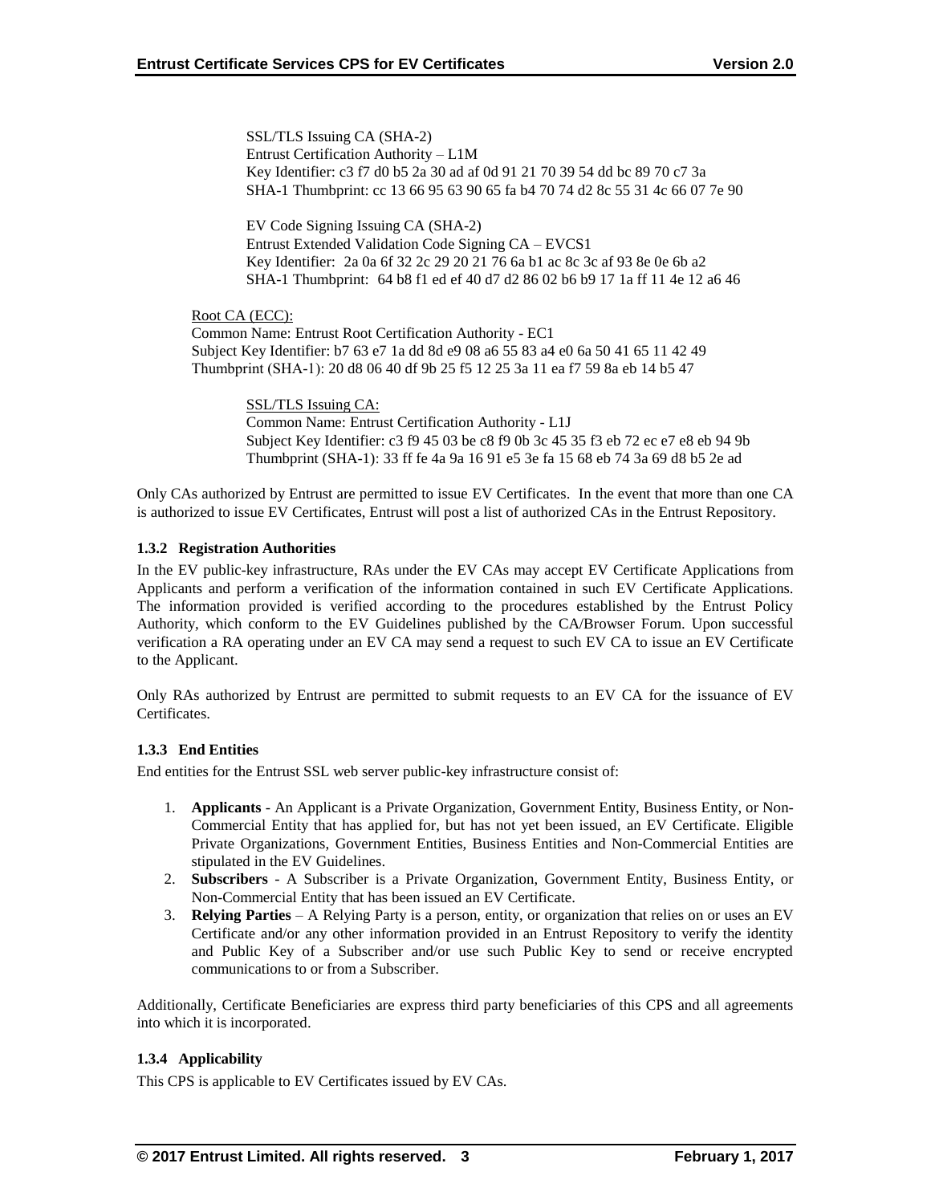SSL/TLS Issuing CA (SHA-2)
Entrust Certification Authority – L1M
Key Identifier: c3 f7 d0 b5 2a 30 ad af 0d 91 21 70 39 54 dd bc 89 70 c7 3a
SHA-1 Thumbprint: cc 13 66 95 63 90 65 fa b4 70 74 d2 8c 55 31 4c 66 07 7e 90

EV Code Signing Issuing CA (SHA-2)
Entrust Extended Validation Code Signing CA – EVCS1
Key Identifier: 2a 0a 6f 32 2c 29 20 21 76 6a b1 ac 8c 3c af 93 8e 0e 6b a2
SHA-1 Thumbprint: 64 b8 f1 ed ef 40 d7 d2 86 02 b6 b9 17 1a ff 11 4e 12 a6 46

Root CA (ECC):
Common Name: Entrust Root Certification Authority - EC1
Subject Key Identifier: b7 63 e7 1a dd 8d e9 08 a6 55 83 a4 e0 6a 50 41 65 11 42 49
Thumbprint (SHA-1): 20 d8 06 40 df 9b 25 f5 12 25 3a 11 ea f7 59 8a eb 14 b5 47

SSL/TLS Issuing CA:
Common Name: Entrust Certification Authority - L1J
Subject Key Identifier: c3 f9 45 03 be c8 f9 0b 3c 45 35 f3 eb 72 ec e7 e8 eb 94 9b
Thumbprint (SHA-1): 33 ff fe 4a 9a 16 91 e5 3e fa 15 68 eb 74 3a 69 d8 b5 2e ad

Only CAs authorized by Entrust are permitted to issue EV Certificates. In the event that more than one CA is authorized to issue EV Certificates, Entrust will post a list of authorized CAs in the Entrust Repository.

### 1.3.2 Registration Authorities

In the EV public-key infrastructure, RAs under the EV CAs may accept EV Certificate Applications from Applicants and perform a verification of the information contained in such EV Certificate Applications. The information provided is verified according to the procedures established by the Entrust Policy Authority, which conform to the EV Guidelines published by the CA/Browser Forum. Upon successful verification a RA operating under an EV CA may send a request to such EV CA to issue an EV Certificate to the Applicant.

Only RAs authorized by Entrust are permitted to submit requests to an EV CA for the issuance of EV Certificates.

### 1.3.3 End Entities

End entities for the Entrust SSL web server public-key infrastructure consist of:

1. **Applicants** - An Applicant is a Private Organization, Government Entity, Business Entity, or Non-Commercial Entity that has applied for, but has not yet been issued, an EV Certificate. Eligible Private Organizations, Government Entities, Business Entities and Non-Commercial Entities are stipulated in the EV Guidelines.
2. **Subscribers** - A Subscriber is a Private Organization, Government Entity, Business Entity, or Non-Commercial Entity that has been issued an EV Certificate.
3. **Relying Parties** – A Relying Party is a person, entity, or organization that relies on or uses an EV Certificate and/or any other information provided in an Entrust Repository to verify the identity and Public Key of a Subscriber and/or use such Public Key to send or receive encrypted communications to or from a Subscriber.

Additionally, Certificate Beneficiaries are express third party beneficiaries of this CPS and all agreements into which it is incorporated.

### 1.3.4 Applicability

This CPS is applicable to EV Certificates issued by EV CAs.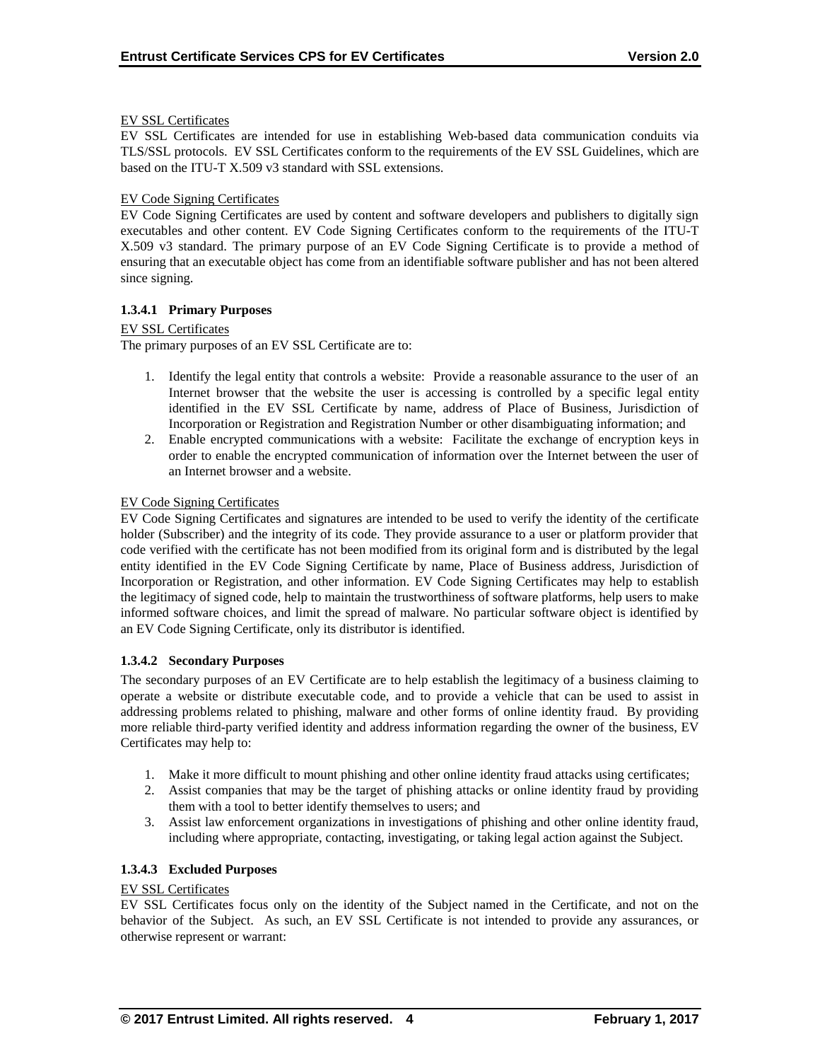EV SSL Certificates

EV SSL Certificates are intended for use in establishing Web-based data communication conduits via TLS/SSL protocols. EV SSL Certificates conform to the requirements of the EV SSL Guidelines, which are based on the ITU-T X.509 v3 standard with SSL extensions.

EV Code Signing Certificates

EV Code Signing Certificates are used by content and software developers and publishers to digitally sign executables and other content. EV Code Signing Certificates conform to the requirements of the ITU-T X.509 v3 standard. The primary purpose of an EV Code Signing Certificate is to provide a method of ensuring that an executable object has come from an identifiable software publisher and has not been altered since signing.

#### 1.3.4.1 Primary Purposes

EV SSL Certificates

The primary purposes of an EV SSL Certificate are to:

1. Identify the legal entity that controls a website: Provide a reasonable assurance to the user of an Internet browser that the website the user is accessing is controlled by a specific legal entity identified in the EV SSL Certificate by name, address of Place of Business, Jurisdiction of Incorporation or Registration and Registration Number or other disambiguating information; and
2. Enable encrypted communications with a website: Facilitate the exchange of encryption keys in order to enable the encrypted communication of information over the Internet between the user of an Internet browser and a website.

EV Code Signing Certificates

EV Code Signing Certificates and signatures are intended to be used to verify the identity of the certificate holder (Subscriber) and the integrity of its code. They provide assurance to a user or platform provider that code verified with the certificate has not been modified from its original form and is distributed by the legal entity identified in the EV Code Signing Certificate by name, Place of Business address, Jurisdiction of Incorporation or Registration, and other information. EV Code Signing Certificates may help to establish the legitimacy of signed code, help to maintain the trustworthiness of software platforms, help users to make informed software choices, and limit the spread of malware. No particular software object is identified by an EV Code Signing Certificate, only its distributor is identified.

#### 1.3.4.2 Secondary Purposes

The secondary purposes of an EV Certificate are to help establish the legitimacy of a business claiming to operate a website or distribute executable code, and to provide a vehicle that can be used to assist in addressing problems related to phishing, malware and other forms of online identity fraud. By providing more reliable third-party verified identity and address information regarding the owner of the business, EV Certificates may help to:

1. Make it more difficult to mount phishing and other online identity fraud attacks using certificates;
2. Assist companies that may be the target of phishing attacks or online identity fraud by providing them with a tool to better identify themselves to users; and
3. Assist law enforcement organizations in investigations of phishing and other online identity fraud, including where appropriate, contacting, investigating, or taking legal action against the Subject.

#### 1.3.4.3 Excluded Purposes

EV SSL Certificates

EV SSL Certificates focus only on the identity of the Subject named in the Certificate, and not on the behavior of the Subject. As such, an EV SSL Certificate is not intended to provide any assurances, or otherwise represent or warrant: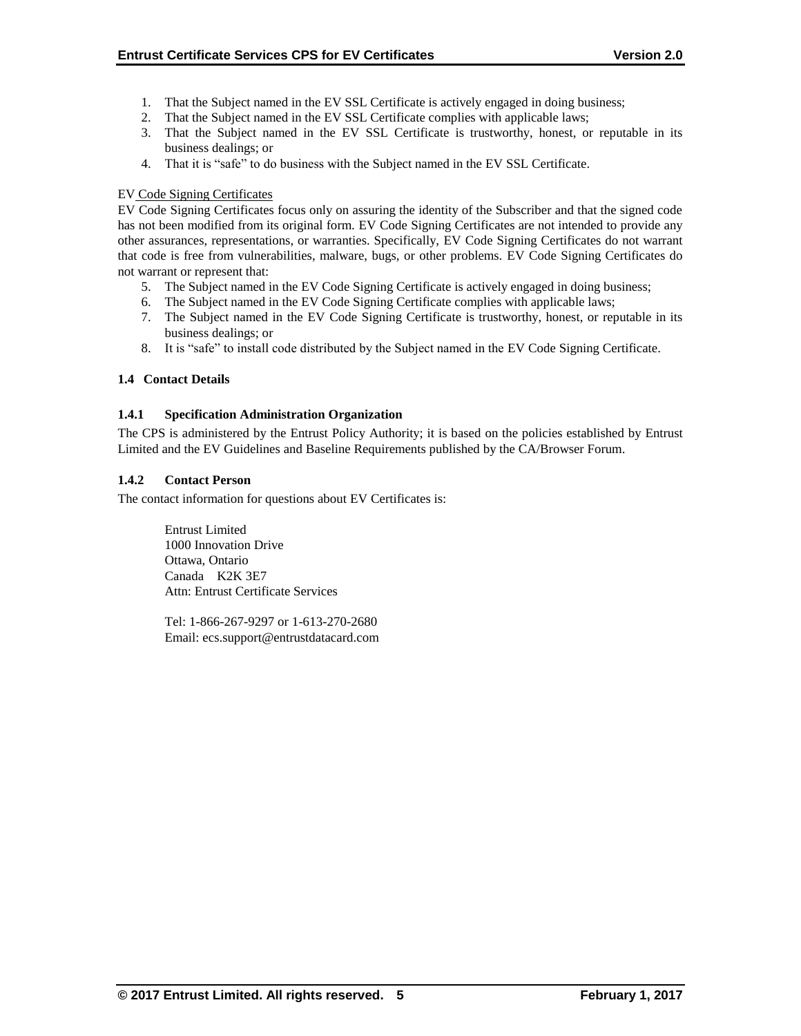1. That the Subject named in the EV SSL Certificate is actively engaged in doing business;
2. That the Subject named in the EV SSL Certificate complies with applicable laws;
3. That the Subject named in the EV SSL Certificate is trustworthy, honest, or reputable in its business dealings; or
4. That it is "safe" to do business with the Subject named in the EV SSL Certificate.

EV Code Signing Certificates

EV Code Signing Certificates focus only on assuring the identity of the Subscriber and that the signed code has not been modified from its original form. EV Code Signing Certificates are not intended to provide any other assurances, representations, or warranties. Specifically, EV Code Signing Certificates do not warrant that code is free from vulnerabilities, malware, bugs, or other problems. EV Code Signing Certificates do not warrant or represent that:

5. The Subject named in the EV Code Signing Certificate is actively engaged in doing business;
6. The Subject named in the EV Code Signing Certificate complies with applicable laws;
7. The Subject named in the EV Code Signing Certificate is trustworthy, honest, or reputable in its business dealings; or
8. It is "safe" to install code distributed by the Subject named in the EV Code Signing Certificate.

## 1.4 Contact Details

### 1.4.1 Specification Administration Organization

The CPS is administered by the Entrust Policy Authority; it is based on the policies established by Entrust Limited and the EV Guidelines and Baseline Requirements published by the CA/Browser Forum.

### 1.4.2 Contact Person

The contact information for questions about EV Certificates is:

Entrust Limited
1000 Innovation Drive
Ottawa, Ontario
Canada K2K 3E7
Attn: Entrust Certificate Services

Tel: 1-866-267-9297 or 1-613-270-2680
Email: ecs.support@entrustdatacard.com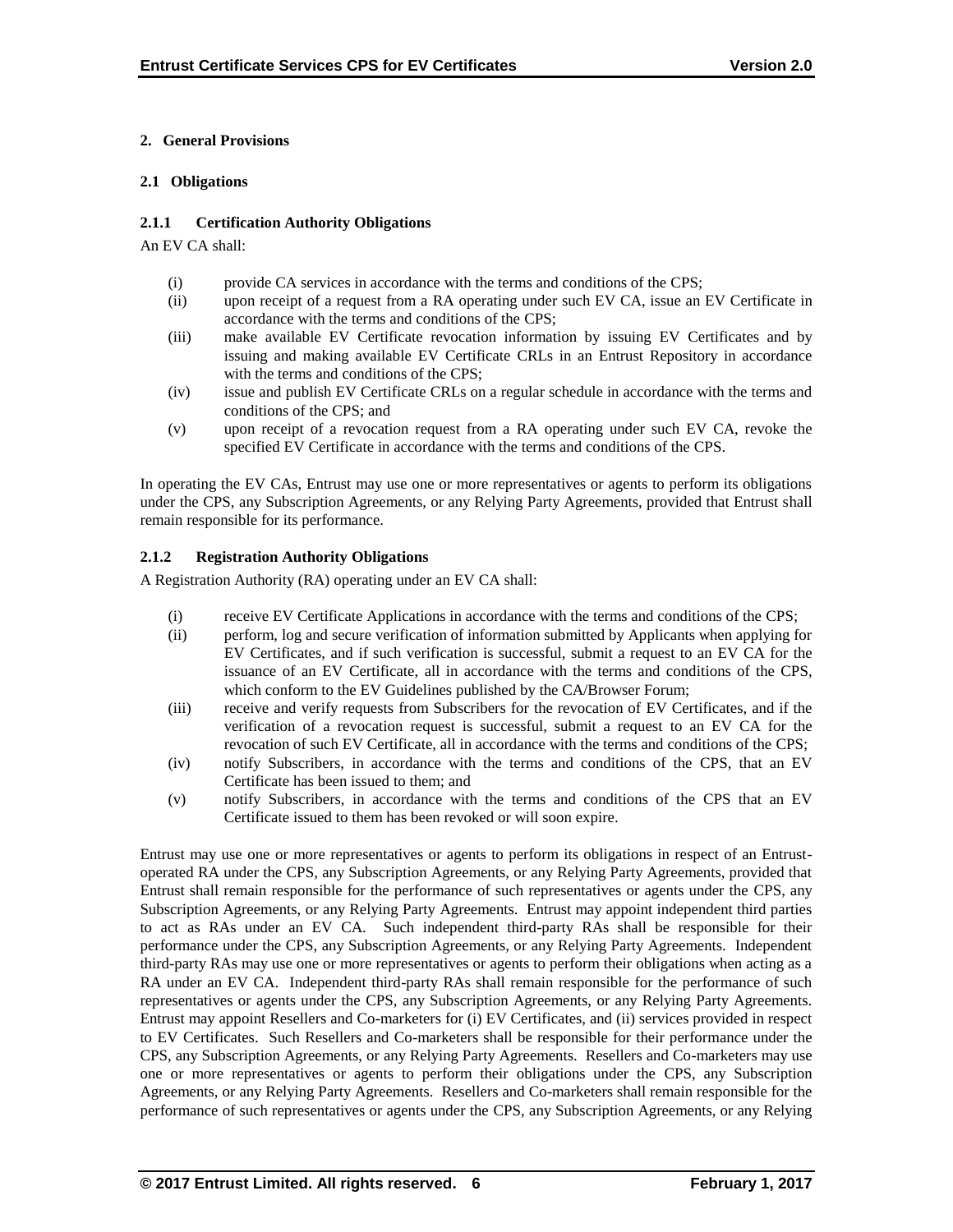## 2. General Provisions

### 2.1 Obligations

#### 2.1.1 Certification Authority Obligations

An EV CA shall:

- (i) provide CA services in accordance with the terms and conditions of the CPS;
- (ii) upon receipt of a request from a RA operating under such EV CA, issue an EV Certificate in accordance with the terms and conditions of the CPS;
- (iii) make available EV Certificate revocation information by issuing EV Certificates and by issuing and making available EV Certificate CRLs in an Entrust Repository in accordance with the terms and conditions of the CPS;
- (iv) issue and publish EV Certificate CRLs on a regular schedule in accordance with the terms and conditions of the CPS; and
- (v) upon receipt of a revocation request from a RA operating under such EV CA, revoke the specified EV Certificate in accordance with the terms and conditions of the CPS.

In operating the EV CAs, Entrust may use one or more representatives or agents to perform its obligations under the CPS, any Subscription Agreements, or any Relying Party Agreements, provided that Entrust shall remain responsible for its performance.

#### 2.1.2 Registration Authority Obligations

A Registration Authority (RA) operating under an EV CA shall:

- (i) receive EV Certificate Applications in accordance with the terms and conditions of the CPS;
- (ii) perform, log and secure verification of information submitted by Applicants when applying for EV Certificates, and if such verification is successful, submit a request to an EV CA for the issuance of an EV Certificate, all in accordance with the terms and conditions of the CPS, which conform to the EV Guidelines published by the CA/Browser Forum;
- (iii) receive and verify requests from Subscribers for the revocation of EV Certificates, and if the verification of a revocation request is successful, submit a request to an EV CA for the revocation of such EV Certificate, all in accordance with the terms and conditions of the CPS;
- (iv) notify Subscribers, in accordance with the terms and conditions of the CPS, that an EV Certificate has been issued to them; and
- (v) notify Subscribers, in accordance with the terms and conditions of the CPS that an EV Certificate issued to them has been revoked or will soon expire.

Entrust may use one or more representatives or agents to perform its obligations in respect of an Entrust-operated RA under the CPS, any Subscription Agreements, or any Relying Party Agreements, provided that Entrust shall remain responsible for the performance of such representatives or agents under the CPS, any Subscription Agreements, or any Relying Party Agreements. Entrust may appoint independent third parties to act as RAs under an EV CA. Such independent third-party RAs shall be responsible for their performance under the CPS, any Subscription Agreements, or any Relying Party Agreements. Independent third-party RAs may use one or more representatives or agents to perform their obligations when acting as a RA under an EV CA. Independent third-party RAs shall remain responsible for the performance of such representatives or agents under the CPS, any Subscription Agreements, or any Relying Party Agreements. Entrust may appoint Resellers and Co-marketers for (i) EV Certificates, and (ii) services provided in respect to EV Certificates. Such Resellers and Co-marketers shall be responsible for their performance under the CPS, any Subscription Agreements, or any Relying Party Agreements. Resellers and Co-marketers may use one or more representatives or agents to perform their obligations under the CPS, any Subscription Agreements, or any Relying Party Agreements. Resellers and Co-marketers shall remain responsible for the performance of such representatives or agents under the CPS, any Subscription Agreements, or any Relying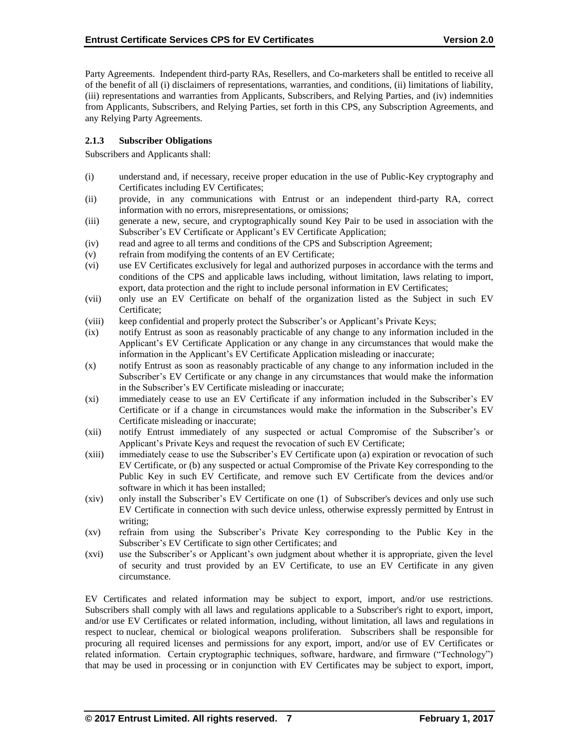Party Agreements. Independent third-party RAs, Resellers, and Co-marketers shall be entitled to receive all of the benefit of all (i) disclaimers of representations, warranties, and conditions, (ii) limitations of liability, (iii) representations and warranties from Applicants, Subscribers, and Relying Parties, and (iv) indemnities from Applicants, Subscribers, and Relying Parties, set forth in this CPS, any Subscription Agreements, and any Relying Party Agreements.

### 2.1.3 Subscriber Obligations

Subscribers and Applicants shall:

- (i) understand and, if necessary, receive proper education in the use of Public-Key cryptography and Certificates including EV Certificates;
- (ii) provide, in any communications with Entrust or an independent third-party RA, correct information with no errors, misrepresentations, or omissions;
- (iii) generate a new, secure, and cryptographically sound Key Pair to be used in association with the Subscriber's EV Certificate or Applicant's EV Certificate Application;
- (iv) read and agree to all terms and conditions of the CPS and Subscription Agreement;
- (v) refrain from modifying the contents of an EV Certificate;
- (vi) use EV Certificates exclusively for legal and authorized purposes in accordance with the terms and conditions of the CPS and applicable laws including, without limitation, laws relating to import, export, data protection and the right to include personal information in EV Certificates;
- (vii) only use an EV Certificate on behalf of the organization listed as the Subject in such EV Certificate;
- (viii) keep confidential and properly protect the Subscriber's or Applicant's Private Keys;
- (ix) notify Entrust as soon as reasonably practicable of any change to any information included in the Applicant's EV Certificate Application or any change in any circumstances that would make the information in the Applicant's EV Certificate Application misleading or inaccurate;
- (x) notify Entrust as soon as reasonably practicable of any change to any information included in the Subscriber's EV Certificate or any change in any circumstances that would make the information in the Subscriber's EV Certificate misleading or inaccurate;
- (xi) immediately cease to use an EV Certificate if any information included in the Subscriber's EV Certificate or if a change in circumstances would make the information in the Subscriber's EV Certificate misleading or inaccurate;
- (xii) notify Entrust immediately of any suspected or actual Compromise of the Subscriber's or Applicant's Private Keys and request the revocation of such EV Certificate;
- (xiii) immediately cease to use the Subscriber's EV Certificate upon (a) expiration or revocation of such EV Certificate, or (b) any suspected or actual Compromise of the Private Key corresponding to the Public Key in such EV Certificate, and remove such EV Certificate from the devices and/or software in which it has been installed;
- (xiv) only install the Subscriber's EV Certificate on one (1) of Subscriber's devices and only use such EV Certificate in connection with such device unless, otherwise expressly permitted by Entrust in writing;
- (xv) refrain from using the Subscriber's Private Key corresponding to the Public Key in the Subscriber's EV Certificate to sign other Certificates; and
- (xvi) use the Subscriber's or Applicant's own judgment about whether it is appropriate, given the level of security and trust provided by an EV Certificate, to use an EV Certificate in any given circumstance.

EV Certificates and related information may be subject to export, import, and/or use restrictions. Subscribers shall comply with all laws and regulations applicable to a Subscriber's right to export, import, and/or use EV Certificates or related information, including, without limitation, all laws and regulations in respect to nuclear, chemical or biological weapons proliferation. Subscribers shall be responsible for procuring all required licenses and permissions for any export, import, and/or use of EV Certificates or related information. Certain cryptographic techniques, software, hardware, and firmware ("Technology") that may be used in processing or in conjunction with EV Certificates may be subject to export, import,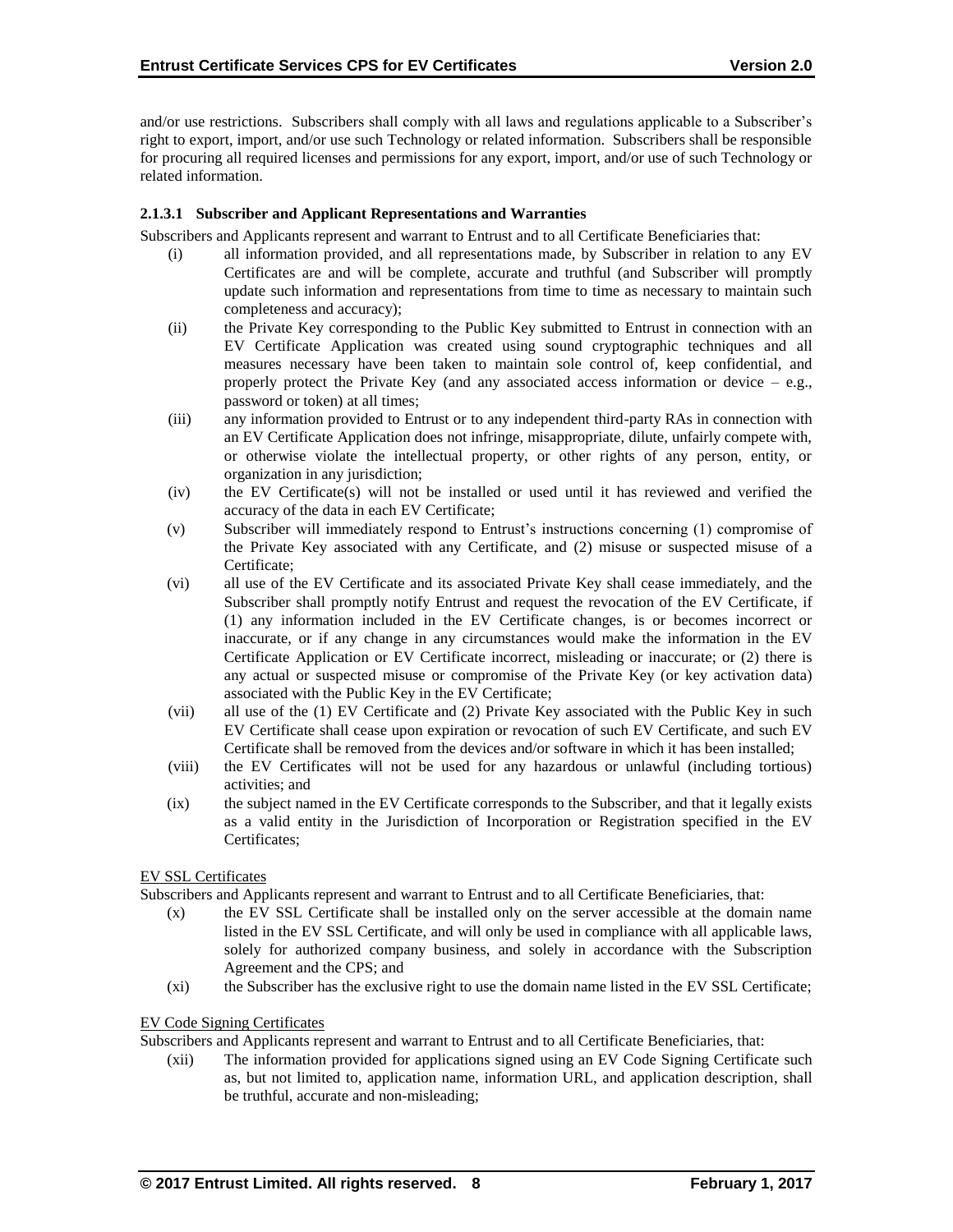and/or use restrictions. Subscribers shall comply with all laws and regulations applicable to a Subscriber's right to export, import, and/or use such Technology or related information. Subscribers shall be responsible for procuring all required licenses and permissions for any export, import, and/or use of such Technology or related information.

#### 2.1.3.1 Subscriber and Applicant Representations and Warranties

Subscribers and Applicants represent and warrant to Entrust and to all Certificate Beneficiaries that:

- (i) all information provided, and all representations made, by Subscriber in relation to any EV Certificates are and will be complete, accurate and truthful (and Subscriber will promptly update such information and representations from time to time as necessary to maintain such completeness and accuracy);
- (ii) the Private Key corresponding to the Public Key submitted to Entrust in connection with an EV Certificate Application was created using sound cryptographic techniques and all measures necessary have been taken to maintain sole control of, keep confidential, and properly protect the Private Key (and any associated access information or device – e.g., password or token) at all times;
- (iii) any information provided to Entrust or to any independent third-party RAs in connection with an EV Certificate Application does not infringe, misappropriate, dilute, unfairly compete with, or otherwise violate the intellectual property, or other rights of any person, entity, or organization in any jurisdiction;
- (iv) the EV Certificate(s) will not be installed or used until it has reviewed and verified the accuracy of the data in each EV Certificate;
- (v) Subscriber will immediately respond to Entrust's instructions concerning (1) compromise of the Private Key associated with any Certificate, and (2) misuse or suspected misuse of a Certificate;
- (vi) all use of the EV Certificate and its associated Private Key shall cease immediately, and the Subscriber shall promptly notify Entrust and request the revocation of the EV Certificate, if (1) any information included in the EV Certificate changes, is or becomes incorrect or inaccurate, or if any change in any circumstances would make the information in the EV Certificate Application or EV Certificate incorrect, misleading or inaccurate; or (2) there is any actual or suspected misuse or compromise of the Private Key (or key activation data) associated with the Public Key in the EV Certificate;
- (vii) all use of the (1) EV Certificate and (2) Private Key associated with the Public Key in such EV Certificate shall cease upon expiration or revocation of such EV Certificate, and such EV Certificate shall be removed from the devices and/or software in which it has been installed;
- (viii) the EV Certificates will not be used for any hazardous or unlawful (including tortious) activities; and
- (ix) the subject named in the EV Certificate corresponds to the Subscriber, and that it legally exists as a valid entity in the Jurisdiction of Incorporation or Registration specified in the EV Certificates;

EV SSL Certificates

Subscribers and Applicants represent and warrant to Entrust and to all Certificate Beneficiaries, that:

- (x) the EV SSL Certificate shall be installed only on the server accessible at the domain name listed in the EV SSL Certificate, and will only be used in compliance with all applicable laws, solely for authorized company business, and solely in accordance with the Subscription Agreement and the CPS; and
- (xi) the Subscriber has the exclusive right to use the domain name listed in the EV SSL Certificate;

EV Code Signing Certificates

Subscribers and Applicants represent and warrant to Entrust and to all Certificate Beneficiaries, that:

- (xii) The information provided for applications signed using an EV Code Signing Certificate such as, but not limited to, application name, information URL, and application description, shall be truthful, accurate and non-misleading;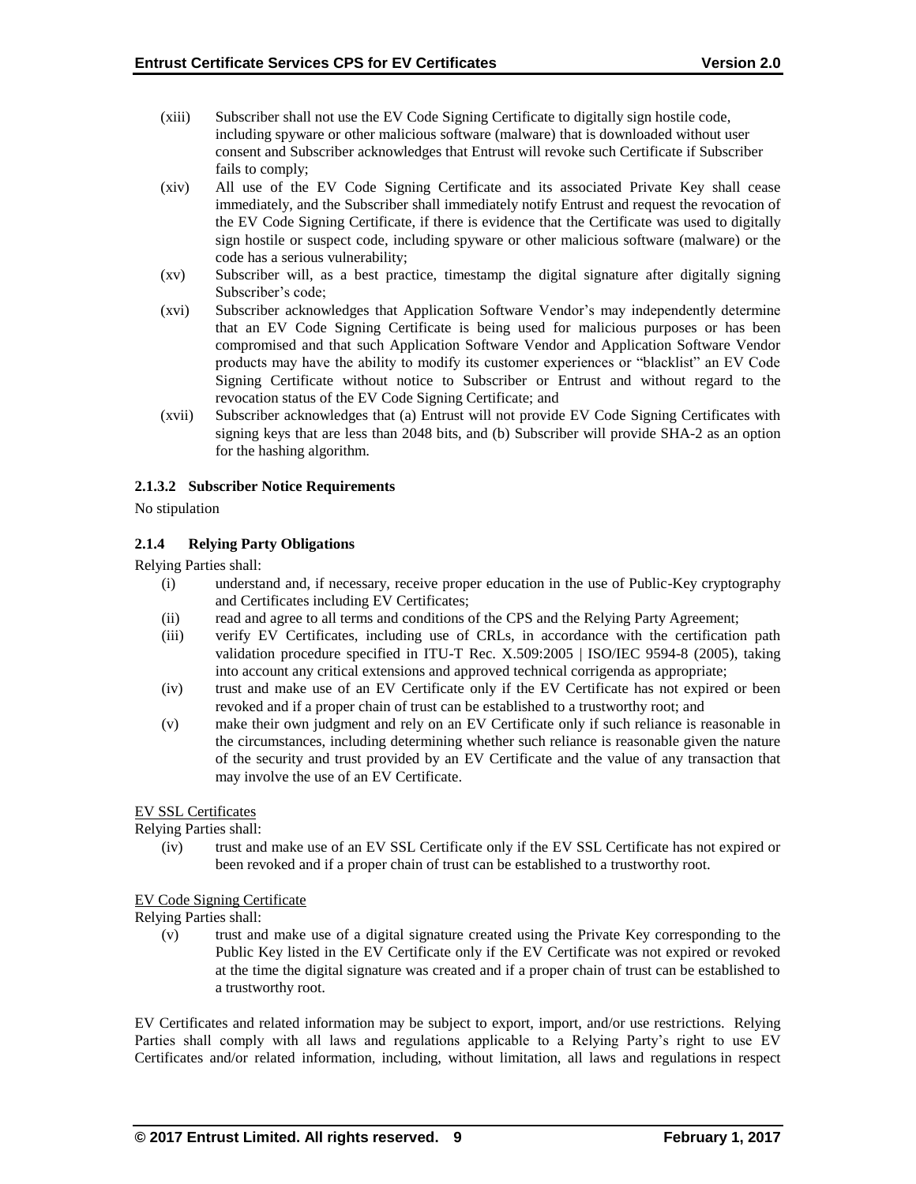- (xiii) Subscriber shall not use the EV Code Signing Certificate to digitally sign hostile code, including spyware or other malicious software (malware) that is downloaded without user consent and Subscriber acknowledges that Entrust will revoke such Certificate if Subscriber fails to comply;
- (xiv) All use of the EV Code Signing Certificate and its associated Private Key shall cease immediately, and the Subscriber shall immediately notify Entrust and request the revocation of the EV Code Signing Certificate, if there is evidence that the Certificate was used to digitally sign hostile or suspect code, including spyware or other malicious software (malware) or the code has a serious vulnerability;
- (xv) Subscriber will, as a best practice, timestamp the digital signature after digitally signing Subscriber's code;
- (xvi) Subscriber acknowledges that Application Software Vendor's may independently determine that an EV Code Signing Certificate is being used for malicious purposes or has been compromised and that such Application Software Vendor and Application Software Vendor products may have the ability to modify its customer experiences or "blacklist" an EV Code Signing Certificate without notice to Subscriber or Entrust and without regard to the revocation status of the EV Code Signing Certificate; and
- (xvii) Subscriber acknowledges that (a) Entrust will not provide EV Code Signing Certificates with signing keys that are less than 2048 bits, and (b) Subscriber will provide SHA-2 as an option for the hashing algorithm.

#### 2.1.3.2 Subscriber Notice Requirements

No stipulation

### 2.1.4 Relying Party Obligations

Relying Parties shall:

- (i) understand and, if necessary, receive proper education in the use of Public-Key cryptography and Certificates including EV Certificates;
- (ii) read and agree to all terms and conditions of the CPS and the Relying Party Agreement;
- (iii) verify EV Certificates, including use of CRLs, in accordance with the certification path validation procedure specified in ITU-T Rec. X.509:2005 | ISO/IEC 9594-8 (2005), taking into account any critical extensions and approved technical corrigenda as appropriate;
- (iv) trust and make use of an EV Certificate only if the EV Certificate has not expired or been revoked and if a proper chain of trust can be established to a trustworthy root; and
- (v) make their own judgment and rely on an EV Certificate only if such reliance is reasonable in the circumstances, including determining whether such reliance is reasonable given the nature of the security and trust provided by an EV Certificate and the value of any transaction that may involve the use of an EV Certificate.

<u>EV SSL Certificates</u>

Relying Parties shall:

- (iv) trust and make use of an EV SSL Certificate only if the EV SSL Certificate has not expired or been revoked and if a proper chain of trust can be established to a trustworthy root.

<u>EV Code Signing Certificate</u>

Relying Parties shall:

- (v) trust and make use of a digital signature created using the Private Key corresponding to the Public Key listed in the EV Certificate only if the EV Certificate was not expired or revoked at the time the digital signature was created and if a proper chain of trust can be established to a trustworthy root.

EV Certificates and related information may be subject to export, import, and/or use restrictions. Relying Parties shall comply with all laws and regulations applicable to a Relying Party's right to use EV Certificates and/or related information, including, without limitation, all laws and regulations in respect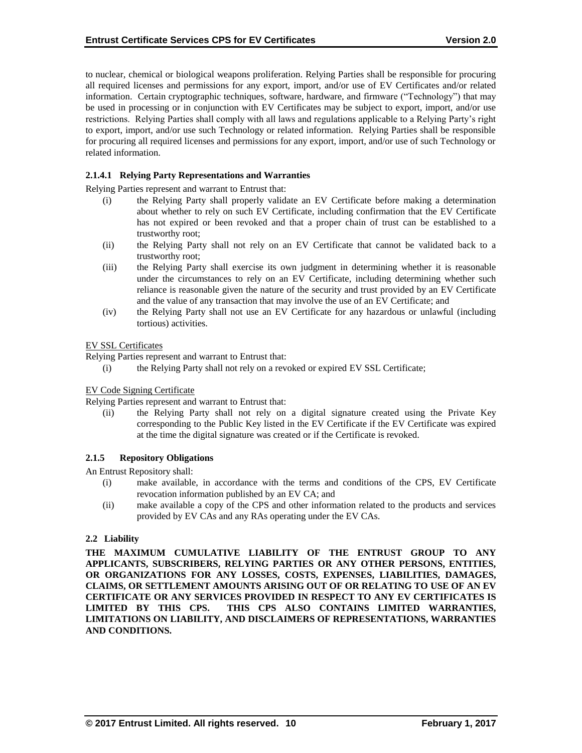to nuclear, chemical or biological weapons proliferation. Relying Parties shall be responsible for procuring all required licenses and permissions for any export, import, and/or use of EV Certificates and/or related information. Certain cryptographic techniques, software, hardware, and firmware ("Technology") that may be used in processing or in conjunction with EV Certificates may be subject to export, import, and/or use restrictions. Relying Parties shall comply with all laws and regulations applicable to a Relying Party's right to export, import, and/or use such Technology or related information. Relying Parties shall be responsible for procuring all required licenses and permissions for any export, import, and/or use of such Technology or related information.

#### 2.1.4.1 Relying Party Representations and Warranties

Relying Parties represent and warrant to Entrust that:

(i) the Relying Party shall properly validate an EV Certificate before making a determination about whether to rely on such EV Certificate, including confirmation that the EV Certificate has not expired or been revoked and that a proper chain of trust can be established to a trustworthy root;

(ii) the Relying Party shall not rely on an EV Certificate that cannot be validated back to a trustworthy root;

(iii) the Relying Party shall exercise its own judgment in determining whether it is reasonable under the circumstances to rely on an EV Certificate, including determining whether such reliance is reasonable given the nature of the security and trust provided by an EV Certificate and the value of any transaction that may involve the use of an EV Certificate; and

(iv) the Relying Party shall not use an EV Certificate for any hazardous or unlawful (including tortious) activities.

<u>EV SSL Certificates</u>

Relying Parties represent and warrant to Entrust that:

(i) the Relying Party shall not rely on a revoked or expired EV SSL Certificate;

<u>EV Code Signing Certificate</u>

Relying Parties represent and warrant to Entrust that:

(ii) the Relying Party shall not rely on a digital signature created using the Private Key corresponding to the Public Key listed in the EV Certificate if the EV Certificate was expired at the time the digital signature was created or if the Certificate is revoked.

### 2.1.5 Repository Obligations

An Entrust Repository shall:

(i) make available, in accordance with the terms and conditions of the CPS, EV Certificate revocation information published by an EV CA; and

(ii) make available a copy of the CPS and other information related to the products and services provided by EV CAs and any RAs operating under the EV CAs.

## 2.2 Liability

**THE MAXIMUM CUMULATIVE LIABILITY OF THE ENTRUST GROUP TO ANY APPLICANTS, SUBSCRIBERS, RELYING PARTIES OR ANY OTHER PERSONS, ENTITIES, OR ORGANIZATIONS FOR ANY LOSSES, COSTS, EXPENSES, LIABILITIES, DAMAGES, CLAIMS, OR SETTLEMENT AMOUNTS ARISING OUT OF OR RELATING TO USE OF AN EV CERTIFICATE OR ANY SERVICES PROVIDED IN RESPECT TO ANY EV CERTIFICATES IS LIMITED BY THIS CPS. THIS CPS ALSO CONTAINS LIMITED WARRANTIES, LIMITATIONS ON LIABILITY, AND DISCLAIMERS OF REPRESENTATIONS, WARRANTIES AND CONDITIONS.**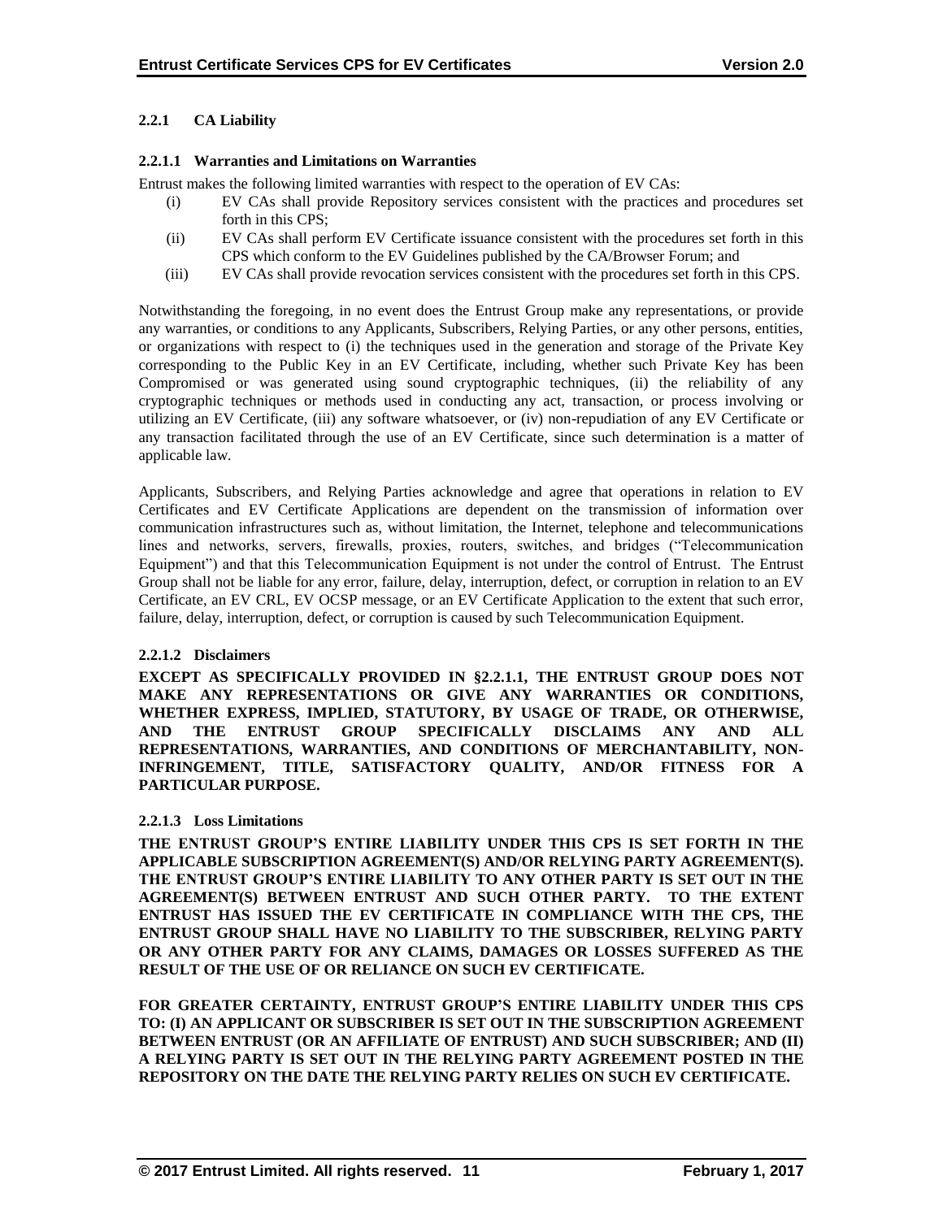### 2.2.1 CA Liability

#### 2.2.1.1 Warranties and Limitations on Warranties

Entrust makes the following limited warranties with respect to the operation of EV CAs:

(i) EV CAs shall provide Repository services consistent with the practices and procedures set forth in this CPS;

(ii) EV CAs shall perform EV Certificate issuance consistent with the procedures set forth in this CPS which conform to the EV Guidelines published by the CA/Browser Forum; and

(iii) EV CAs shall provide revocation services consistent with the procedures set forth in this CPS.

Notwithstanding the foregoing, in no event does the Entrust Group make any representations, or provide any warranties, or conditions to any Applicants, Subscribers, Relying Parties, or any other persons, entities, or organizations with respect to (i) the techniques used in the generation and storage of the Private Key corresponding to the Public Key in an EV Certificate, including, whether such Private Key has been Compromised or was generated using sound cryptographic techniques, (ii) the reliability of any cryptographic techniques or methods used in conducting any act, transaction, or process involving or utilizing an EV Certificate, (iii) any software whatsoever, or (iv) non-repudiation of any EV Certificate or any transaction facilitated through the use of an EV Certificate, since such determination is a matter of applicable law.

Applicants, Subscribers, and Relying Parties acknowledge and agree that operations in relation to EV Certificates and EV Certificate Applications are dependent on the transmission of information over communication infrastructures such as, without limitation, the Internet, telephone and telecommunications lines and networks, servers, firewalls, proxies, routers, switches, and bridges ("Telecommunication Equipment") and that this Telecommunication Equipment is not under the control of Entrust. The Entrust Group shall not be liable for any error, failure, delay, interruption, defect, or corruption in relation to an EV Certificate, an EV CRL, EV OCSP message, or an EV Certificate Application to the extent that such error, failure, delay, interruption, defect, or corruption is caused by such Telecommunication Equipment.

#### 2.2.1.2 Disclaimers

**EXCEPT AS SPECIFICALLY PROVIDED IN §2.2.1.1, THE ENTRUST GROUP DOES NOT MAKE ANY REPRESENTATIONS OR GIVE ANY WARRANTIES OR CONDITIONS, WHETHER EXPRESS, IMPLIED, STATUTORY, BY USAGE OF TRADE, OR OTHERWISE, AND THE ENTRUST GROUP SPECIFICALLY DISCLAIMS ANY AND ALL REPRESENTATIONS, WARRANTIES, AND CONDITIONS OF MERCHANTABILITY, NON-INFRINGEMENT, TITLE, SATISFACTORY QUALITY, AND/OR FITNESS FOR A PARTICULAR PURPOSE.**

#### 2.2.1.3 Loss Limitations

**THE ENTRUST GROUP'S ENTIRE LIABILITY UNDER THIS CPS IS SET FORTH IN THE APPLICABLE SUBSCRIPTION AGREEMENT(S) AND/OR RELYING PARTY AGREEMENT(S). THE ENTRUST GROUP'S ENTIRE LIABILITY TO ANY OTHER PARTY IS SET OUT IN THE AGREEMENT(S) BETWEEN ENTRUST AND SUCH OTHER PARTY. TO THE EXTENT ENTRUST HAS ISSUED THE EV CERTIFICATE IN COMPLIANCE WITH THE CPS, THE ENTRUST GROUP SHALL HAVE NO LIABILITY TO THE SUBSCRIBER, RELYING PARTY OR ANY OTHER PARTY FOR ANY CLAIMS, DAMAGES OR LOSSES SUFFERED AS THE RESULT OF THE USE OF OR RELIANCE ON SUCH EV CERTIFICATE.**

**FOR GREATER CERTAINTY, ENTRUST GROUP'S ENTIRE LIABILITY UNDER THIS CPS TO: (I) AN APPLICANT OR SUBSCRIBER IS SET OUT IN THE SUBSCRIPTION AGREEMENT BETWEEN ENTRUST (OR AN AFFILIATE OF ENTRUST) AND SUCH SUBSCRIBER; AND (II) A RELYING PARTY IS SET OUT IN THE RELYING PARTY AGREEMENT POSTED IN THE REPOSITORY ON THE DATE THE RELYING PARTY RELIES ON SUCH EV CERTIFICATE.**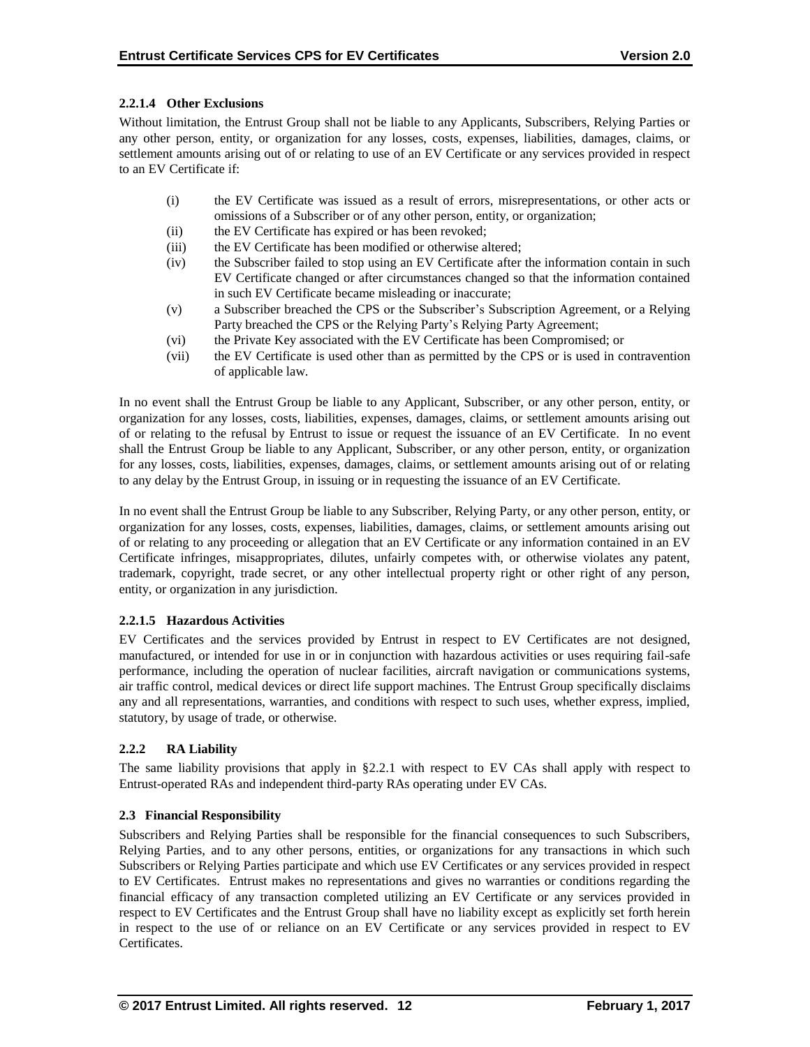#### 2.2.1.4 Other Exclusions

Without limitation, the Entrust Group shall not be liable to any Applicants, Subscribers, Relying Parties or any other person, entity, or organization for any losses, costs, expenses, liabilities, damages, claims, or settlement amounts arising out of or relating to use of an EV Certificate or any services provided in respect to an EV Certificate if:

(i) the EV Certificate was issued as a result of errors, misrepresentations, or other acts or omissions of a Subscriber or of any other person, entity, or organization;

(ii) the EV Certificate has expired or has been revoked;

(iii) the EV Certificate has been modified or otherwise altered;

(iv) the Subscriber failed to stop using an EV Certificate after the information contain in such EV Certificate changed or after circumstances changed so that the information contained in such EV Certificate became misleading or inaccurate;

(v) a Subscriber breached the CPS or the Subscriber's Subscription Agreement, or a Relying Party breached the CPS or the Relying Party's Relying Party Agreement;

(vi) the Private Key associated with the EV Certificate has been Compromised; or

(vii) the EV Certificate is used other than as permitted by the CPS or is used in contravention of applicable law.

In no event shall the Entrust Group be liable to any Applicant, Subscriber, or any other person, entity, or organization for any losses, costs, liabilities, expenses, damages, claims, or settlement amounts arising out of or relating to the refusal by Entrust to issue or request the issuance of an EV Certificate. In no event shall the Entrust Group be liable to any Applicant, Subscriber, or any other person, entity, or organization for any losses, costs, liabilities, expenses, damages, claims, or settlement amounts arising out of or relating to any delay by the Entrust Group, in issuing or in requesting the issuance of an EV Certificate.

In no event shall the Entrust Group be liable to any Subscriber, Relying Party, or any other person, entity, or organization for any losses, costs, expenses, liabilities, damages, claims, or settlement amounts arising out of or relating to any proceeding or allegation that an EV Certificate or any information contained in an EV Certificate infringes, misappropriates, dilutes, unfairly competes with, or otherwise violates any patent, trademark, copyright, trade secret, or any other intellectual property right or other right of any person, entity, or organization in any jurisdiction.

#### 2.2.1.5 Hazardous Activities

EV Certificates and the services provided by Entrust in respect to EV Certificates are not designed, manufactured, or intended for use in or in conjunction with hazardous activities or uses requiring fail-safe performance, including the operation of nuclear facilities, aircraft navigation or communications systems, air traffic control, medical devices or direct life support machines. The Entrust Group specifically disclaims any and all representations, warranties, and conditions with respect to such uses, whether express, implied, statutory, by usage of trade, or otherwise.

### 2.2.2 RA Liability

The same liability provisions that apply in §2.2.1 with respect to EV CAs shall apply with respect to Entrust-operated RAs and independent third-party RAs operating under EV CAs.

## 2.3 Financial Responsibility

Subscribers and Relying Parties shall be responsible for the financial consequences to such Subscribers, Relying Parties, and to any other persons, entities, or organizations for any transactions in which such Subscribers or Relying Parties participate and which use EV Certificates or any services provided in respect to EV Certificates. Entrust makes no representations and gives no warranties or conditions regarding the financial efficacy of any transaction completed utilizing an EV Certificate or any services provided in respect to EV Certificates and the Entrust Group shall have no liability except as explicitly set forth herein in respect to the use of or reliance on an EV Certificate or any services provided in respect to EV Certificates.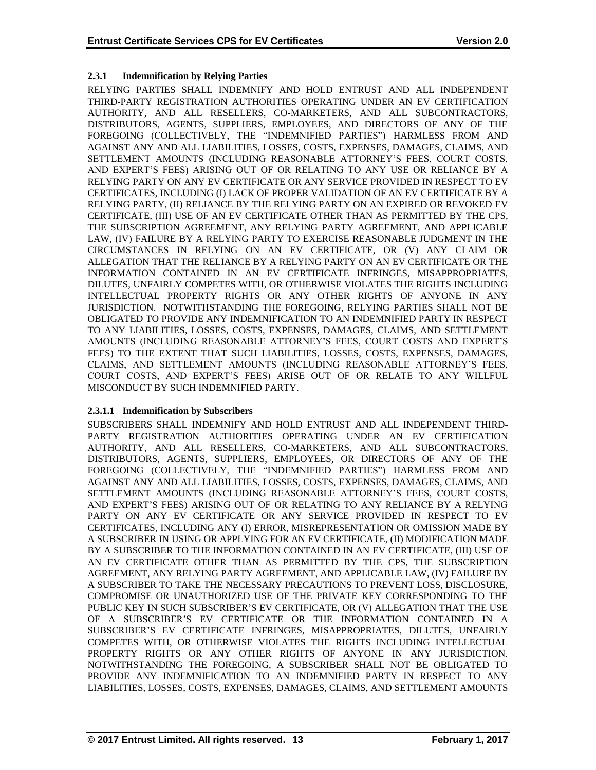### 2.3.1 Indemnification by Relying Parties

RELYING PARTIES SHALL INDEMNIFY AND HOLD ENTRUST AND ALL INDEPENDENT THIRD-PARTY REGISTRATION AUTHORITIES OPERATING UNDER AN EV CERTIFICATION AUTHORITY, AND ALL RESELLERS, CO-MARKETERS, AND ALL SUBCONTRACTORS, DISTRIBUTORS, AGENTS, SUPPLIERS, EMPLOYEES, AND DIRECTORS OF ANY OF THE FOREGOING (COLLECTIVELY, THE "INDEMNIFIED PARTIES") HARMLESS FROM AND AGAINST ANY AND ALL LIABILITIES, LOSSES, COSTS, EXPENSES, DAMAGES, CLAIMS, AND SETTLEMENT AMOUNTS (INCLUDING REASONABLE ATTORNEY'S FEES, COURT COSTS, AND EXPERT'S FEES) ARISING OUT OF OR RELATING TO ANY USE OR RELIANCE BY A RELYING PARTY ON ANY EV CERTIFICATE OR ANY SERVICE PROVIDED IN RESPECT TO EV CERTIFICATES, INCLUDING (I) LACK OF PROPER VALIDATION OF AN EV CERTIFICATE BY A RELYING PARTY, (II) RELIANCE BY THE RELYING PARTY ON AN EXPIRED OR REVOKED EV CERTIFICATE, (III) USE OF AN EV CERTIFICATE OTHER THAN AS PERMITTED BY THE CPS, THE SUBSCRIPTION AGREEMENT, ANY RELYING PARTY AGREEMENT, AND APPLICABLE LAW, (IV) FAILURE BY A RELYING PARTY TO EXERCISE REASONABLE JUDGMENT IN THE CIRCUMSTANCES IN RELYING ON AN EV CERTIFICATE, OR (V) ANY CLAIM OR ALLEGATION THAT THE RELIANCE BY A RELYING PARTY ON AN EV CERTIFICATE OR THE INFORMATION CONTAINED IN AN EV CERTIFICATE INFRINGES, MISAPPROPRIATES, DILUTES, UNFAIRLY COMPETES WITH, OR OTHERWISE VIOLATES THE RIGHTS INCLUDING INTELLECTUAL PROPERTY RIGHTS OR ANY OTHER RIGHTS OF ANYONE IN ANY JURISDICTION. NOTWITHSTANDING THE FOREGOING, RELYING PARTIES SHALL NOT BE OBLIGATED TO PROVIDE ANY INDEMNIFICATION TO AN INDEMNIFIED PARTY IN RESPECT TO ANY LIABILITIES, LOSSES, COSTS, EXPENSES, DAMAGES, CLAIMS, AND SETTLEMENT AMOUNTS (INCLUDING REASONABLE ATTORNEY'S FEES, COURT COSTS AND EXPERT'S FEES) TO THE EXTENT THAT SUCH LIABILITIES, LOSSES, COSTS, EXPENSES, DAMAGES, CLAIMS, AND SETTLEMENT AMOUNTS (INCLUDING REASONABLE ATTORNEY'S FEES, COURT COSTS, AND EXPERT'S FEES) ARISE OUT OF OR RELATE TO ANY WILLFUL MISCONDUCT BY SUCH INDEMNIFIED PARTY.

#### 2.3.1.1 Indemnification by Subscribers

SUBSCRIBERS SHALL INDEMNIFY AND HOLD ENTRUST AND ALL INDEPENDENT THIRD-PARTY REGISTRATION AUTHORITIES OPERATING UNDER AN EV CERTIFICATION AUTHORITY, AND ALL RESELLERS, CO-MARKETERS, AND ALL SUBCONTRACTORS, DISTRIBUTORS, AGENTS, SUPPLIERS, EMPLOYEES, OR DIRECTORS OF ANY OF THE FOREGOING (COLLECTIVELY, THE "INDEMNIFIED PARTIES") HARMLESS FROM AND AGAINST ANY AND ALL LIABILITIES, LOSSES, COSTS, EXPENSES, DAMAGES, CLAIMS, AND SETTLEMENT AMOUNTS (INCLUDING REASONABLE ATTORNEY'S FEES, COURT COSTS, AND EXPERT'S FEES) ARISING OUT OF OR RELATING TO ANY RELIANCE BY A RELYING PARTY ON ANY EV CERTIFICATE OR ANY SERVICE PROVIDED IN RESPECT TO EV CERTIFICATES, INCLUDING ANY (I) ERROR, MISREPRESENTATION OR OMISSION MADE BY A SUBSCRIBER IN USING OR APPLYING FOR AN EV CERTIFICATE, (II) MODIFICATION MADE BY A SUBSCRIBER TO THE INFORMATION CONTAINED IN AN EV CERTIFICATE, (III) USE OF AN EV CERTIFICATE OTHER THAN AS PERMITTED BY THE CPS, THE SUBSCRIPTION AGREEMENT, ANY RELYING PARTY AGREEMENT, AND APPLICABLE LAW, (IV) FAILURE BY A SUBSCRIBER TO TAKE THE NECESSARY PRECAUTIONS TO PREVENT LOSS, DISCLOSURE, COMPROMISE OR UNAUTHORIZED USE OF THE PRIVATE KEY CORRESPONDING TO THE PUBLIC KEY IN SUCH SUBSCRIBER'S EV CERTIFICATE, OR (V) ALLEGATION THAT THE USE OF A SUBSCRIBER'S EV CERTIFICATE OR THE INFORMATION CONTAINED IN A SUBSCRIBER'S EV CERTIFICATE INFRINGES, MISAPPROPRIATES, DILUTES, UNFAIRLY COMPETES WITH, OR OTHERWISE VIOLATES THE RIGHTS INCLUDING INTELLECTUAL PROPERTY RIGHTS OR ANY OTHER RIGHTS OF ANYONE IN ANY JURISDICTION. NOTWITHSTANDING THE FOREGOING, A SUBSCRIBER SHALL NOT BE OBLIGATED TO PROVIDE ANY INDEMNIFICATION TO AN INDEMNIFIED PARTY IN RESPECT TO ANY LIABILITIES, LOSSES, COSTS, EXPENSES, DAMAGES, CLAIMS, AND SETTLEMENT AMOUNTS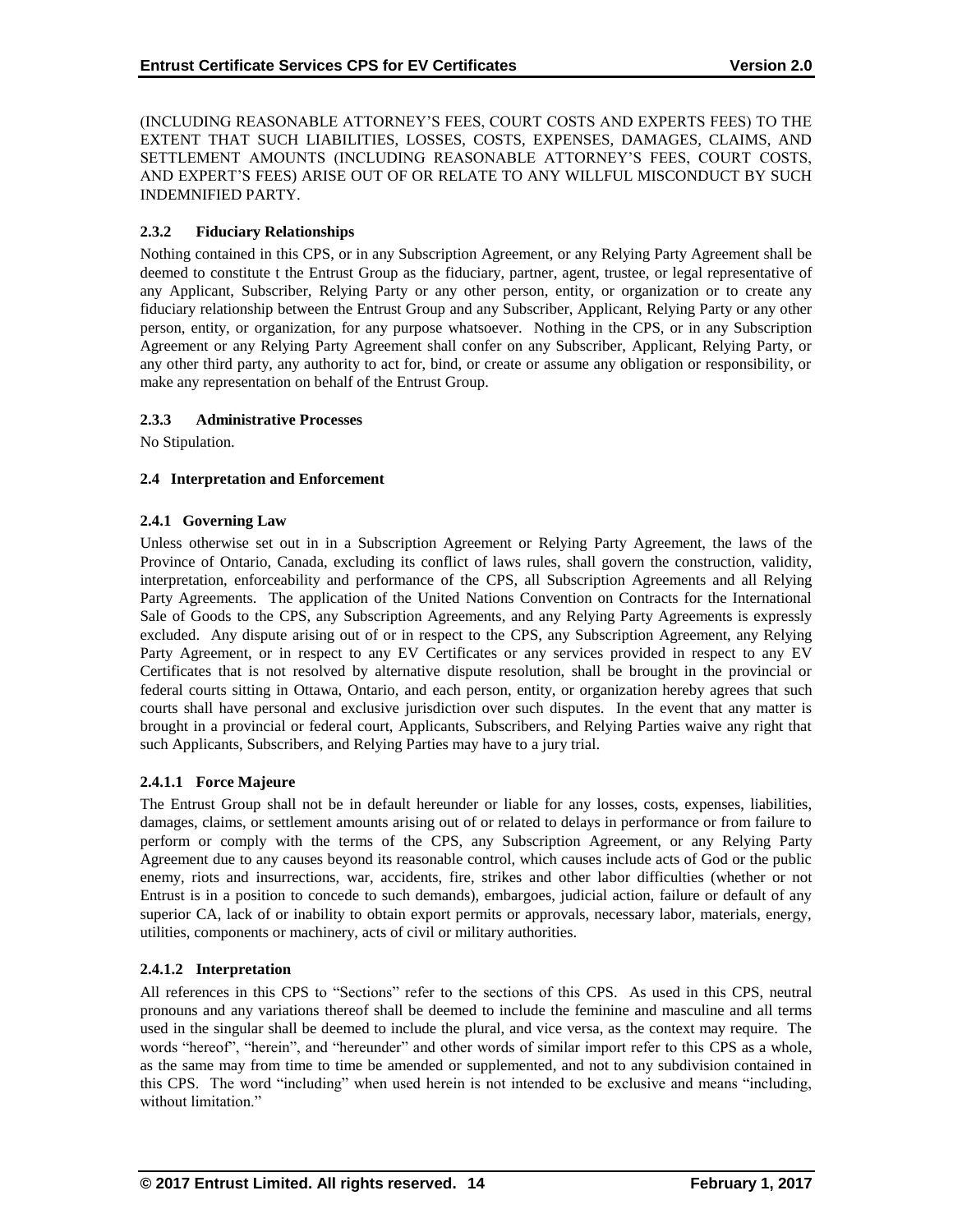(INCLUDING REASONABLE ATTORNEY'S FEES, COURT COSTS AND EXPERTS FEES) TO THE EXTENT THAT SUCH LIABILITIES, LOSSES, COSTS, EXPENSES, DAMAGES, CLAIMS, AND SETTLEMENT AMOUNTS (INCLUDING REASONABLE ATTORNEY'S FEES, COURT COSTS, AND EXPERT'S FEES) ARISE OUT OF OR RELATE TO ANY WILLFUL MISCONDUCT BY SUCH INDEMNIFIED PARTY.

### 2.3.2 Fiduciary Relationships

Nothing contained in this CPS, or in any Subscription Agreement, or any Relying Party Agreement shall be deemed to constitute t the Entrust Group as the fiduciary, partner, agent, trustee, or legal representative of any Applicant, Subscriber, Relying Party or any other person, entity, or organization or to create any fiduciary relationship between the Entrust Group and any Subscriber, Applicant, Relying Party or any other person, entity, or organization, for any purpose whatsoever. Nothing in the CPS, or in any Subscription Agreement or any Relying Party Agreement shall confer on any Subscriber, Applicant, Relying Party, or any other third party, any authority to act for, bind, or create or assume any obligation or responsibility, or make any representation on behalf of the Entrust Group.

### 2.3.3 Administrative Processes

No Stipulation.

## 2.4 Interpretation and Enforcement

### 2.4.1 Governing Law

Unless otherwise set out in in a Subscription Agreement or Relying Party Agreement, the laws of the Province of Ontario, Canada, excluding its conflict of laws rules, shall govern the construction, validity, interpretation, enforceability and performance of the CPS, all Subscription Agreements and all Relying Party Agreements. The application of the United Nations Convention on Contracts for the International Sale of Goods to the CPS, any Subscription Agreements, and any Relying Party Agreements is expressly excluded. Any dispute arising out of or in respect to the CPS, any Subscription Agreement, any Relying Party Agreement, or in respect to any EV Certificates or any services provided in respect to any EV Certificates that is not resolved by alternative dispute resolution, shall be brought in the provincial or federal courts sitting in Ottawa, Ontario, and each person, entity, or organization hereby agrees that such courts shall have personal and exclusive jurisdiction over such disputes. In the event that any matter is brought in a provincial or federal court, Applicants, Subscribers, and Relying Parties waive any right that such Applicants, Subscribers, and Relying Parties may have to a jury trial.

#### 2.4.1.1 Force Majeure

The Entrust Group shall not be in default hereunder or liable for any losses, costs, expenses, liabilities, damages, claims, or settlement amounts arising out of or related to delays in performance or from failure to perform or comply with the terms of the CPS, any Subscription Agreement, or any Relying Party Agreement due to any causes beyond its reasonable control, which causes include acts of God or the public enemy, riots and insurrections, war, accidents, fire, strikes and other labor difficulties (whether or not Entrust is in a position to concede to such demands), embargoes, judicial action, failure or default of any superior CA, lack of or inability to obtain export permits or approvals, necessary labor, materials, energy, utilities, components or machinery, acts of civil or military authorities.

#### 2.4.1.2 Interpretation

All references in this CPS to "Sections" refer to the sections of this CPS. As used in this CPS, neutral pronouns and any variations thereof shall be deemed to include the feminine and masculine and all terms used in the singular shall be deemed to include the plural, and vice versa, as the context may require. The words "hereof", "herein", and "hereunder" and other words of similar import refer to this CPS as a whole, as the same may from time to time be amended or supplemented, and not to any subdivision contained in this CPS. The word "including" when used herein is not intended to be exclusive and means "including, without limitation."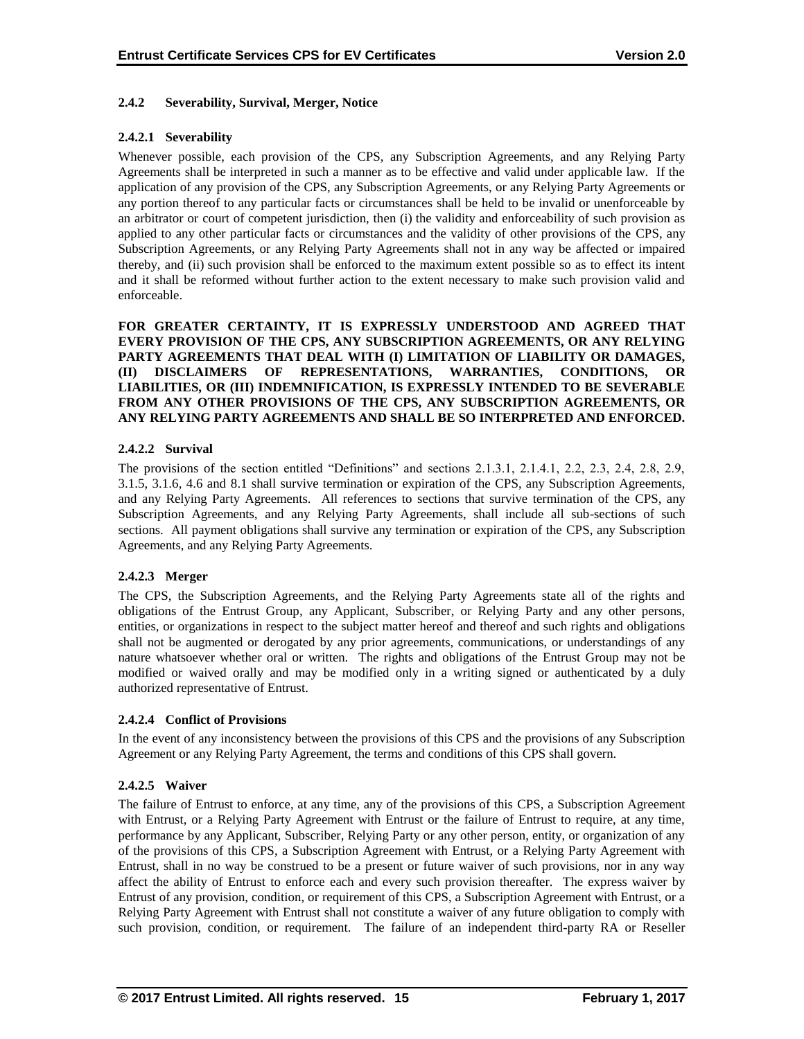### 2.4.2 Severability, Survival, Merger, Notice

#### 2.4.2.1 Severability

Whenever possible, each provision of the CPS, any Subscription Agreements, and any Relying Party Agreements shall be interpreted in such a manner as to be effective and valid under applicable law. If the application of any provision of the CPS, any Subscription Agreements, or any Relying Party Agreements or any portion thereof to any particular facts or circumstances shall be held to be invalid or unenforceable by an arbitrator or court of competent jurisdiction, then (i) the validity and enforceability of such provision as applied to any other particular facts or circumstances and the validity of other provisions of the CPS, any Subscription Agreements, or any Relying Party Agreements shall not in any way be affected or impaired thereby, and (ii) such provision shall be enforced to the maximum extent possible so as to effect its intent and it shall be reformed without further action to the extent necessary to make such provision valid and enforceable.

**FOR GREATER CERTAINTY, IT IS EXPRESSLY UNDERSTOOD AND AGREED THAT EVERY PROVISION OF THE CPS, ANY SUBSCRIPTION AGREEMENTS, OR ANY RELYING PARTY AGREEMENTS THAT DEAL WITH (I) LIMITATION OF LIABILITY OR DAMAGES, (II) DISCLAIMERS OF REPRESENTATIONS, WARRANTIES, CONDITIONS, OR LIABILITIES, OR (III) INDEMNIFICATION, IS EXPRESSLY INTENDED TO BE SEVERABLE FROM ANY OTHER PROVISIONS OF THE CPS, ANY SUBSCRIPTION AGREEMENTS, OR ANY RELYING PARTY AGREEMENTS AND SHALL BE SO INTERPRETED AND ENFORCED.**

#### 2.4.2.2 Survival

The provisions of the section entitled "Definitions" and sections 2.1.3.1, 2.1.4.1, 2.2, 2.3, 2.4, 2.8, 2.9, 3.1.5, 3.1.6, 4.6 and 8.1 shall survive termination or expiration of the CPS, any Subscription Agreements, and any Relying Party Agreements. All references to sections that survive termination of the CPS, any Subscription Agreements, and any Relying Party Agreements, shall include all sub-sections of such sections. All payment obligations shall survive any termination or expiration of the CPS, any Subscription Agreements, and any Relying Party Agreements.

#### 2.4.2.3 Merger

The CPS, the Subscription Agreements, and the Relying Party Agreements state all of the rights and obligations of the Entrust Group, any Applicant, Subscriber, or Relying Party and any other persons, entities, or organizations in respect to the subject matter hereof and thereof and such rights and obligations shall not be augmented or derogated by any prior agreements, communications, or understandings of any nature whatsoever whether oral or written. The rights and obligations of the Entrust Group may not be modified or waived orally and may be modified only in a writing signed or authenticated by a duly authorized representative of Entrust.

#### 2.4.2.4 Conflict of Provisions

In the event of any inconsistency between the provisions of this CPS and the provisions of any Subscription Agreement or any Relying Party Agreement, the terms and conditions of this CPS shall govern.

#### 2.4.2.5 Waiver

The failure of Entrust to enforce, at any time, any of the provisions of this CPS, a Subscription Agreement with Entrust, or a Relying Party Agreement with Entrust or the failure of Entrust to require, at any time, performance by any Applicant, Subscriber, Relying Party or any other person, entity, or organization of any of the provisions of this CPS, a Subscription Agreement with Entrust, or a Relying Party Agreement with Entrust, shall in no way be construed to be a present or future waiver of such provisions, nor in any way affect the ability of Entrust to enforce each and every such provision thereafter. The express waiver by Entrust of any provision, condition, or requirement of this CPS, a Subscription Agreement with Entrust, or a Relying Party Agreement with Entrust shall not constitute a waiver of any future obligation to comply with such provision, condition, or requirement. The failure of an independent third-party RA or Reseller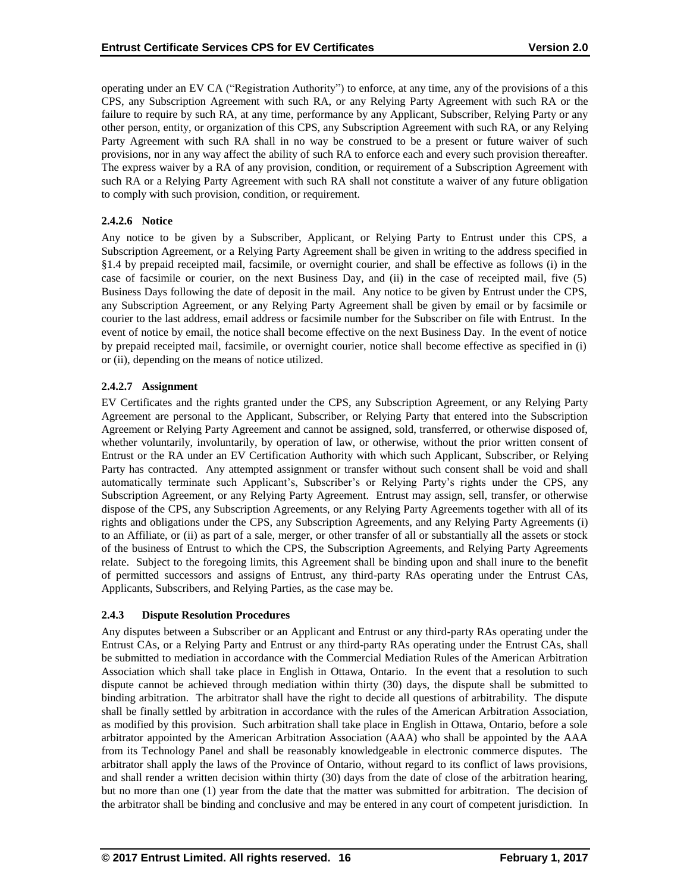operating under an EV CA ("Registration Authority") to enforce, at any time, any of the provisions of a this CPS, any Subscription Agreement with such RA, or any Relying Party Agreement with such RA or the failure to require by such RA, at any time, performance by any Applicant, Subscriber, Relying Party or any other person, entity, or organization of this CPS, any Subscription Agreement with such RA, or any Relying Party Agreement with such RA shall in no way be construed to be a present or future waiver of such provisions, nor in any way affect the ability of such RA to enforce each and every such provision thereafter. The express waiver by a RA of any provision, condition, or requirement of a Subscription Agreement with such RA or a Relying Party Agreement with such RA shall not constitute a waiver of any future obligation to comply with such provision, condition, or requirement.

#### 2.4.2.6 Notice

Any notice to be given by a Subscriber, Applicant, or Relying Party to Entrust under this CPS, a Subscription Agreement, or a Relying Party Agreement shall be given in writing to the address specified in §1.4 by prepaid receipted mail, facsimile, or overnight courier, and shall be effective as follows (i) in the case of facsimile or courier, on the next Business Day, and (ii) in the case of receipted mail, five (5) Business Days following the date of deposit in the mail. Any notice to be given by Entrust under the CPS, any Subscription Agreement, or any Relying Party Agreement shall be given by email or by facsimile or courier to the last address, email address or facsimile number for the Subscriber on file with Entrust. In the event of notice by email, the notice shall become effective on the next Business Day. In the event of notice by prepaid receipted mail, facsimile, or overnight courier, notice shall become effective as specified in (i) or (ii), depending on the means of notice utilized.

#### 2.4.2.7 Assignment

EV Certificates and the rights granted under the CPS, any Subscription Agreement, or any Relying Party Agreement are personal to the Applicant, Subscriber, or Relying Party that entered into the Subscription Agreement or Relying Party Agreement and cannot be assigned, sold, transferred, or otherwise disposed of, whether voluntarily, involuntarily, by operation of law, or otherwise, without the prior written consent of Entrust or the RA under an EV Certification Authority with which such Applicant, Subscriber, or Relying Party has contracted. Any attempted assignment or transfer without such consent shall be void and shall automatically terminate such Applicant's, Subscriber's or Relying Party's rights under the CPS, any Subscription Agreement, or any Relying Party Agreement. Entrust may assign, sell, transfer, or otherwise dispose of the CPS, any Subscription Agreements, or any Relying Party Agreements together with all of its rights and obligations under the CPS, any Subscription Agreements, and any Relying Party Agreements (i) to an Affiliate, or (ii) as part of a sale, merger, or other transfer of all or substantially all the assets or stock of the business of Entrust to which the CPS, the Subscription Agreements, and Relying Party Agreements relate. Subject to the foregoing limits, this Agreement shall be binding upon and shall inure to the benefit of permitted successors and assigns of Entrust, any third-party RAs operating under the Entrust CAs, Applicants, Subscribers, and Relying Parties, as the case may be.

### 2.4.3 Dispute Resolution Procedures

Any disputes between a Subscriber or an Applicant and Entrust or any third-party RAs operating under the Entrust CAs, or a Relying Party and Entrust or any third-party RAs operating under the Entrust CAs, shall be submitted to mediation in accordance with the Commercial Mediation Rules of the American Arbitration Association which shall take place in English in Ottawa, Ontario. In the event that a resolution to such dispute cannot be achieved through mediation within thirty (30) days, the dispute shall be submitted to binding arbitration. The arbitrator shall have the right to decide all questions of arbitrability. The dispute shall be finally settled by arbitration in accordance with the rules of the American Arbitration Association, as modified by this provision. Such arbitration shall take place in English in Ottawa, Ontario, before a sole arbitrator appointed by the American Arbitration Association (AAA) who shall be appointed by the AAA from its Technology Panel and shall be reasonably knowledgeable in electronic commerce disputes. The arbitrator shall apply the laws of the Province of Ontario, without regard to its conflict of laws provisions, and shall render a written decision within thirty (30) days from the date of close of the arbitration hearing, but no more than one (1) year from the date that the matter was submitted for arbitration. The decision of the arbitrator shall be binding and conclusive and may be entered in any court of competent jurisdiction. In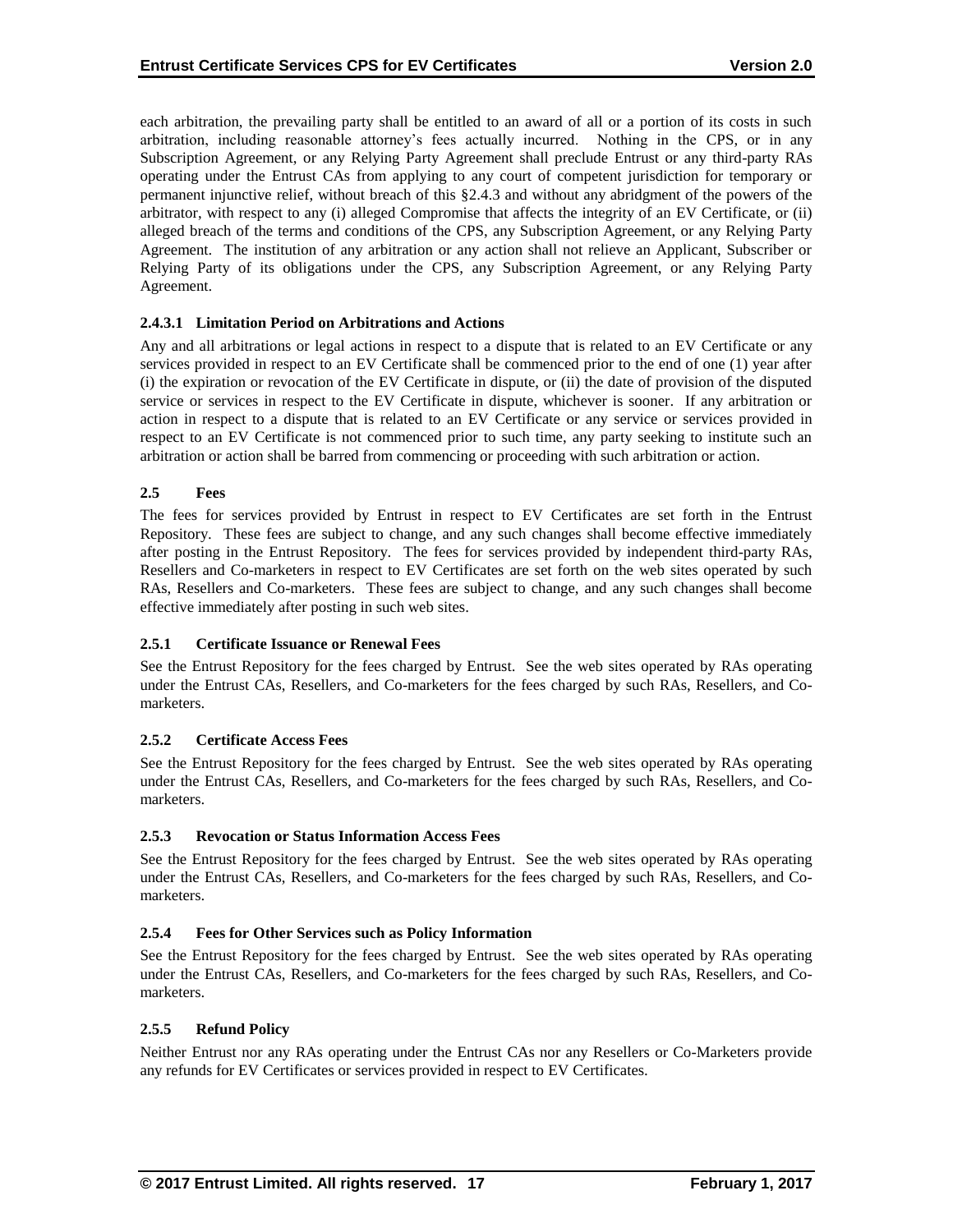each arbitration, the prevailing party shall be entitled to an award of all or a portion of its costs in such arbitration, including reasonable attorney's fees actually incurred. Nothing in the CPS, or in any Subscription Agreement, or any Relying Party Agreement shall preclude Entrust or any third-party RAs operating under the Entrust CAs from applying to any court of competent jurisdiction for temporary or permanent injunctive relief, without breach of this §2.4.3 and without any abridgment of the powers of the arbitrator, with respect to any (i) alleged Compromise that affects the integrity of an EV Certificate, or (ii) alleged breach of the terms and conditions of the CPS, any Subscription Agreement, or any Relying Party Agreement. The institution of any arbitration or any action shall not relieve an Applicant, Subscriber or Relying Party of its obligations under the CPS, any Subscription Agreement, or any Relying Party Agreement.

#### 2.4.3.1 Limitation Period on Arbitrations and Actions

Any and all arbitrations or legal actions in respect to a dispute that is related to an EV Certificate or any services provided in respect to an EV Certificate shall be commenced prior to the end of one (1) year after (i) the expiration or revocation of the EV Certificate in dispute, or (ii) the date of provision of the disputed service or services in respect to the EV Certificate in dispute, whichever is sooner. If any arbitration or action in respect to a dispute that is related to an EV Certificate or any service or services provided in respect to an EV Certificate is not commenced prior to such time, any party seeking to institute such an arbitration or action shall be barred from commencing or proceeding with such arbitration or action.

## 2.5 Fees

The fees for services provided by Entrust in respect to EV Certificates are set forth in the Entrust Repository. These fees are subject to change, and any such changes shall become effective immediately after posting in the Entrust Repository. The fees for services provided by independent third-party RAs, Resellers and Co-marketers in respect to EV Certificates are set forth on the web sites operated by such RAs, Resellers and Co-marketers. These fees are subject to change, and any such changes shall become effective immediately after posting in such web sites.

### 2.5.1 Certificate Issuance or Renewal Fees

See the Entrust Repository for the fees charged by Entrust. See the web sites operated by RAs operating under the Entrust CAs, Resellers, and Co-marketers for the fees charged by such RAs, Resellers, and Co-marketers.

### 2.5.2 Certificate Access Fees

See the Entrust Repository for the fees charged by Entrust. See the web sites operated by RAs operating under the Entrust CAs, Resellers, and Co-marketers for the fees charged by such RAs, Resellers, and Co-marketers.

### 2.5.3 Revocation or Status Information Access Fees

See the Entrust Repository for the fees charged by Entrust. See the web sites operated by RAs operating under the Entrust CAs, Resellers, and Co-marketers for the fees charged by such RAs, Resellers, and Co-marketers.

### 2.5.4 Fees for Other Services such as Policy Information

See the Entrust Repository for the fees charged by Entrust. See the web sites operated by RAs operating under the Entrust CAs, Resellers, and Co-marketers for the fees charged by such RAs, Resellers, and Co-marketers.

### 2.5.5 Refund Policy

Neither Entrust nor any RAs operating under the Entrust CAs nor any Resellers or Co-Marketers provide any refunds for EV Certificates or services provided in respect to EV Certificates.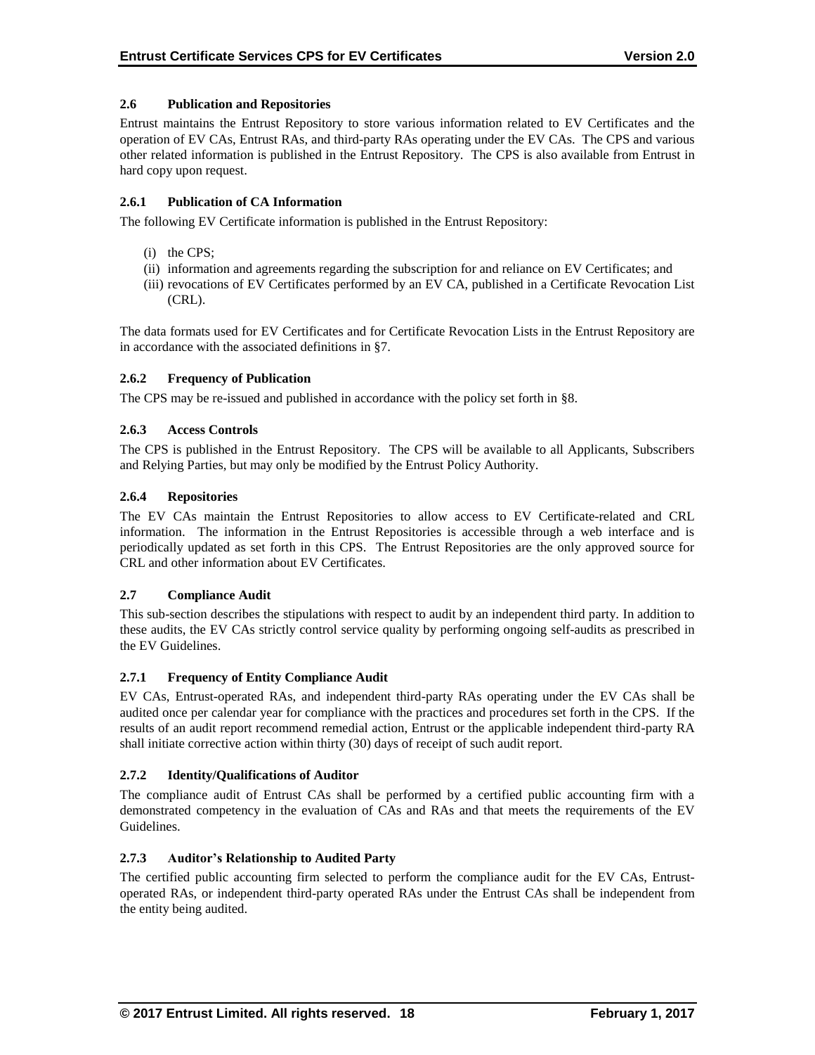### 2.6 Publication and Repositories

Entrust maintains the Entrust Repository to store various information related to EV Certificates and the operation of EV CAs, Entrust RAs, and third-party RAs operating under the EV CAs. The CPS and various other related information is published in the Entrust Repository. The CPS is also available from Entrust in hard copy upon request.

#### 2.6.1 Publication of CA Information

The following EV Certificate information is published in the Entrust Repository:

(i) the CPS;
(ii) information and agreements regarding the subscription for and reliance on EV Certificates; and
(iii) revocations of EV Certificates performed by an EV CA, published in a Certificate Revocation List (CRL).

The data formats used for EV Certificates and for Certificate Revocation Lists in the Entrust Repository are in accordance with the associated definitions in §7.

#### 2.6.2 Frequency of Publication

The CPS may be re-issued and published in accordance with the policy set forth in §8.

#### 2.6.3 Access Controls

The CPS is published in the Entrust Repository. The CPS will be available to all Applicants, Subscribers and Relying Parties, but may only be modified by the Entrust Policy Authority.

#### 2.6.4 Repositories

The EV CAs maintain the Entrust Repositories to allow access to EV Certificate-related and CRL information. The information in the Entrust Repositories is accessible through a web interface and is periodically updated as set forth in this CPS. The Entrust Repositories are the only approved source for CRL and other information about EV Certificates.

### 2.7 Compliance Audit

This sub-section describes the stipulations with respect to audit by an independent third party. In addition to these audits, the EV CAs strictly control service quality by performing ongoing self-audits as prescribed in the EV Guidelines.

#### 2.7.1 Frequency of Entity Compliance Audit

EV CAs, Entrust-operated RAs, and independent third-party RAs operating under the EV CAs shall be audited once per calendar year for compliance with the practices and procedures set forth in the CPS. If the results of an audit report recommend remedial action, Entrust or the applicable independent third-party RA shall initiate corrective action within thirty (30) days of receipt of such audit report.

#### 2.7.2 Identity/Qualifications of Auditor

The compliance audit of Entrust CAs shall be performed by a certified public accounting firm with a demonstrated competency in the evaluation of CAs and RAs and that meets the requirements of the EV Guidelines.

#### 2.7.3 Auditor's Relationship to Audited Party

The certified public accounting firm selected to perform the compliance audit for the EV CAs, Entrust-operated RAs, or independent third-party operated RAs under the Entrust CAs shall be independent from the entity being audited.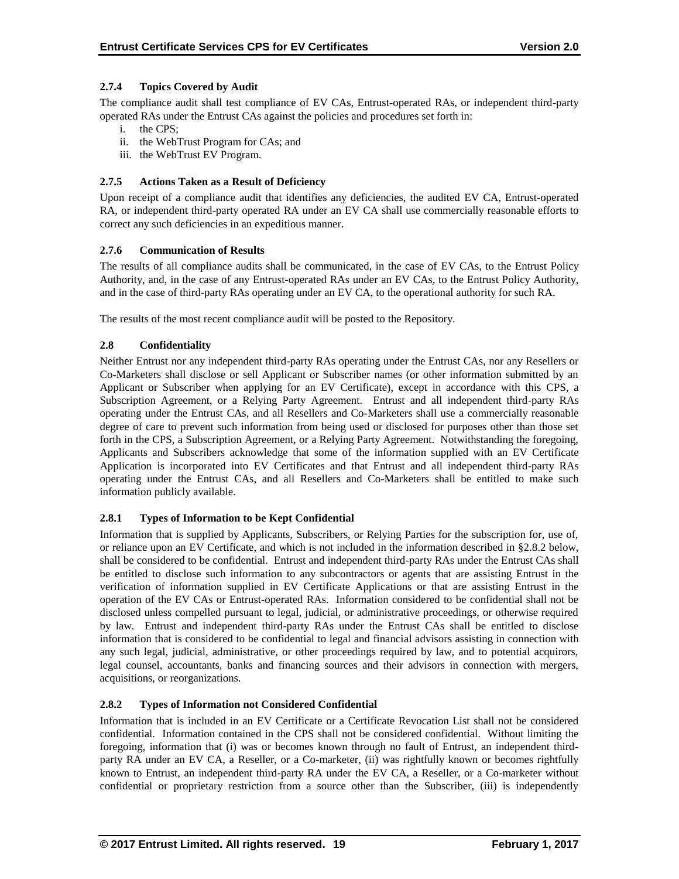### 2.7.4 Topics Covered by Audit

The compliance audit shall test compliance of EV CAs, Entrust-operated RAs, or independent third-party operated RAs under the Entrust CAs against the policies and procedures set forth in:

i. the CPS;
ii. the WebTrust Program for CAs; and
iii. the WebTrust EV Program.

### 2.7.5 Actions Taken as a Result of Deficiency

Upon receipt of a compliance audit that identifies any deficiencies, the audited EV CA, Entrust-operated RA, or independent third-party operated RA under an EV CA shall use commercially reasonable efforts to correct any such deficiencies in an expeditious manner.

### 2.7.6 Communication of Results

The results of all compliance audits shall be communicated, in the case of EV CAs, to the Entrust Policy Authority, and, in the case of any Entrust-operated RAs under an EV CAs, to the Entrust Policy Authority, and in the case of third-party RAs operating under an EV CA, to the operational authority for such RA.

The results of the most recent compliance audit will be posted to the Repository.

## 2.8 Confidentiality

Neither Entrust nor any independent third-party RAs operating under the Entrust CAs, nor any Resellers or Co-Marketers shall disclose or sell Applicant or Subscriber names (or other information submitted by an Applicant or Subscriber when applying for an EV Certificate), except in accordance with this CPS, a Subscription Agreement, or a Relying Party Agreement. Entrust and all independent third-party RAs operating under the Entrust CAs, and all Resellers and Co-Marketers shall use a commercially reasonable degree of care to prevent such information from being used or disclosed for purposes other than those set forth in the CPS, a Subscription Agreement, or a Relying Party Agreement. Notwithstanding the foregoing, Applicants and Subscribers acknowledge that some of the information supplied with an EV Certificate Application is incorporated into EV Certificates and that Entrust and all independent third-party RAs operating under the Entrust CAs, and all Resellers and Co-Marketers shall be entitled to make such information publicly available.

### 2.8.1 Types of Information to be Kept Confidential

Information that is supplied by Applicants, Subscribers, or Relying Parties for the subscription for, use of, or reliance upon an EV Certificate, and which is not included in the information described in §2.8.2 below, shall be considered to be confidential. Entrust and independent third-party RAs under the Entrust CAs shall be entitled to disclose such information to any subcontractors or agents that are assisting Entrust in the verification of information supplied in EV Certificate Applications or that are assisting Entrust in the operation of the EV CAs or Entrust-operated RAs. Information considered to be confidential shall not be disclosed unless compelled pursuant to legal, judicial, or administrative proceedings, or otherwise required by law. Entrust and independent third-party RAs under the Entrust CAs shall be entitled to disclose information that is considered to be confidential to legal and financial advisors assisting in connection with any such legal, judicial, administrative, or other proceedings required by law, and to potential acquirors, legal counsel, accountants, banks and financing sources and their advisors in connection with mergers, acquisitions, or reorganizations.

### 2.8.2 Types of Information not Considered Confidential

Information that is included in an EV Certificate or a Certificate Revocation List shall not be considered confidential. Information contained in the CPS shall not be considered confidential. Without limiting the foregoing, information that (i) was or becomes known through no fault of Entrust, an independent third-party RA under an EV CA, a Reseller, or a Co-marketer, (ii) was rightfully known or becomes rightfully known to Entrust, an independent third-party RA under the EV CA, a Reseller, or a Co-marketer without confidential or proprietary restriction from a source other than the Subscriber, (iii) is independently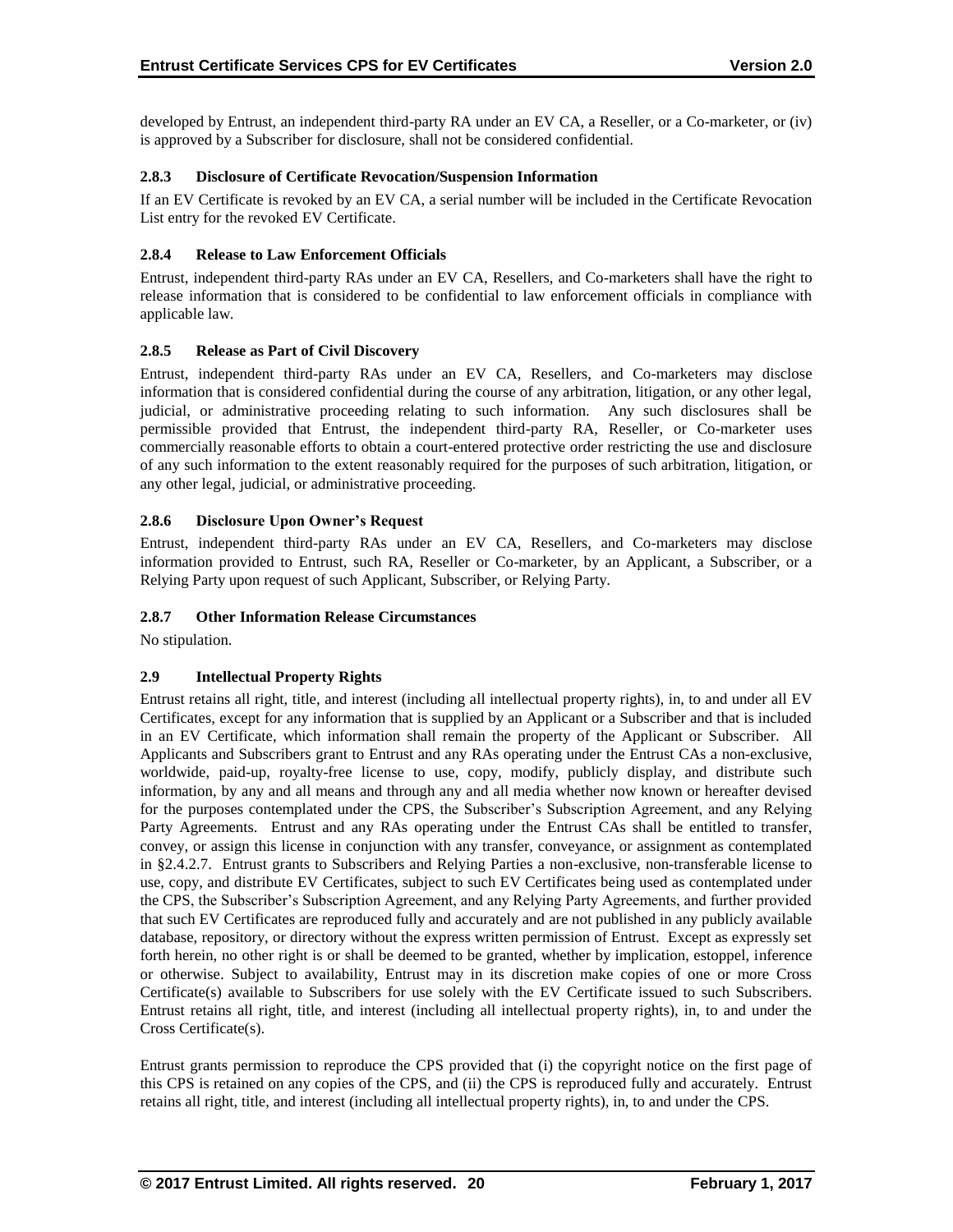developed by Entrust, an independent third-party RA under an EV CA, a Reseller, or a Co-marketer, or (iv) is approved by a Subscriber for disclosure, shall not be considered confidential.

#### 2.8.3 Disclosure of Certificate Revocation/Suspension Information

If an EV Certificate is revoked by an EV CA, a serial number will be included in the Certificate Revocation List entry for the revoked EV Certificate.

#### 2.8.4 Release to Law Enforcement Officials

Entrust, independent third-party RAs under an EV CA, Resellers, and Co-marketers shall have the right to release information that is considered to be confidential to law enforcement officials in compliance with applicable law.

#### 2.8.5 Release as Part of Civil Discovery

Entrust, independent third-party RAs under an EV CA, Resellers, and Co-marketers may disclose information that is considered confidential during the course of any arbitration, litigation, or any other legal, judicial, or administrative proceeding relating to such information. Any such disclosures shall be permissible provided that Entrust, the independent third-party RA, Reseller, or Co-marketer uses commercially reasonable efforts to obtain a court-entered protective order restricting the use and disclosure of any such information to the extent reasonably required for the purposes of such arbitration, litigation, or any other legal, judicial, or administrative proceeding.

#### 2.8.6 Disclosure Upon Owner's Request

Entrust, independent third-party RAs under an EV CA, Resellers, and Co-marketers may disclose information provided to Entrust, such RA, Reseller or Co-marketer, by an Applicant, a Subscriber, or a Relying Party upon request of such Applicant, Subscriber, or Relying Party.

#### 2.8.7 Other Information Release Circumstances

No stipulation.

### 2.9 Intellectual Property Rights

Entrust retains all right, title, and interest (including all intellectual property rights), in, to and under all EV Certificates, except for any information that is supplied by an Applicant or a Subscriber and that is included in an EV Certificate, which information shall remain the property of the Applicant or Subscriber. All Applicants and Subscribers grant to Entrust and any RAs operating under the Entrust CAs a non-exclusive, worldwide, paid-up, royalty-free license to use, copy, modify, publicly display, and distribute such information, by any and all means and through any and all media whether now known or hereafter devised for the purposes contemplated under the CPS, the Subscriber's Subscription Agreement, and any Relying Party Agreements. Entrust and any RAs operating under the Entrust CAs shall be entitled to transfer, convey, or assign this license in conjunction with any transfer, conveyance, or assignment as contemplated in §2.4.2.7. Entrust grants to Subscribers and Relying Parties a non-exclusive, non-transferable license to use, copy, and distribute EV Certificates, subject to such EV Certificates being used as contemplated under the CPS, the Subscriber's Subscription Agreement, and any Relying Party Agreements, and further provided that such EV Certificates are reproduced fully and accurately and are not published in any publicly available database, repository, or directory without the express written permission of Entrust. Except as expressly set forth herein, no other right is or shall be deemed to be granted, whether by implication, estoppel, inference or otherwise. Subject to availability, Entrust may in its discretion make copies of one or more Cross Certificate(s) available to Subscribers for use solely with the EV Certificate issued to such Subscribers. Entrust retains all right, title, and interest (including all intellectual property rights), in, to and under the Cross Certificate(s).

Entrust grants permission to reproduce the CPS provided that (i) the copyright notice on the first page of this CPS is retained on any copies of the CPS, and (ii) the CPS is reproduced fully and accurately. Entrust retains all right, title, and interest (including all intellectual property rights), in, to and under the CPS.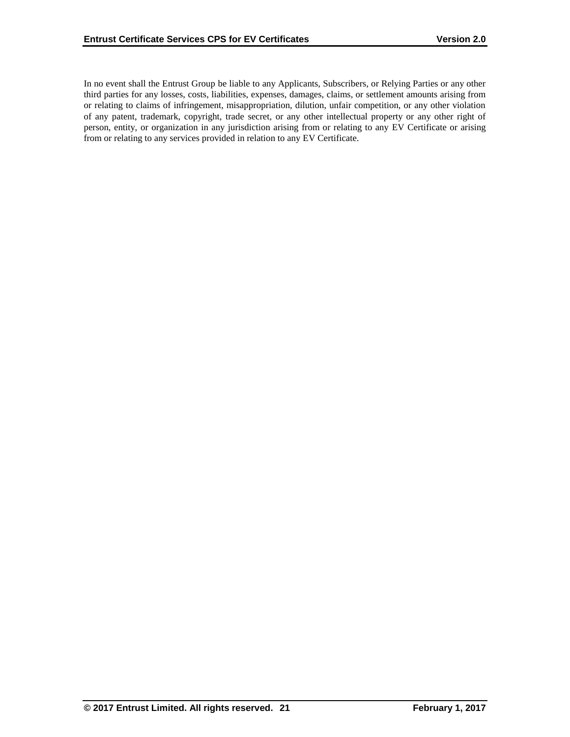In no event shall the Entrust Group be liable to any Applicants, Subscribers, or Relying Parties or any other third parties for any losses, costs, liabilities, expenses, damages, claims, or settlement amounts arising from or relating to claims of infringement, misappropriation, dilution, unfair competition, or any other violation of any patent, trademark, copyright, trade secret, or any other intellectual property or any other right of person, entity, or organization in any jurisdiction arising from or relating to any EV Certificate or arising from or relating to any services provided in relation to any EV Certificate.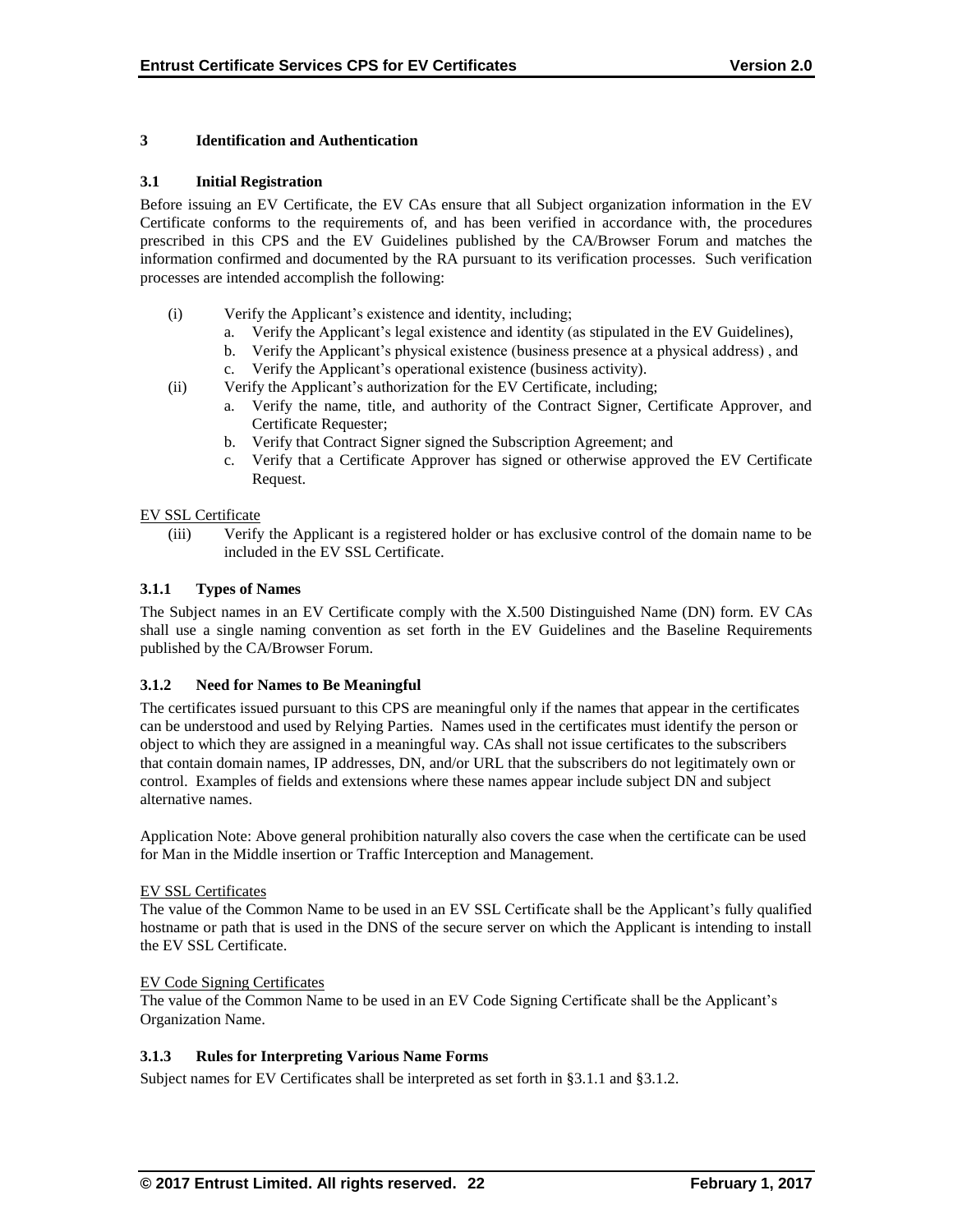## 3 Identification and Authentication

### 3.1 Initial Registration

Before issuing an EV Certificate, the EV CAs ensure that all Subject organization information in the EV Certificate conforms to the requirements of, and has been verified in accordance with, the procedures prescribed in this CPS and the EV Guidelines published by the CA/Browser Forum and matches the information confirmed and documented by the RA pursuant to its verification processes. Such verification processes are intended accomplish the following:

(i) Verify the Applicant's existence and identity, including;
   a. Verify the Applicant's legal existence and identity (as stipulated in the EV Guidelines),
   b. Verify the Applicant's physical existence (business presence at a physical address) , and
   c. Verify the Applicant's operational existence (business activity).

(ii) Verify the Applicant's authorization for the EV Certificate, including;
   a. Verify the name, title, and authority of the Contract Signer, Certificate Approver, and Certificate Requester;
   b. Verify that Contract Signer signed the Subscription Agreement; and
   c. Verify that a Certificate Approver has signed or otherwise approved the EV Certificate Request.

<u>EV SSL Certificate</u>

(iii) Verify the Applicant is a registered holder or has exclusive control of the domain name to be included in the EV SSL Certificate.

### 3.1.1 Types of Names

The Subject names in an EV Certificate comply with the X.500 Distinguished Name (DN) form. EV CAs shall use a single naming convention as set forth in the EV Guidelines and the Baseline Requirements published by the CA/Browser Forum.

### 3.1.2 Need for Names to Be Meaningful

The certificates issued pursuant to this CPS are meaningful only if the names that appear in the certificates can be understood and used by Relying Parties. Names used in the certificates must identify the person or object to which they are assigned in a meaningful way. CAs shall not issue certificates to the subscribers that contain domain names, IP addresses, DN, and/or URL that the subscribers do not legitimately own or control. Examples of fields and extensions where these names appear include subject DN and subject alternative names.

Application Note: Above general prohibition naturally also covers the case when the certificate can be used for Man in the Middle insertion or Traffic Interception and Management.

<u>EV SSL Certificates</u>
The value of the Common Name to be used in an EV SSL Certificate shall be the Applicant's fully qualified hostname or path that is used in the DNS of the secure server on which the Applicant is intending to install the EV SSL Certificate.

<u>EV Code Signing Certificates</u>
The value of the Common Name to be used in an EV Code Signing Certificate shall be the Applicant's Organization Name.

### 3.1.3 Rules for Interpreting Various Name Forms

Subject names for EV Certificates shall be interpreted as set forth in §3.1.1 and §3.1.2.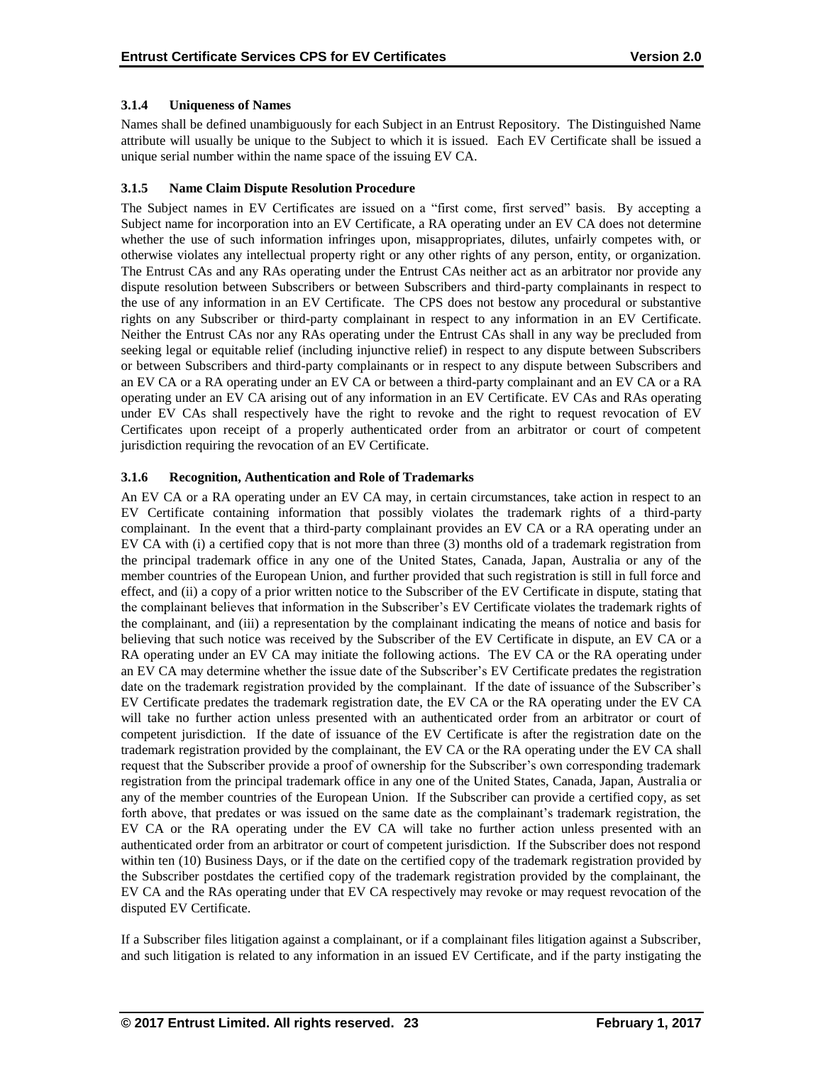### 3.1.4 Uniqueness of Names

Names shall be defined unambiguously for each Subject in an Entrust Repository. The Distinguished Name attribute will usually be unique to the Subject to which it is issued. Each EV Certificate shall be issued a unique serial number within the name space of the issuing EV CA.

### 3.1.5 Name Claim Dispute Resolution Procedure

The Subject names in EV Certificates are issued on a "first come, first served" basis. By accepting a Subject name for incorporation into an EV Certificate, a RA operating under an EV CA does not determine whether the use of such information infringes upon, misappropriates, dilutes, unfairly competes with, or otherwise violates any intellectual property right or any other rights of any person, entity, or organization. The Entrust CAs and any RAs operating under the Entrust CAs neither act as an arbitrator nor provide any dispute resolution between Subscribers or between Subscribers and third-party complainants in respect to the use of any information in an EV Certificate. The CPS does not bestow any procedural or substantive rights on any Subscriber or third-party complainant in respect to any information in an EV Certificate. Neither the Entrust CAs nor any RAs operating under the Entrust CAs shall in any way be precluded from seeking legal or equitable relief (including injunctive relief) in respect to any dispute between Subscribers or between Subscribers and third-party complainants or in respect to any dispute between Subscribers and an EV CA or a RA operating under an EV CA or between a third-party complainant and an EV CA or a RA operating under an EV CA arising out of any information in an EV Certificate. EV CAs and RAs operating under EV CAs shall respectively have the right to revoke and the right to request revocation of EV Certificates upon receipt of a properly authenticated order from an arbitrator or court of competent jurisdiction requiring the revocation of an EV Certificate.

### 3.1.6 Recognition, Authentication and Role of Trademarks

An EV CA or a RA operating under an EV CA may, in certain circumstances, take action in respect to an EV Certificate containing information that possibly violates the trademark rights of a third-party complainant. In the event that a third-party complainant provides an EV CA or a RA operating under an EV CA with (i) a certified copy that is not more than three (3) months old of a trademark registration from the principal trademark office in any one of the United States, Canada, Japan, Australia or any of the member countries of the European Union, and further provided that such registration is still in full force and effect, and (ii) a copy of a prior written notice to the Subscriber of the EV Certificate in dispute, stating that the complainant believes that information in the Subscriber's EV Certificate violates the trademark rights of the complainant, and (iii) a representation by the complainant indicating the means of notice and basis for believing that such notice was received by the Subscriber of the EV Certificate in dispute, an EV CA or a RA operating under an EV CA may initiate the following actions. The EV CA or the RA operating under an EV CA may determine whether the issue date of the Subscriber's EV Certificate predates the registration date on the trademark registration provided by the complainant. If the date of issuance of the Subscriber's EV Certificate predates the trademark registration date, the EV CA or the RA operating under the EV CA will take no further action unless presented with an authenticated order from an arbitrator or court of competent jurisdiction. If the date of issuance of the EV Certificate is after the registration date on the trademark registration provided by the complainant, the EV CA or the RA operating under the EV CA shall request that the Subscriber provide a proof of ownership for the Subscriber's own corresponding trademark registration from the principal trademark office in any one of the United States, Canada, Japan, Australia or any of the member countries of the European Union. If the Subscriber can provide a certified copy, as set forth above, that predates or was issued on the same date as the complainant's trademark registration, the EV CA or the RA operating under the EV CA will take no further action unless presented with an authenticated order from an arbitrator or court of competent jurisdiction. If the Subscriber does not respond within ten (10) Business Days, or if the date on the certified copy of the trademark registration provided by the Subscriber postdates the certified copy of the trademark registration provided by the complainant, the EV CA and the RAs operating under that EV CA respectively may revoke or may request revocation of the disputed EV Certificate.

If a Subscriber files litigation against a complainant, or if a complainant files litigation against a Subscriber, and such litigation is related to any information in an issued EV Certificate, and if the party instigating the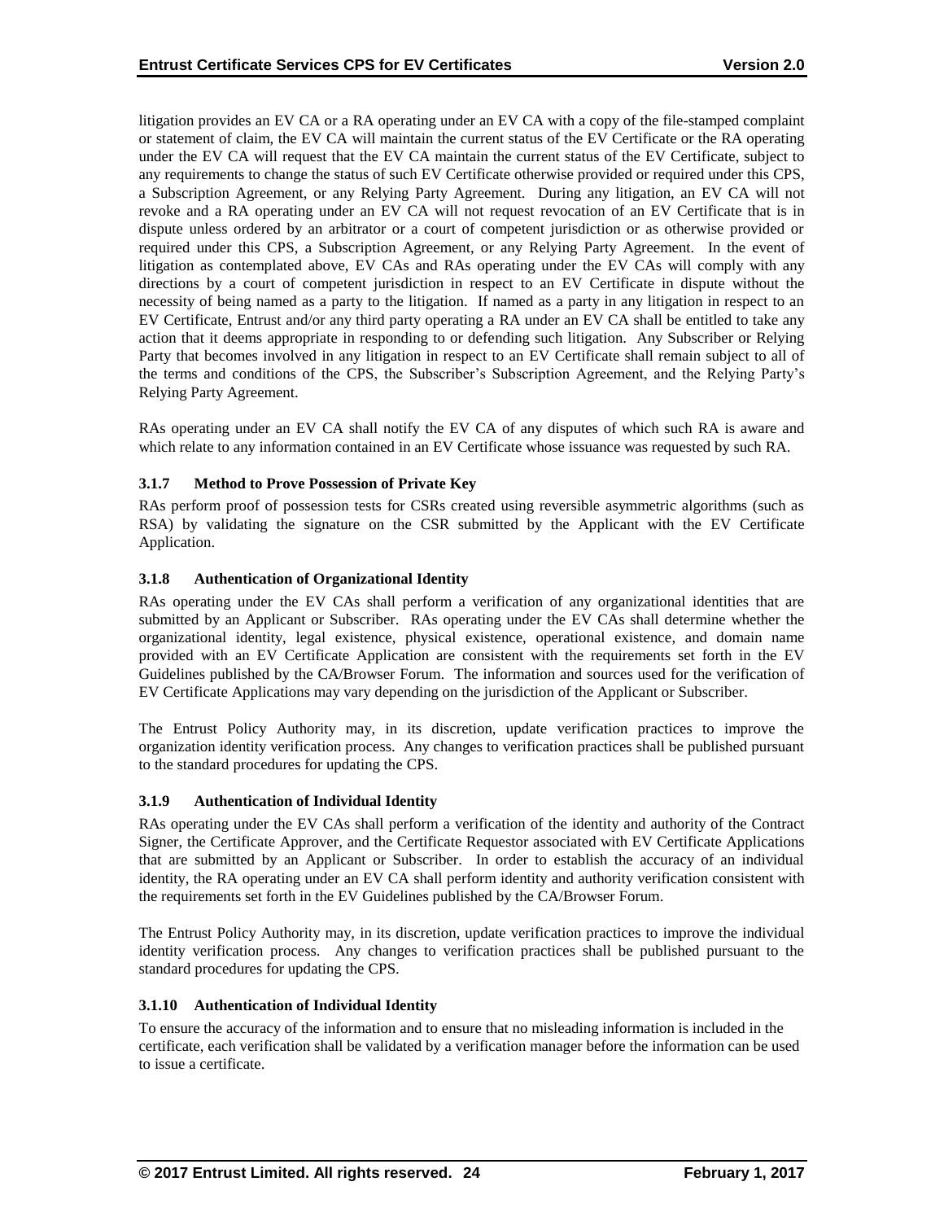litigation provides an EV CA or a RA operating under an EV CA with a copy of the file-stamped complaint or statement of claim, the EV CA will maintain the current status of the EV Certificate or the RA operating under the EV CA will request that the EV CA maintain the current status of the EV Certificate, subject to any requirements to change the status of such EV Certificate otherwise provided or required under this CPS, a Subscription Agreement, or any Relying Party Agreement. During any litigation, an EV CA will not revoke and a RA operating under an EV CA will not request revocation of an EV Certificate that is in dispute unless ordered by an arbitrator or a court of competent jurisdiction or as otherwise provided or required under this CPS, a Subscription Agreement, or any Relying Party Agreement. In the event of litigation as contemplated above, EV CAs and RAs operating under the EV CAs will comply with any directions by a court of competent jurisdiction in respect to an EV Certificate in dispute without the necessity of being named as a party to the litigation. If named as a party in any litigation in respect to an EV Certificate, Entrust and/or any third party operating a RA under an EV CA shall be entitled to take any action that it deems appropriate in responding to or defending such litigation. Any Subscriber or Relying Party that becomes involved in any litigation in respect to an EV Certificate shall remain subject to all of the terms and conditions of the CPS, the Subscriber's Subscription Agreement, and the Relying Party's Relying Party Agreement.

RAs operating under an EV CA shall notify the EV CA of any disputes of which such RA is aware and which relate to any information contained in an EV Certificate whose issuance was requested by such RA.

### 3.1.7 Method to Prove Possession of Private Key

RAs perform proof of possession tests for CSRs created using reversible asymmetric algorithms (such as RSA) by validating the signature on the CSR submitted by the Applicant with the EV Certificate Application.

### 3.1.8 Authentication of Organizational Identity

RAs operating under the EV CAs shall perform a verification of any organizational identities that are submitted by an Applicant or Subscriber. RAs operating under the EV CAs shall determine whether the organizational identity, legal existence, physical existence, operational existence, and domain name provided with an EV Certificate Application are consistent with the requirements set forth in the EV Guidelines published by the CA/Browser Forum. The information and sources used for the verification of EV Certificate Applications may vary depending on the jurisdiction of the Applicant or Subscriber.

The Entrust Policy Authority may, in its discretion, update verification practices to improve the organization identity verification process. Any changes to verification practices shall be published pursuant to the standard procedures for updating the CPS.

### 3.1.9 Authentication of Individual Identity

RAs operating under the EV CAs shall perform a verification of the identity and authority of the Contract Signer, the Certificate Approver, and the Certificate Requestor associated with EV Certificate Applications that are submitted by an Applicant or Subscriber. In order to establish the accuracy of an individual identity, the RA operating under an EV CA shall perform identity and authority verification consistent with the requirements set forth in the EV Guidelines published by the CA/Browser Forum.

The Entrust Policy Authority may, in its discretion, update verification practices to improve the individual identity verification process. Any changes to verification practices shall be published pursuant to the standard procedures for updating the CPS.

### 3.1.10 Authentication of Individual Identity

To ensure the accuracy of the information and to ensure that no misleading information is included in the certificate, each verification shall be validated by a verification manager before the information can be used to issue a certificate.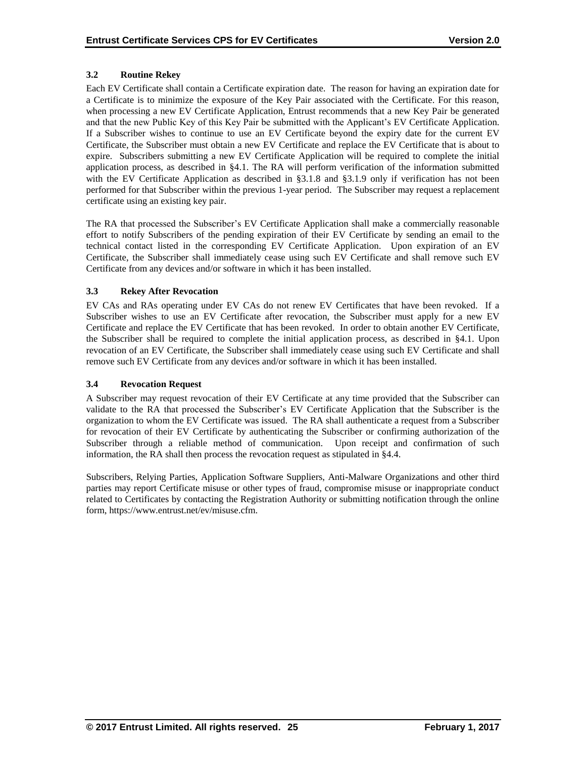### 3.2 Routine Rekey

Each EV Certificate shall contain a Certificate expiration date. The reason for having an expiration date for a Certificate is to minimize the exposure of the Key Pair associated with the Certificate. For this reason, when processing a new EV Certificate Application, Entrust recommends that a new Key Pair be generated and that the new Public Key of this Key Pair be submitted with the Applicant's EV Certificate Application. If a Subscriber wishes to continue to use an EV Certificate beyond the expiry date for the current EV Certificate, the Subscriber must obtain a new EV Certificate and replace the EV Certificate that is about to expire. Subscribers submitting a new EV Certificate Application will be required to complete the initial application process, as described in §4.1. The RA will perform verification of the information submitted with the EV Certificate Application as described in §3.1.8 and §3.1.9 only if verification has not been performed for that Subscriber within the previous 1-year period. The Subscriber may request a replacement certificate using an existing key pair.

The RA that processed the Subscriber's EV Certificate Application shall make a commercially reasonable effort to notify Subscribers of the pending expiration of their EV Certificate by sending an email to the technical contact listed in the corresponding EV Certificate Application. Upon expiration of an EV Certificate, the Subscriber shall immediately cease using such EV Certificate and shall remove such EV Certificate from any devices and/or software in which it has been installed.

### 3.3 Rekey After Revocation

EV CAs and RAs operating under EV CAs do not renew EV Certificates that have been revoked. If a Subscriber wishes to use an EV Certificate after revocation, the Subscriber must apply for a new EV Certificate and replace the EV Certificate that has been revoked. In order to obtain another EV Certificate, the Subscriber shall be required to complete the initial application process, as described in §4.1. Upon revocation of an EV Certificate, the Subscriber shall immediately cease using such EV Certificate and shall remove such EV Certificate from any devices and/or software in which it has been installed.

### 3.4 Revocation Request

A Subscriber may request revocation of their EV Certificate at any time provided that the Subscriber can validate to the RA that processed the Subscriber's EV Certificate Application that the Subscriber is the organization to whom the EV Certificate was issued. The RA shall authenticate a request from a Subscriber for revocation of their EV Certificate by authenticating the Subscriber or confirming authorization of the Subscriber through a reliable method of communication. Upon receipt and confirmation of such information, the RA shall then process the revocation request as stipulated in §4.4.

Subscribers, Relying Parties, Application Software Suppliers, Anti-Malware Organizations and other third parties may report Certificate misuse or other types of fraud, compromise misuse or inappropriate conduct related to Certificates by contacting the Registration Authority or submitting notification through the online form, https://www.entrust.net/ev/misuse.cfm.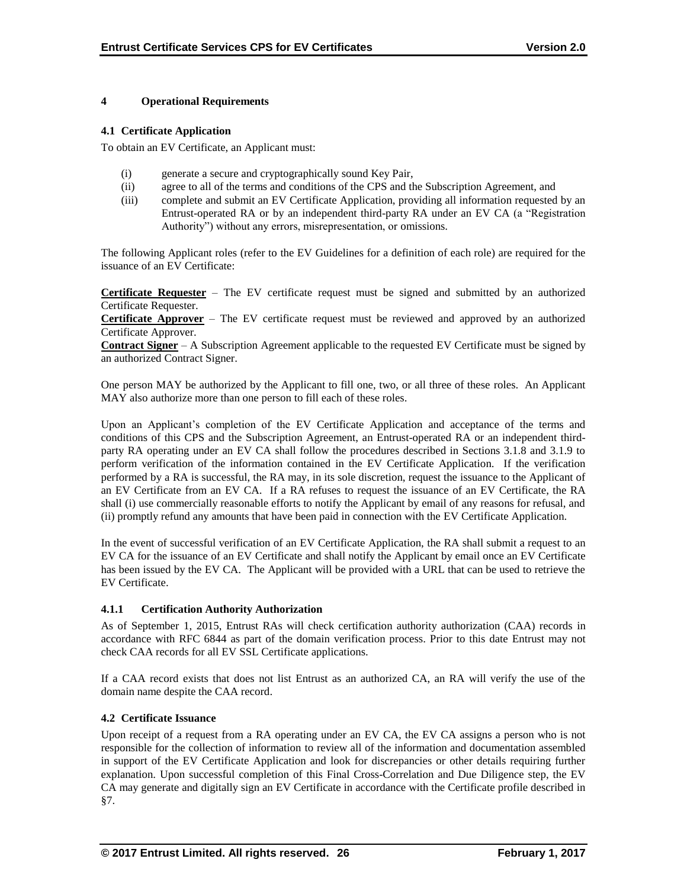# 4 Operational Requirements

## 4.1 Certificate Application

To obtain an EV Certificate, an Applicant must:

(i) generate a secure and cryptographically sound Key Pair,
(ii) agree to all of the terms and conditions of the CPS and the Subscription Agreement, and
(iii) complete and submit an EV Certificate Application, providing all information requested by an Entrust-operated RA or by an independent third-party RA under an EV CA (a "Registration Authority") without any errors, misrepresentation, or omissions.

The following Applicant roles (refer to the EV Guidelines for a definition of each role) are required for the issuance of an EV Certificate:

**Certificate Requester** – The EV certificate request must be signed and submitted by an authorized Certificate Requester.
**Certificate Approver** – The EV certificate request must be reviewed and approved by an authorized Certificate Approver.
**Contract Signer** – A Subscription Agreement applicable to the requested EV Certificate must be signed by an authorized Contract Signer.

One person MAY be authorized by the Applicant to fill one, two, or all three of these roles. An Applicant MAY also authorize more than one person to fill each of these roles.

Upon an Applicant's completion of the EV Certificate Application and acceptance of the terms and conditions of this CPS and the Subscription Agreement, an Entrust-operated RA or an independent third-party RA operating under an EV CA shall follow the procedures described in Sections 3.1.8 and 3.1.9 to perform verification of the information contained in the EV Certificate Application. If the verification performed by a RA is successful, the RA may, in its sole discretion, request the issuance to the Applicant of an EV Certificate from an EV CA. If a RA refuses to request the issuance of an EV Certificate, the RA shall (i) use commercially reasonable efforts to notify the Applicant by email of any reasons for refusal, and (ii) promptly refund any amounts that have been paid in connection with the EV Certificate Application.

In the event of successful verification of an EV Certificate Application, the RA shall submit a request to an EV CA for the issuance of an EV Certificate and shall notify the Applicant by email once an EV Certificate has been issued by the EV CA. The Applicant will be provided with a URL that can be used to retrieve the EV Certificate.

### 4.1.1 Certification Authority Authorization

As of September 1, 2015, Entrust RAs will check certification authority authorization (CAA) records in accordance with RFC 6844 as part of the domain verification process. Prior to this date Entrust may not check CAA records for all EV SSL Certificate applications.

If a CAA record exists that does not list Entrust as an authorized CA, an RA will verify the use of the domain name despite the CAA record.

## 4.2 Certificate Issuance

Upon receipt of a request from a RA operating under an EV CA, the EV CA assigns a person who is not responsible for the collection of information to review all of the information and documentation assembled in support of the EV Certificate Application and look for discrepancies or other details requiring further explanation. Upon successful completion of this Final Cross-Correlation and Due Diligence step, the EV CA may generate and digitally sign an EV Certificate in accordance with the Certificate profile described in §7.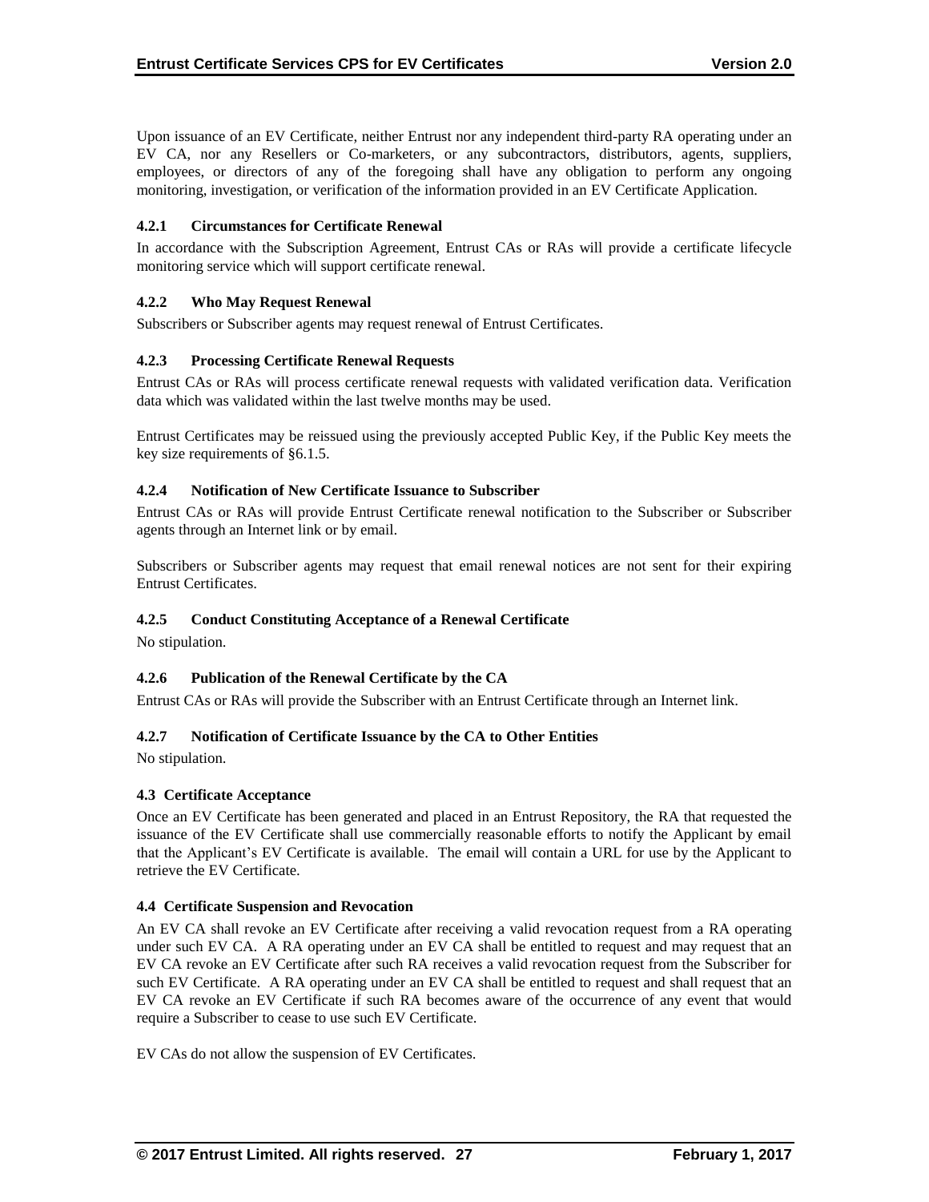Upon issuance of an EV Certificate, neither Entrust nor any independent third-party RA operating under an EV CA, nor any Resellers or Co-marketers, or any subcontractors, distributors, agents, suppliers, employees, or directors of any of the foregoing shall have any obligation to perform any ongoing monitoring, investigation, or verification of the information provided in an EV Certificate Application.

#### 4.2.1 Circumstances for Certificate Renewal

In accordance with the Subscription Agreement, Entrust CAs or RAs will provide a certificate lifecycle monitoring service which will support certificate renewal.

#### 4.2.2 Who May Request Renewal

Subscribers or Subscriber agents may request renewal of Entrust Certificates.

#### 4.2.3 Processing Certificate Renewal Requests

Entrust CAs or RAs will process certificate renewal requests with validated verification data. Verification data which was validated within the last twelve months may be used.

Entrust Certificates may be reissued using the previously accepted Public Key, if the Public Key meets the key size requirements of §6.1.5.

#### 4.2.4 Notification of New Certificate Issuance to Subscriber

Entrust CAs or RAs will provide Entrust Certificate renewal notification to the Subscriber or Subscriber agents through an Internet link or by email.

Subscribers or Subscriber agents may request that email renewal notices are not sent for their expiring Entrust Certificates.

#### 4.2.5 Conduct Constituting Acceptance of a Renewal Certificate

No stipulation.

#### 4.2.6 Publication of the Renewal Certificate by the CA

Entrust CAs or RAs will provide the Subscriber with an Entrust Certificate through an Internet link.

#### 4.2.7 Notification of Certificate Issuance by the CA to Other Entities

No stipulation.

### 4.3 Certificate Acceptance

Once an EV Certificate has been generated and placed in an Entrust Repository, the RA that requested the issuance of the EV Certificate shall use commercially reasonable efforts to notify the Applicant by email that the Applicant's EV Certificate is available. The email will contain a URL for use by the Applicant to retrieve the EV Certificate.

### 4.4 Certificate Suspension and Revocation

An EV CA shall revoke an EV Certificate after receiving a valid revocation request from a RA operating under such EV CA. A RA operating under an EV CA shall be entitled to request and may request that an EV CA revoke an EV Certificate after such RA receives a valid revocation request from the Subscriber for such EV Certificate. A RA operating under an EV CA shall be entitled to request and shall request that an EV CA revoke an EV Certificate if such RA becomes aware of the occurrence of any event that would require a Subscriber to cease to use such EV Certificate.

EV CAs do not allow the suspension of EV Certificates.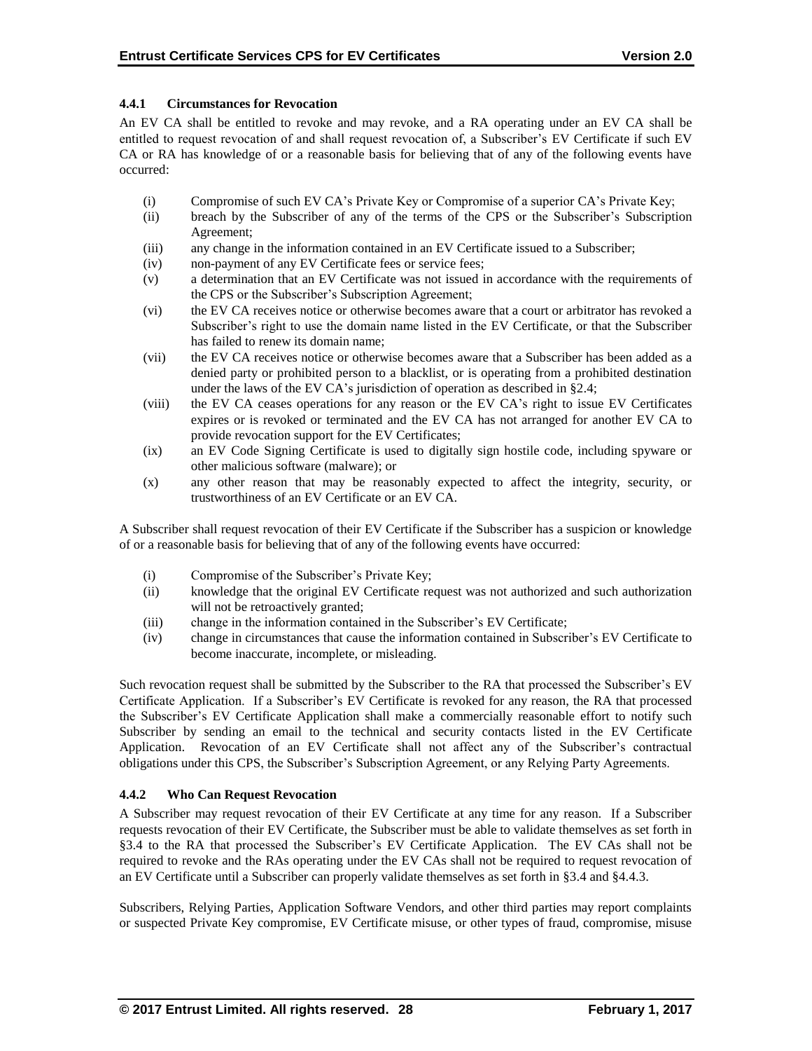### 4.4.1 Circumstances for Revocation

An EV CA shall be entitled to revoke and may revoke, and a RA operating under an EV CA shall be entitled to request revocation of and shall request revocation of, a Subscriber's EV Certificate if such EV CA or RA has knowledge of or a reasonable basis for believing that of any of the following events have occurred:

(i) Compromise of such EV CA's Private Key or Compromise of a superior CA's Private Key;
(ii) breach by the Subscriber of any of the terms of the CPS or the Subscriber's Subscription Agreement;
(iii) any change in the information contained in an EV Certificate issued to a Subscriber;
(iv) non-payment of any EV Certificate fees or service fees;
(v) a determination that an EV Certificate was not issued in accordance with the requirements of the CPS or the Subscriber's Subscription Agreement;
(vi) the EV CA receives notice or otherwise becomes aware that a court or arbitrator has revoked a Subscriber's right to use the domain name listed in the EV Certificate, or that the Subscriber has failed to renew its domain name;
(vii) the EV CA receives notice or otherwise becomes aware that a Subscriber has been added as a denied party or prohibited person to a blacklist, or is operating from a prohibited destination under the laws of the EV CA's jurisdiction of operation as described in §2.4;
(viii) the EV CA ceases operations for any reason or the EV CA's right to issue EV Certificates expires or is revoked or terminated and the EV CA has not arranged for another EV CA to provide revocation support for the EV Certificates;
(ix) an EV Code Signing Certificate is used to digitally sign hostile code, including spyware or other malicious software (malware); or
(x) any other reason that may be reasonably expected to affect the integrity, security, or trustworthiness of an EV Certificate or an EV CA.

A Subscriber shall request revocation of their EV Certificate if the Subscriber has a suspicion or knowledge of or a reasonable basis for believing that of any of the following events have occurred:

(i) Compromise of the Subscriber's Private Key;
(ii) knowledge that the original EV Certificate request was not authorized and such authorization will not be retroactively granted;
(iii) change in the information contained in the Subscriber's EV Certificate;
(iv) change in circumstances that cause the information contained in Subscriber's EV Certificate to become inaccurate, incomplete, or misleading.

Such revocation request shall be submitted by the Subscriber to the RA that processed the Subscriber's EV Certificate Application. If a Subscriber's EV Certificate is revoked for any reason, the RA that processed the Subscriber's EV Certificate Application shall make a commercially reasonable effort to notify such Subscriber by sending an email to the technical and security contacts listed in the EV Certificate Application. Revocation of an EV Certificate shall not affect any of the Subscriber's contractual obligations under this CPS, the Subscriber's Subscription Agreement, or any Relying Party Agreements.

### 4.4.2 Who Can Request Revocation

A Subscriber may request revocation of their EV Certificate at any time for any reason. If a Subscriber requests revocation of their EV Certificate, the Subscriber must be able to validate themselves as set forth in §3.4 to the RA that processed the Subscriber's EV Certificate Application. The EV CAs shall not be required to revoke and the RAs operating under the EV CAs shall not be required to request revocation of an EV Certificate until a Subscriber can properly validate themselves as set forth in §3.4 and §4.4.3.

Subscribers, Relying Parties, Application Software Vendors, and other third parties may report complaints or suspected Private Key compromise, EV Certificate misuse, or other types of fraud, compromise, misuse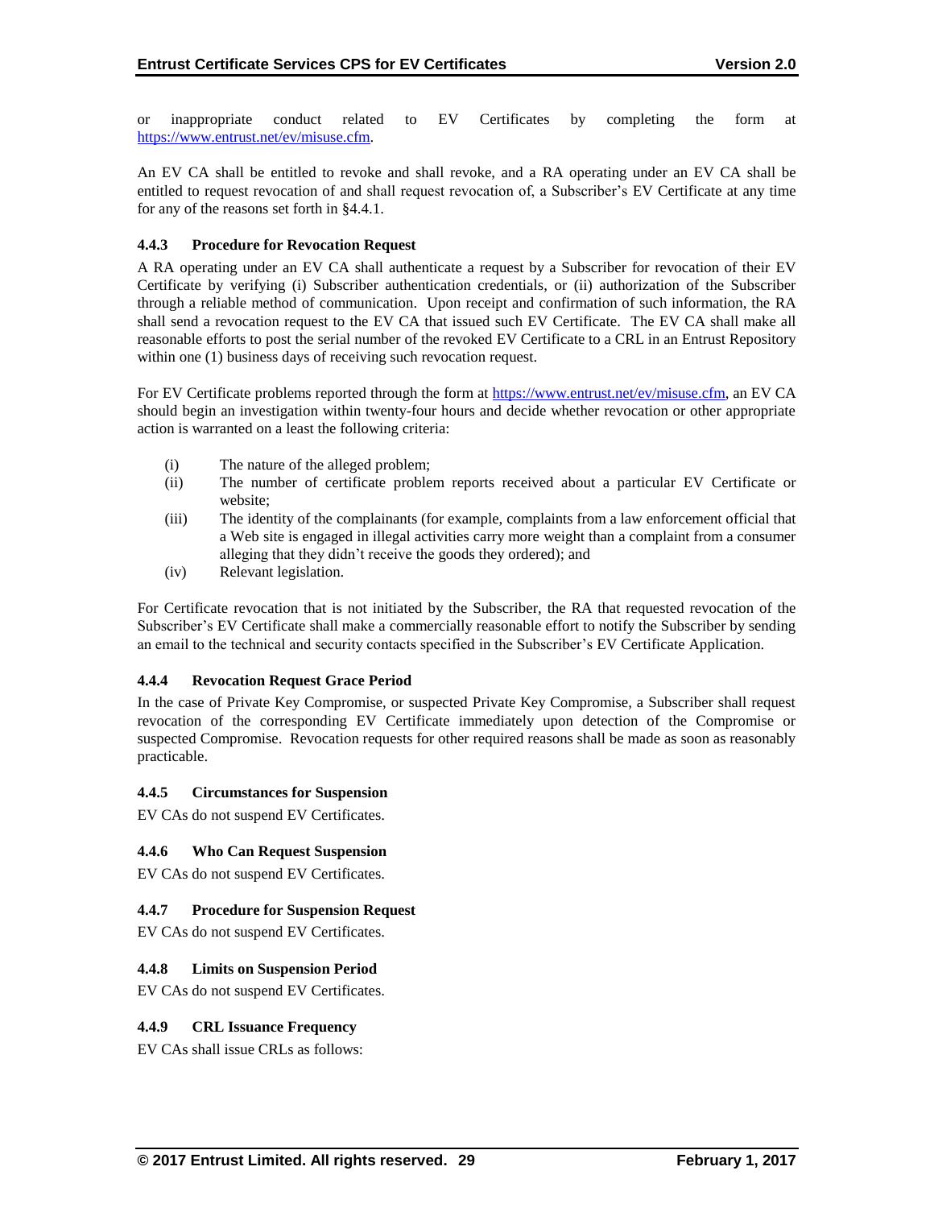or inappropriate conduct related to EV Certificates by completing the form at https://www.entrust.net/ev/misuse.cfm.

An EV CA shall be entitled to revoke and shall revoke, and a RA operating under an EV CA shall be entitled to request revocation of and shall request revocation of, a Subscriber's EV Certificate at any time for any of the reasons set forth in §4.4.1.

#### 4.4.3 Procedure for Revocation Request

A RA operating under an EV CA shall authenticate a request by a Subscriber for revocation of their EV Certificate by verifying (i) Subscriber authentication credentials, or (ii) authorization of the Subscriber through a reliable method of communication. Upon receipt and confirmation of such information, the RA shall send a revocation request to the EV CA that issued such EV Certificate. The EV CA shall make all reasonable efforts to post the serial number of the revoked EV Certificate to a CRL in an Entrust Repository within one (1) business days of receiving such revocation request.

For EV Certificate problems reported through the form at https://www.entrust.net/ev/misuse.cfm, an EV CA should begin an investigation within twenty-four hours and decide whether revocation or other appropriate action is warranted on a least the following criteria:

(i) The nature of the alleged problem;
(ii) The number of certificate problem reports received about a particular EV Certificate or website;
(iii) The identity of the complainants (for example, complaints from a law enforcement official that a Web site is engaged in illegal activities carry more weight than a complaint from a consumer alleging that they didn't receive the goods they ordered); and
(iv) Relevant legislation.

For Certificate revocation that is not initiated by the Subscriber, the RA that requested revocation of the Subscriber's EV Certificate shall make a commercially reasonable effort to notify the Subscriber by sending an email to the technical and security contacts specified in the Subscriber's EV Certificate Application.

#### 4.4.4 Revocation Request Grace Period

In the case of Private Key Compromise, or suspected Private Key Compromise, a Subscriber shall request revocation of the corresponding EV Certificate immediately upon detection of the Compromise or suspected Compromise. Revocation requests for other required reasons shall be made as soon as reasonably practicable.

#### 4.4.5 Circumstances for Suspension

EV CAs do not suspend EV Certificates.

#### 4.4.6 Who Can Request Suspension

EV CAs do not suspend EV Certificates.

#### 4.4.7 Procedure for Suspension Request

EV CAs do not suspend EV Certificates.

#### 4.4.8 Limits on Suspension Period

EV CAs do not suspend EV Certificates.

#### 4.4.9 CRL Issuance Frequency

EV CAs shall issue CRLs as follows: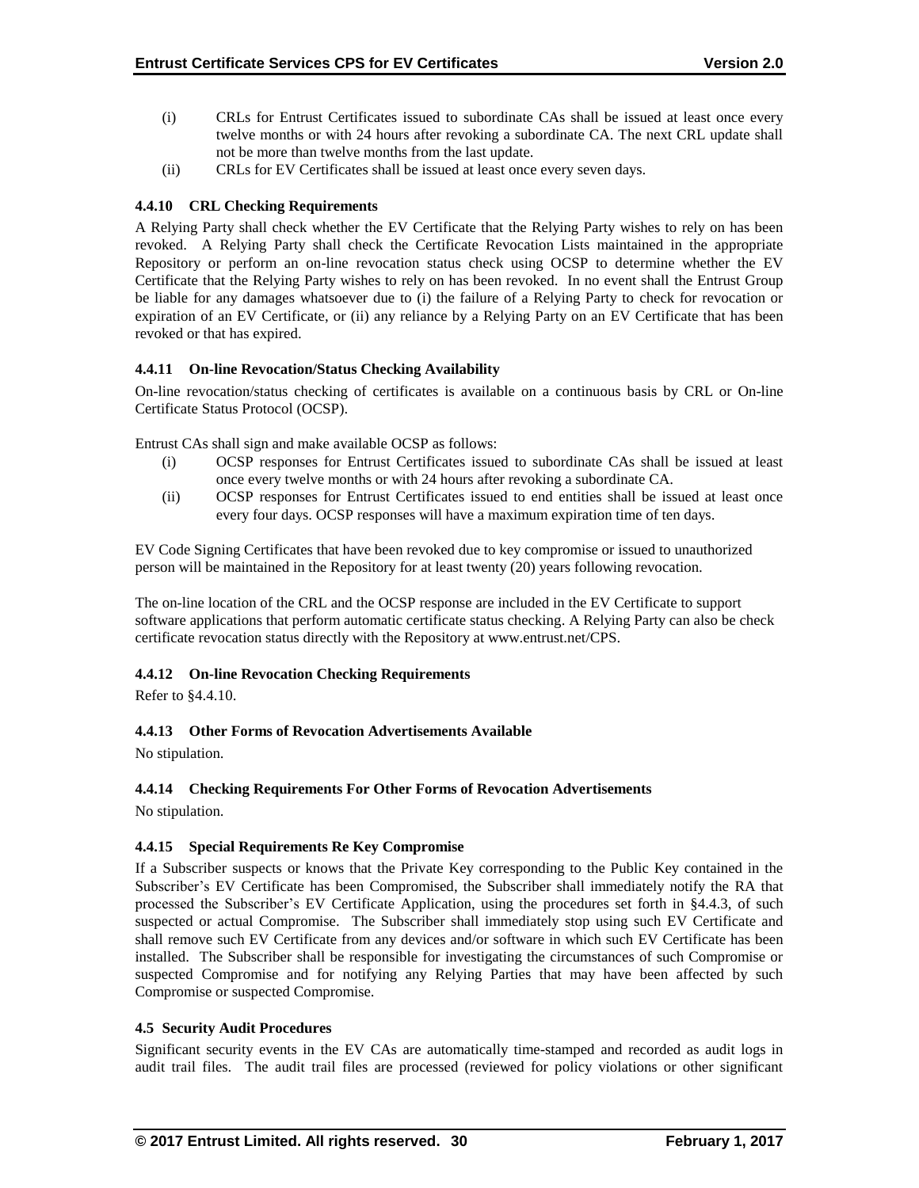(i) CRLs for Entrust Certificates issued to subordinate CAs shall be issued at least once every twelve months or with 24 hours after revoking a subordinate CA. The next CRL update shall not be more than twelve months from the last update.

(ii) CRLs for EV Certificates shall be issued at least once every seven days.

### 4.4.10 CRL Checking Requirements

A Relying Party shall check whether the EV Certificate that the Relying Party wishes to rely on has been revoked. A Relying Party shall check the Certificate Revocation Lists maintained in the appropriate Repository or perform an on-line revocation status check using OCSP to determine whether the EV Certificate that the Relying Party wishes to rely on has been revoked. In no event shall the Entrust Group be liable for any damages whatsoever due to (i) the failure of a Relying Party to check for revocation or expiration of an EV Certificate, or (ii) any reliance by a Relying Party on an EV Certificate that has been revoked or that has expired.

### 4.4.11 On-line Revocation/Status Checking Availability

On-line revocation/status checking of certificates is available on a continuous basis by CRL or On-line Certificate Status Protocol (OCSP).

Entrust CAs shall sign and make available OCSP as follows:

(i) OCSP responses for Entrust Certificates issued to subordinate CAs shall be issued at least once every twelve months or with 24 hours after revoking a subordinate CA.

(ii) OCSP responses for Entrust Certificates issued to end entities shall be issued at least once every four days. OCSP responses will have a maximum expiration time of ten days.

EV Code Signing Certificates that have been revoked due to key compromise or issued to unauthorized person will be maintained in the Repository for at least twenty (20) years following revocation.

The on-line location of the CRL and the OCSP response are included in the EV Certificate to support software applications that perform automatic certificate status checking. A Relying Party can also be check certificate revocation status directly with the Repository at www.entrust.net/CPS.

### 4.4.12 On-line Revocation Checking Requirements

Refer to §4.4.10.

### 4.4.13 Other Forms of Revocation Advertisements Available

No stipulation.

### 4.4.14 Checking Requirements For Other Forms of Revocation Advertisements

No stipulation.

### 4.4.15 Special Requirements Re Key Compromise

If a Subscriber suspects or knows that the Private Key corresponding to the Public Key contained in the Subscriber's EV Certificate has been Compromised, the Subscriber shall immediately notify the RA that processed the Subscriber's EV Certificate Application, using the procedures set forth in §4.4.3, of such suspected or actual Compromise. The Subscriber shall immediately stop using such EV Certificate and shall remove such EV Certificate from any devices and/or software in which such EV Certificate has been installed. The Subscriber shall be responsible for investigating the circumstances of such Compromise or suspected Compromise and for notifying any Relying Parties that may have been affected by such Compromise or suspected Compromise.

## 4.5 Security Audit Procedures

Significant security events in the EV CAs are automatically time-stamped and recorded as audit logs in audit trail files. The audit trail files are processed (reviewed for policy violations or other significant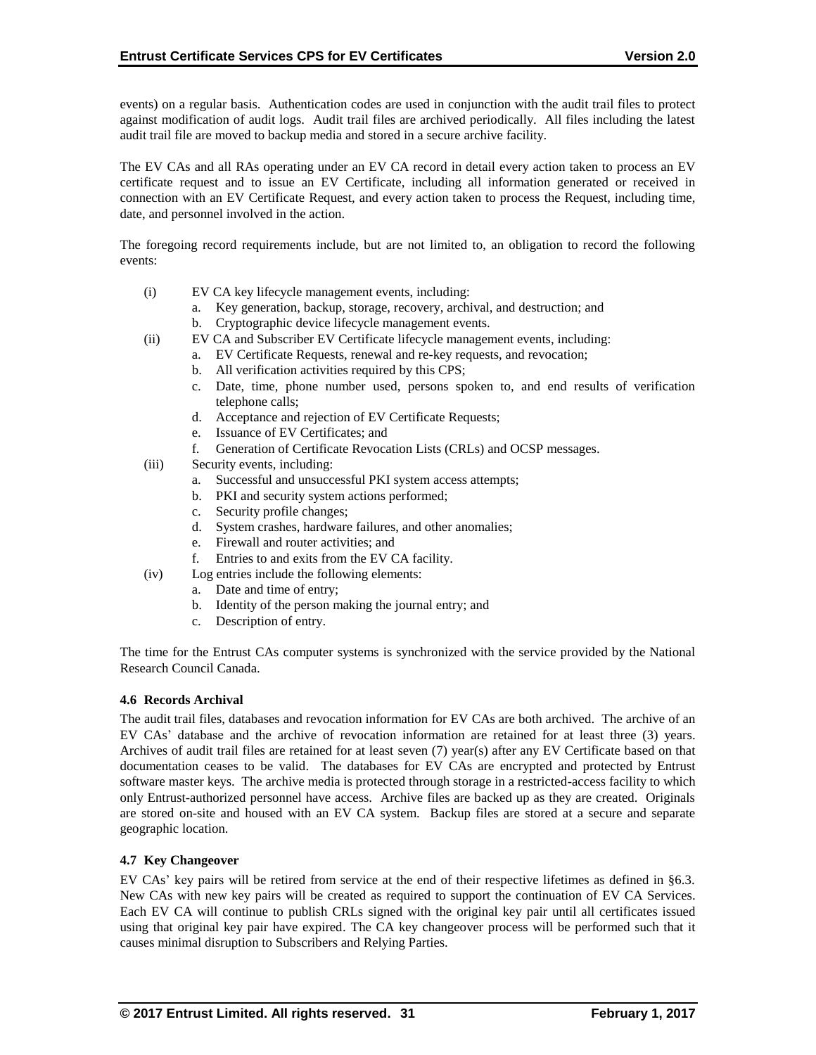events) on a regular basis. Authentication codes are used in conjunction with the audit trail files to protect against modification of audit logs. Audit trail files are archived periodically. All files including the latest audit trail file are moved to backup media and stored in a secure archive facility.

The EV CAs and all RAs operating under an EV CA record in detail every action taken to process an EV certificate request and to issue an EV Certificate, including all information generated or received in connection with an EV Certificate Request, and every action taken to process the Request, including time, date, and personnel involved in the action.

The foregoing record requirements include, but are not limited to, an obligation to record the following events:

(i) EV CA key lifecycle management events, including:
   a. Key generation, backup, storage, recovery, archival, and destruction; and
   b. Cryptographic device lifecycle management events.

(ii) EV CA and Subscriber EV Certificate lifecycle management events, including:
   a. EV Certificate Requests, renewal and re-key requests, and revocation;
   b. All verification activities required by this CPS;
   c. Date, time, phone number used, persons spoken to, and end results of verification telephone calls;
   d. Acceptance and rejection of EV Certificate Requests;
   e. Issuance of EV Certificates; and
   f. Generation of Certificate Revocation Lists (CRLs) and OCSP messages.

(iii) Security events, including:
   a. Successful and unsuccessful PKI system access attempts;
   b. PKI and security system actions performed;
   c. Security profile changes;
   d. System crashes, hardware failures, and other anomalies;
   e. Firewall and router activities; and
   f. Entries to and exits from the EV CA facility.

(iv) Log entries include the following elements:
   a. Date and time of entry;
   b. Identity of the person making the journal entry; and
   c. Description of entry.

The time for the Entrust CAs computer systems is synchronized with the service provided by the National Research Council Canada.

#### 4.6 Records Archival

The audit trail files, databases and revocation information for EV CAs are both archived. The archive of an EV CAs' database and the archive of revocation information are retained for at least three (3) years. Archives of audit trail files are retained for at least seven (7) year(s) after any EV Certificate based on that documentation ceases to be valid. The databases for EV CAs are encrypted and protected by Entrust software master keys. The archive media is protected through storage in a restricted-access facility to which only Entrust-authorized personnel have access. Archive files are backed up as they are created. Originals are stored on-site and housed with an EV CA system. Backup files are stored at a secure and separate geographic location.

#### 4.7 Key Changeover

EV CAs' key pairs will be retired from service at the end of their respective lifetimes as defined in §6.3. New CAs with new key pairs will be created as required to support the continuation of EV CA Services. Each EV CA will continue to publish CRLs signed with the original key pair until all certificates issued using that original key pair have expired. The CA key changeover process will be performed such that it causes minimal disruption to Subscribers and Relying Parties.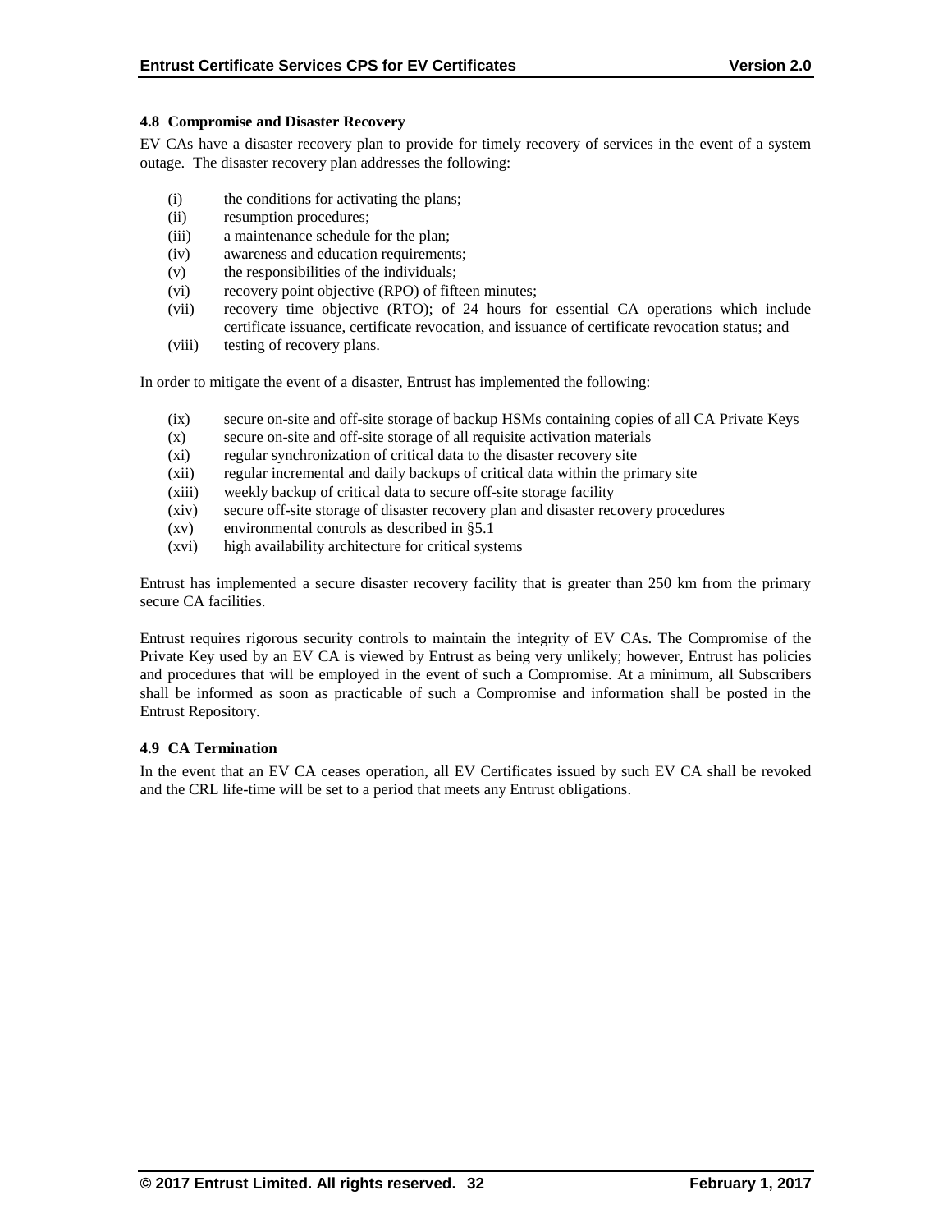### 4.8 Compromise and Disaster Recovery

EV CAs have a disaster recovery plan to provide for timely recovery of services in the event of a system outage. The disaster recovery plan addresses the following:

- (i) the conditions for activating the plans;
- (ii) resumption procedures;
- (iii) a maintenance schedule for the plan;
- (iv) awareness and education requirements;
- (v) the responsibilities of the individuals;
- (vi) recovery point objective (RPO) of fifteen minutes;
- (vii) recovery time objective (RTO); of 24 hours for essential CA operations which include certificate issuance, certificate revocation, and issuance of certificate revocation status; and
- (viii) testing of recovery plans.

In order to mitigate the event of a disaster, Entrust has implemented the following:

- (ix) secure on-site and off-site storage of backup HSMs containing copies of all CA Private Keys
- (x) secure on-site and off-site storage of all requisite activation materials
- (xi) regular synchronization of critical data to the disaster recovery site
- (xii) regular incremental and daily backups of critical data within the primary site
- (xiii) weekly backup of critical data to secure off-site storage facility
- (xiv) secure off-site storage of disaster recovery plan and disaster recovery procedures
- (xv) environmental controls as described in §5.1
- (xvi) high availability architecture for critical systems

Entrust has implemented a secure disaster recovery facility that is greater than 250 km from the primary secure CA facilities.

Entrust requires rigorous security controls to maintain the integrity of EV CAs. The Compromise of the Private Key used by an EV CA is viewed by Entrust as being very unlikely; however, Entrust has policies and procedures that will be employed in the event of such a Compromise. At a minimum, all Subscribers shall be informed as soon as practicable of such a Compromise and information shall be posted in the Entrust Repository.

### 4.9 CA Termination

In the event that an EV CA ceases operation, all EV Certificates issued by such EV CA shall be revoked and the CRL life-time will be set to a period that meets any Entrust obligations.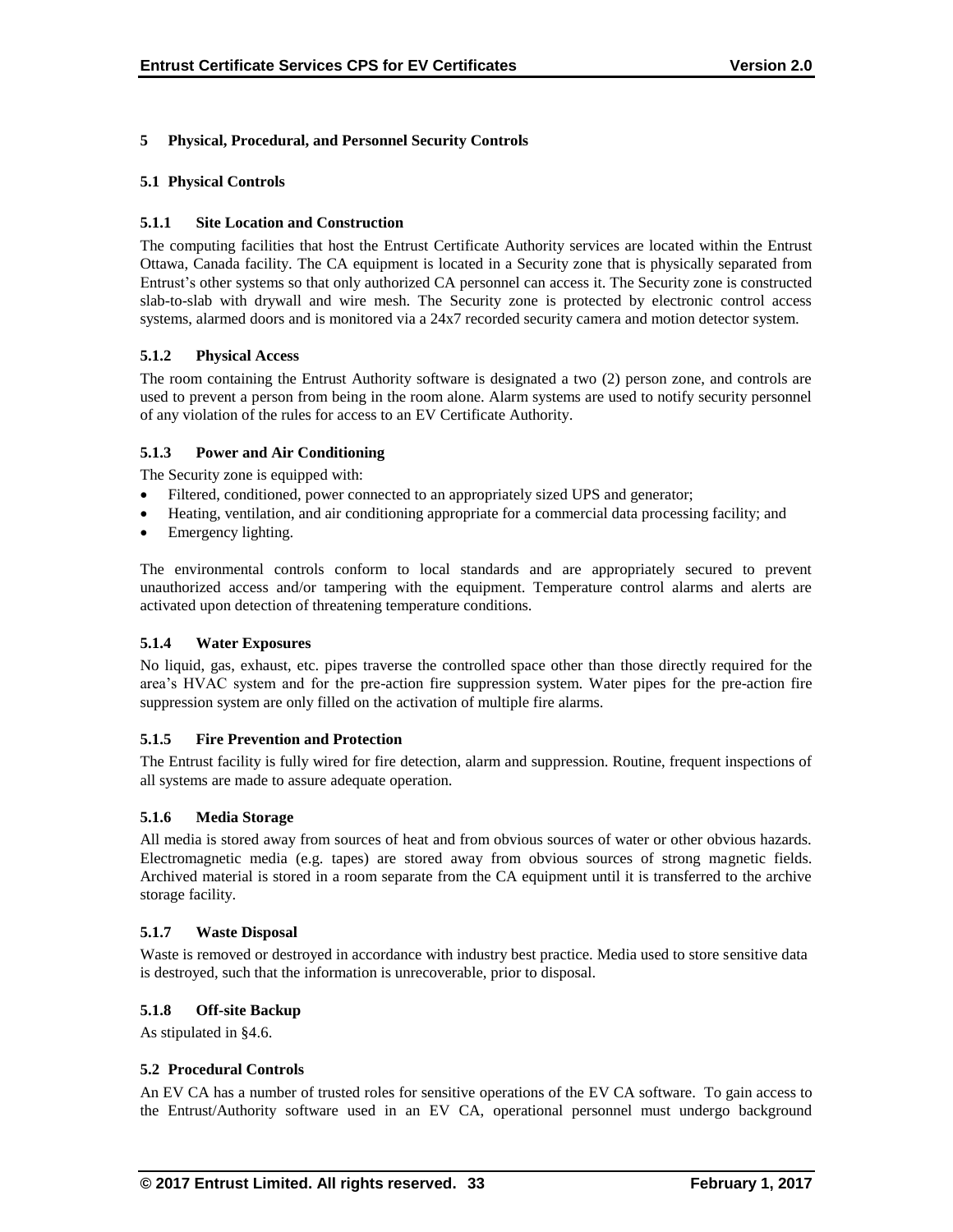# 5 Physical, Procedural, and Personnel Security Controls

## 5.1 Physical Controls

### 5.1.1 Site Location and Construction

The computing facilities that host the Entrust Certificate Authority services are located within the Entrust Ottawa, Canada facility. The CA equipment is located in a Security zone that is physically separated from Entrust's other systems so that only authorized CA personnel can access it. The Security zone is constructed slab-to-slab with drywall and wire mesh. The Security zone is protected by electronic control access systems, alarmed doors and is monitored via a 24x7 recorded security camera and motion detector system.

### 5.1.2 Physical Access

The room containing the Entrust Authority software is designated a two (2) person zone, and controls are used to prevent a person from being in the room alone. Alarm systems are used to notify security personnel of any violation of the rules for access to an EV Certificate Authority.

### 5.1.3 Power and Air Conditioning

The Security zone is equipped with:

- Filtered, conditioned, power connected to an appropriately sized UPS and generator;
- Heating, ventilation, and air conditioning appropriate for a commercial data processing facility; and
- Emergency lighting.

The environmental controls conform to local standards and are appropriately secured to prevent unauthorized access and/or tampering with the equipment. Temperature control alarms and alerts are activated upon detection of threatening temperature conditions.

### 5.1.4 Water Exposures

No liquid, gas, exhaust, etc. pipes traverse the controlled space other than those directly required for the area's HVAC system and for the pre-action fire suppression system. Water pipes for the pre-action fire suppression system are only filled on the activation of multiple fire alarms.

### 5.1.5 Fire Prevention and Protection

The Entrust facility is fully wired for fire detection, alarm and suppression. Routine, frequent inspections of all systems are made to assure adequate operation.

### 5.1.6 Media Storage

All media is stored away from sources of heat and from obvious sources of water or other obvious hazards. Electromagnetic media (e.g. tapes) are stored away from obvious sources of strong magnetic fields. Archived material is stored in a room separate from the CA equipment until it is transferred to the archive storage facility.

### 5.1.7 Waste Disposal

Waste is removed or destroyed in accordance with industry best practice. Media used to store sensitive data is destroyed, such that the information is unrecoverable, prior to disposal.

### 5.1.8 Off-site Backup

As stipulated in §4.6.

## 5.2 Procedural Controls

An EV CA has a number of trusted roles for sensitive operations of the EV CA software. To gain access to the Entrust/Authority software used in an EV CA, operational personnel must undergo background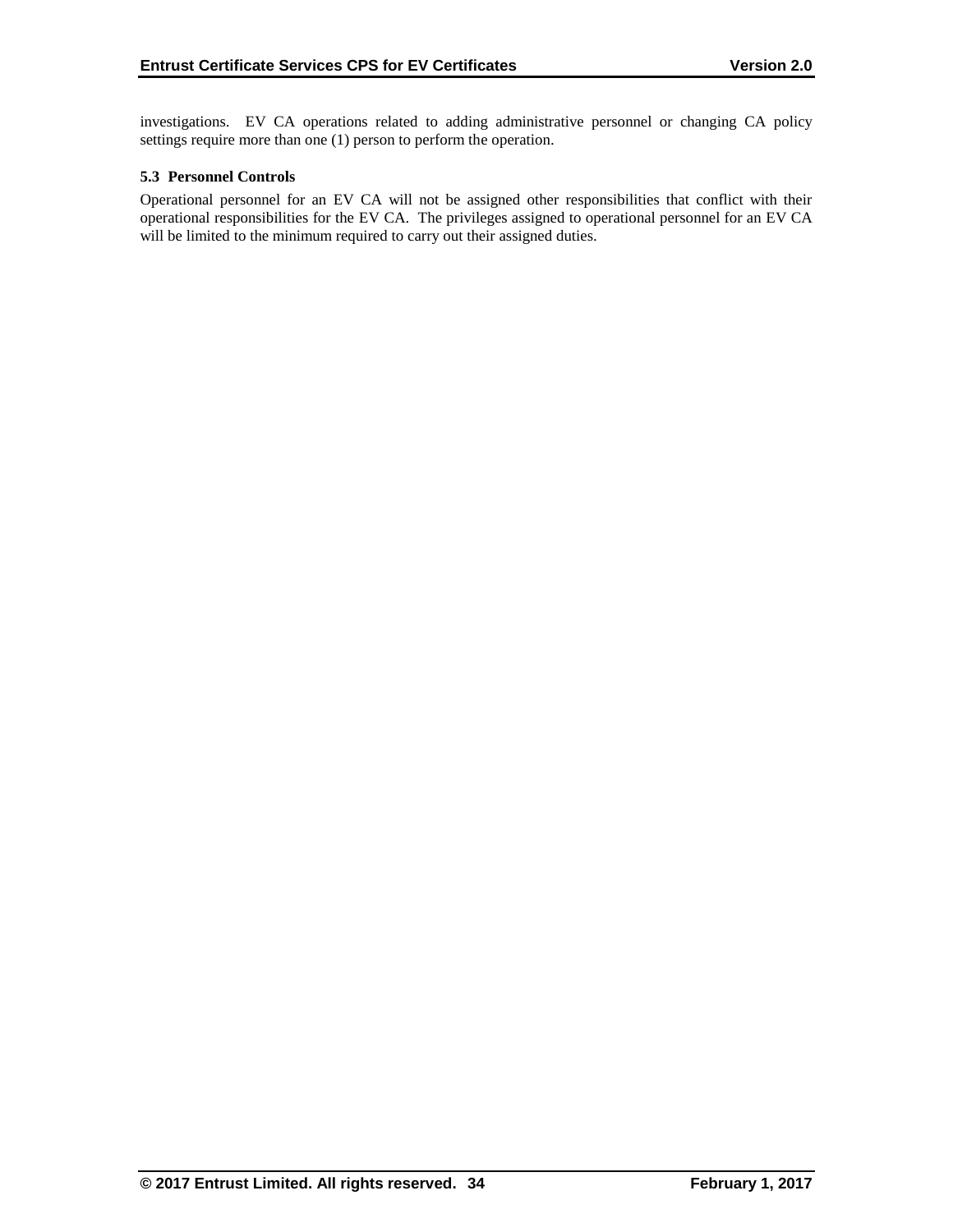investigations. EV CA operations related to adding administrative personnel or changing CA policy settings require more than one (1) person to perform the operation.

### 5.3 Personnel Controls

Operational personnel for an EV CA will not be assigned other responsibilities that conflict with their operational responsibilities for the EV CA. The privileges assigned to operational personnel for an EV CA will be limited to the minimum required to carry out their assigned duties.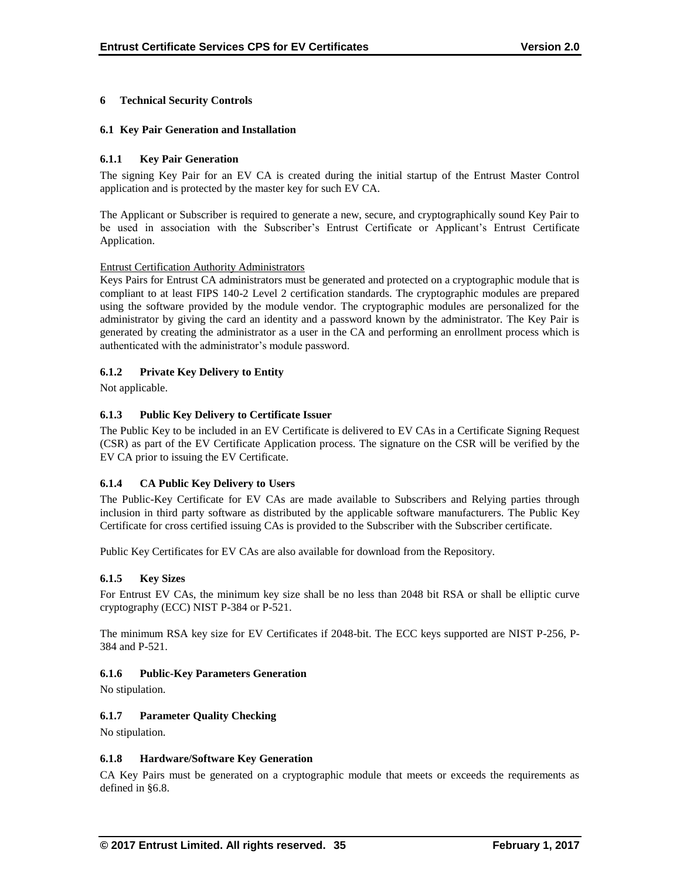## 6 Technical Security Controls

### 6.1 Key Pair Generation and Installation

#### 6.1.1 Key Pair Generation

The signing Key Pair for an EV CA is created during the initial startup of the Entrust Master Control application and is protected by the master key for such EV CA.

The Applicant or Subscriber is required to generate a new, secure, and cryptographically sound Key Pair to be used in association with the Subscriber's Entrust Certificate or Applicant's Entrust Certificate Application.

Entrust Certification Authority Administrators

Keys Pairs for Entrust CA administrators must be generated and protected on a cryptographic module that is compliant to at least FIPS 140-2 Level 2 certification standards. The cryptographic modules are prepared using the software provided by the module vendor. The cryptographic modules are personalized for the administrator by giving the card an identity and a password known by the administrator. The Key Pair is generated by creating the administrator as a user in the CA and performing an enrollment process which is authenticated with the administrator's module password.

#### 6.1.2 Private Key Delivery to Entity

Not applicable.

#### 6.1.3 Public Key Delivery to Certificate Issuer

The Public Key to be included in an EV Certificate is delivered to EV CAs in a Certificate Signing Request (CSR) as part of the EV Certificate Application process. The signature on the CSR will be verified by the EV CA prior to issuing the EV Certificate.

#### 6.1.4 CA Public Key Delivery to Users

The Public-Key Certificate for EV CAs are made available to Subscribers and Relying parties through inclusion in third party software as distributed by the applicable software manufacturers. The Public Key Certificate for cross certified issuing CAs is provided to the Subscriber with the Subscriber certificate.

Public Key Certificates for EV CAs are also available for download from the Repository.

#### 6.1.5 Key Sizes

For Entrust EV CAs, the minimum key size shall be no less than 2048 bit RSA or shall be elliptic curve cryptography (ECC) NIST P-384 or P-521.

The minimum RSA key size for EV Certificates if 2048-bit. The ECC keys supported are NIST P-256, P-384 and P-521.

#### 6.1.6 Public-Key Parameters Generation

No stipulation.

#### 6.1.7 Parameter Quality Checking

No stipulation.

#### 6.1.8 Hardware/Software Key Generation

CA Key Pairs must be generated on a cryptographic module that meets or exceeds the requirements as defined in §6.8.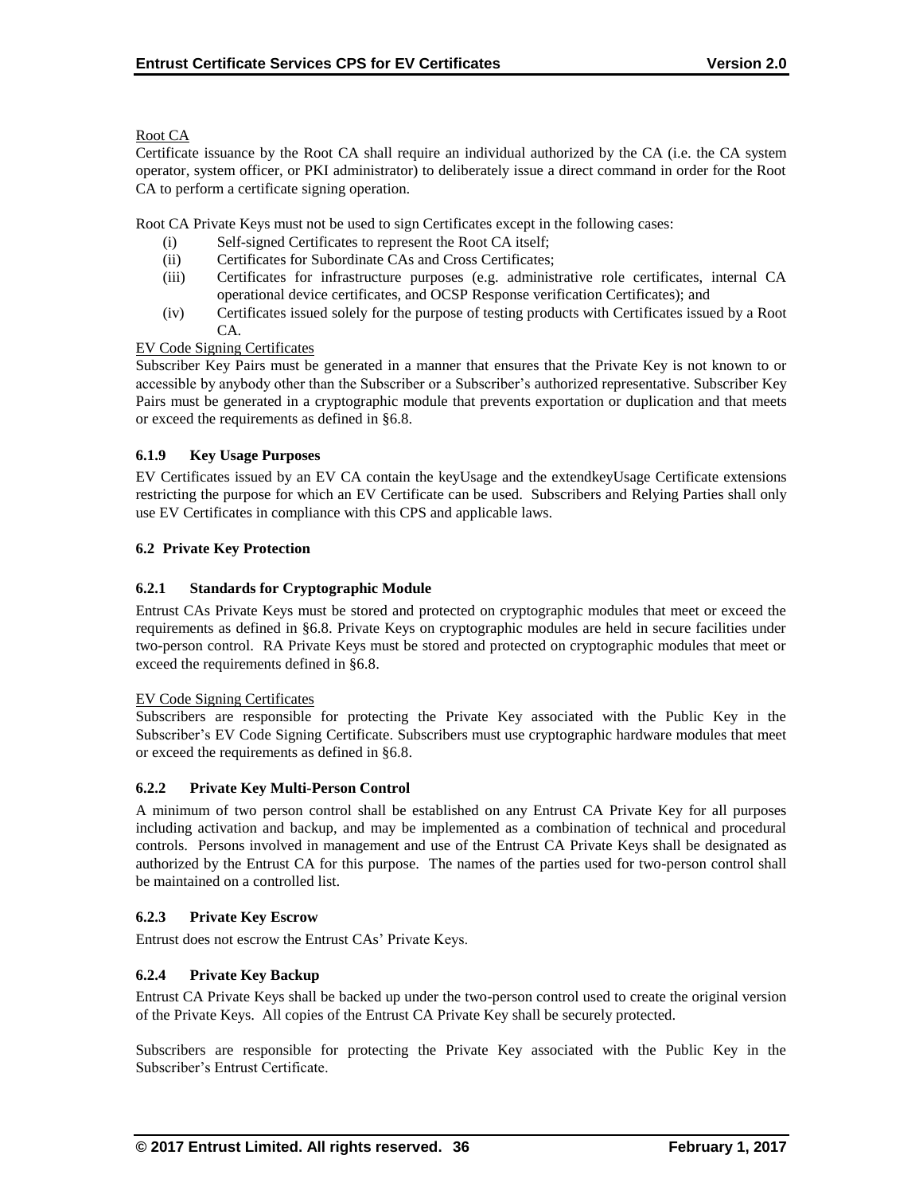Root CA

Certificate issuance by the Root CA shall require an individual authorized by the CA (i.e. the CA system operator, system officer, or PKI administrator) to deliberately issue a direct command in order for the Root CA to perform a certificate signing operation.

Root CA Private Keys must not be used to sign Certificates except in the following cases:

(i) Self-signed Certificates to represent the Root CA itself;
(ii) Certificates for Subordinate CAs and Cross Certificates;
(iii) Certificates for infrastructure purposes (e.g. administrative role certificates, internal CA operational device certificates, and OCSP Response verification Certificates); and
(iv) Certificates issued solely for the purpose of testing products with Certificates issued by a Root CA.

EV Code Signing Certificates

Subscriber Key Pairs must be generated in a manner that ensures that the Private Key is not known to or accessible by anybody other than the Subscriber or a Subscriber's authorized representative. Subscriber Key Pairs must be generated in a cryptographic module that prevents exportation or duplication and that meets or exceed the requirements as defined in §6.8.

### 6.1.9 Key Usage Purposes

EV Certificates issued by an EV CA contain the keyUsage and the extendkeyUsage Certificate extensions restricting the purpose for which an EV Certificate can be used. Subscribers and Relying Parties shall only use EV Certificates in compliance with this CPS and applicable laws.

## 6.2 Private Key Protection

### 6.2.1 Standards for Cryptographic Module

Entrust CAs Private Keys must be stored and protected on cryptographic modules that meet or exceed the requirements as defined in §6.8. Private Keys on cryptographic modules are held in secure facilities under two-person control. RA Private Keys must be stored and protected on cryptographic modules that meet or exceed the requirements defined in §6.8.

EV Code Signing Certificates

Subscribers are responsible for protecting the Private Key associated with the Public Key in the Subscriber's EV Code Signing Certificate. Subscribers must use cryptographic hardware modules that meet or exceed the requirements as defined in §6.8.

### 6.2.2 Private Key Multi-Person Control

A minimum of two person control shall be established on any Entrust CA Private Key for all purposes including activation and backup, and may be implemented as a combination of technical and procedural controls. Persons involved in management and use of the Entrust CA Private Keys shall be designated as authorized by the Entrust CA for this purpose. The names of the parties used for two-person control shall be maintained on a controlled list.

### 6.2.3 Private Key Escrow

Entrust does not escrow the Entrust CAs' Private Keys.

### 6.2.4 Private Key Backup

Entrust CA Private Keys shall be backed up under the two-person control used to create the original version of the Private Keys. All copies of the Entrust CA Private Key shall be securely protected.

Subscribers are responsible for protecting the Private Key associated with the Public Key in the Subscriber's Entrust Certificate.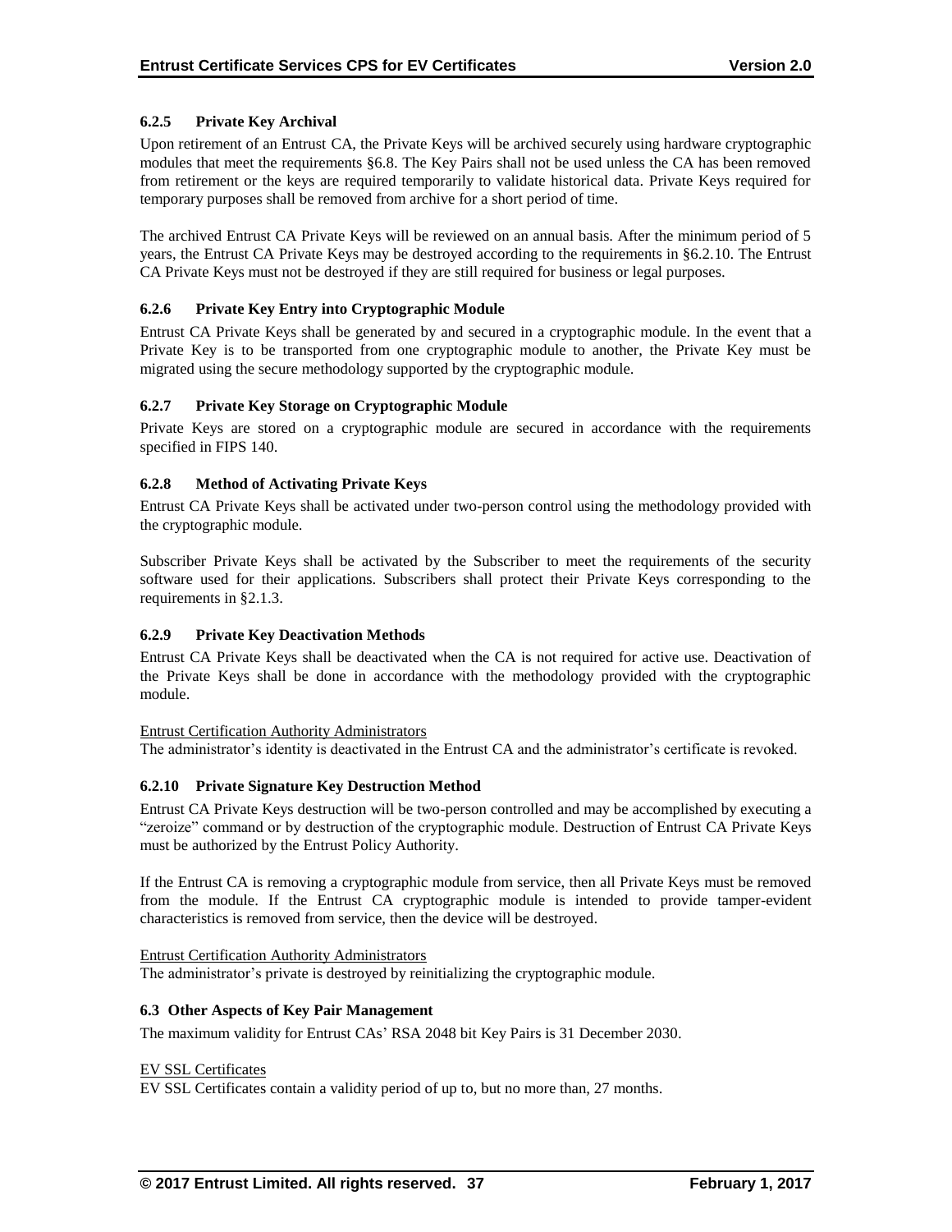#### 6.2.5 Private Key Archival

Upon retirement of an Entrust CA, the Private Keys will be archived securely using hardware cryptographic modules that meet the requirements §6.8. The Key Pairs shall not be used unless the CA has been removed from retirement or the keys are required temporarily to validate historical data. Private Keys required for temporary purposes shall be removed from archive for a short period of time.

The archived Entrust CA Private Keys will be reviewed on an annual basis. After the minimum period of 5 years, the Entrust CA Private Keys may be destroyed according to the requirements in §6.2.10. The Entrust CA Private Keys must not be destroyed if they are still required for business or legal purposes.

#### 6.2.6 Private Key Entry into Cryptographic Module

Entrust CA Private Keys shall be generated by and secured in a cryptographic module. In the event that a Private Key is to be transported from one cryptographic module to another, the Private Key must be migrated using the secure methodology supported by the cryptographic module.

#### 6.2.7 Private Key Storage on Cryptographic Module

Private Keys are stored on a cryptographic module are secured in accordance with the requirements specified in FIPS 140.

#### 6.2.8 Method of Activating Private Keys

Entrust CA Private Keys shall be activated under two-person control using the methodology provided with the cryptographic module.

Subscriber Private Keys shall be activated by the Subscriber to meet the requirements of the security software used for their applications. Subscribers shall protect their Private Keys corresponding to the requirements in §2.1.3.

#### 6.2.9 Private Key Deactivation Methods

Entrust CA Private Keys shall be deactivated when the CA is not required for active use. Deactivation of the Private Keys shall be done in accordance with the methodology provided with the cryptographic module.

Entrust Certification Authority Administrators

The administrator's identity is deactivated in the Entrust CA and the administrator's certificate is revoked.

#### 6.2.10 Private Signature Key Destruction Method

Entrust CA Private Keys destruction will be two-person controlled and may be accomplished by executing a "zeroize" command or by destruction of the cryptographic module. Destruction of Entrust CA Private Keys must be authorized by the Entrust Policy Authority.

If the Entrust CA is removing a cryptographic module from service, then all Private Keys must be removed from the module. If the Entrust CA cryptographic module is intended to provide tamper-evident characteristics is removed from service, then the device will be destroyed.

Entrust Certification Authority Administrators

The administrator's private is destroyed by reinitializing the cryptographic module.

### 6.3 Other Aspects of Key Pair Management

The maximum validity for Entrust CAs' RSA 2048 bit Key Pairs is 31 December 2030.

EV SSL Certificates

EV SSL Certificates contain a validity period of up to, but no more than, 27 months.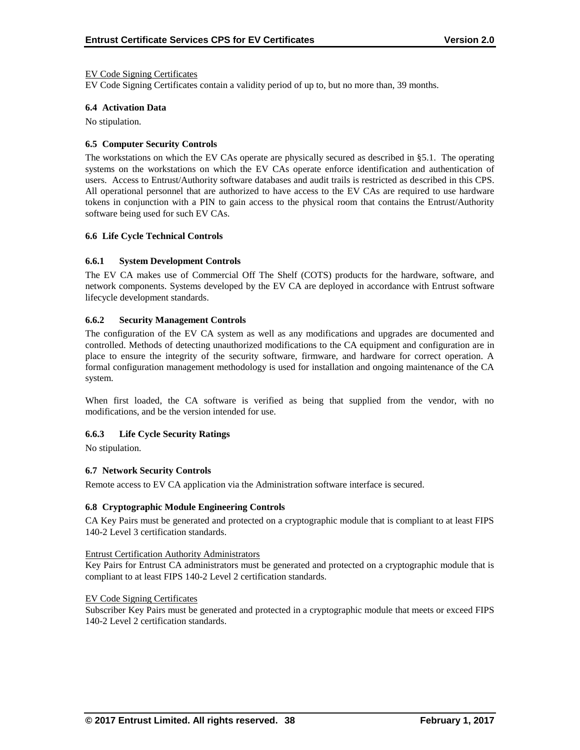EV Code Signing Certificates

EV Code Signing Certificates contain a validity period of up to, but no more than, 39 months.

### 6.4 Activation Data

No stipulation.

### 6.5 Computer Security Controls

The workstations on which the EV CAs operate are physically secured as described in §5.1. The operating systems on the workstations on which the EV CAs operate enforce identification and authentication of users. Access to Entrust/Authority software databases and audit trails is restricted as described in this CPS. All operational personnel that are authorized to have access to the EV CAs are required to use hardware tokens in conjunction with a PIN to gain access to the physical room that contains the Entrust/Authority software being used for such EV CAs.

### 6.6 Life Cycle Technical Controls

#### 6.6.1 System Development Controls

The EV CA makes use of Commercial Off The Shelf (COTS) products for the hardware, software, and network components. Systems developed by the EV CA are deployed in accordance with Entrust software lifecycle development standards.

#### 6.6.2 Security Management Controls

The configuration of the EV CA system as well as any modifications and upgrades are documented and controlled. Methods of detecting unauthorized modifications to the CA equipment and configuration are in place to ensure the integrity of the security software, firmware, and hardware for correct operation. A formal configuration management methodology is used for installation and ongoing maintenance of the CA system.

When first loaded, the CA software is verified as being that supplied from the vendor, with no modifications, and be the version intended for use.

#### 6.6.3 Life Cycle Security Ratings

No stipulation.

### 6.7 Network Security Controls

Remote access to EV CA application via the Administration software interface is secured.

### 6.8 Cryptographic Module Engineering Controls

CA Key Pairs must be generated and protected on a cryptographic module that is compliant to at least FIPS 140-2 Level 3 certification standards.

Entrust Certification Authority Administrators

Key Pairs for Entrust CA administrators must be generated and protected on a cryptographic module that is compliant to at least FIPS 140-2 Level 2 certification standards.

EV Code Signing Certificates

Subscriber Key Pairs must be generated and protected in a cryptographic module that meets or exceed FIPS 140-2 Level 2 certification standards.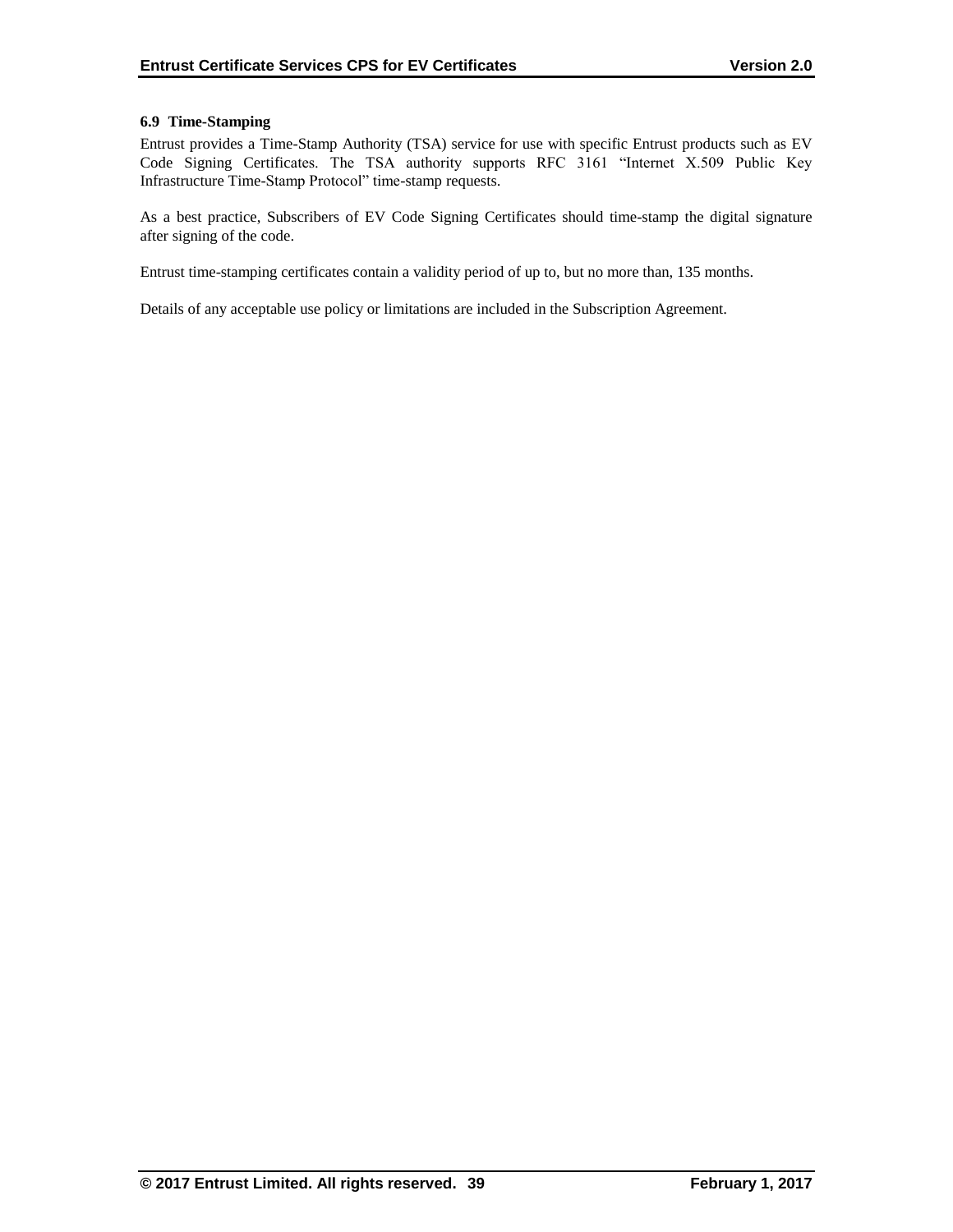### 6.9 Time-Stamping

Entrust provides a Time-Stamp Authority (TSA) service for use with specific Entrust products such as EV Code Signing Certificates. The TSA authority supports RFC 3161 "Internet X.509 Public Key Infrastructure Time-Stamp Protocol" time-stamp requests.

As a best practice, Subscribers of EV Code Signing Certificates should time-stamp the digital signature after signing of the code.

Entrust time-stamping certificates contain a validity period of up to, but no more than, 135 months.

Details of any acceptable use policy or limitations are included in the Subscription Agreement.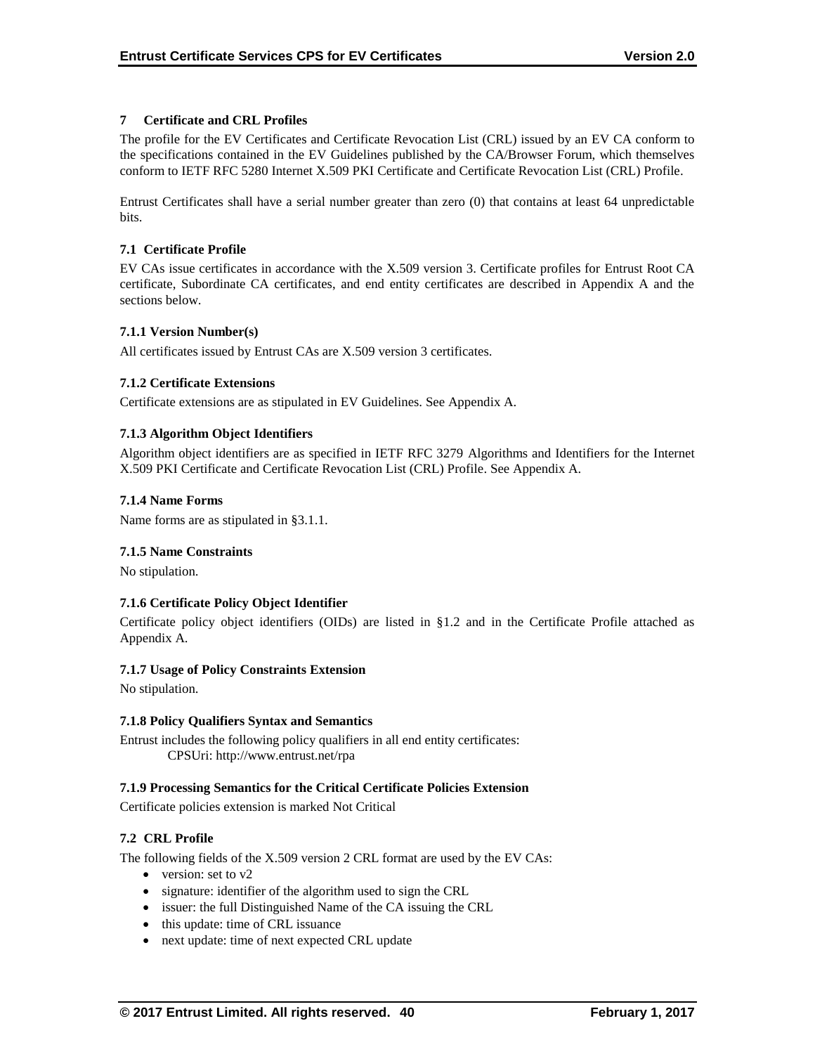# 7 Certificate and CRL Profiles

The profile for the EV Certificates and Certificate Revocation List (CRL) issued by an EV CA conform to the specifications contained in the EV Guidelines published by the CA/Browser Forum, which themselves conform to IETF RFC 5280 Internet X.509 PKI Certificate and Certificate Revocation List (CRL) Profile.

Entrust Certificates shall have a serial number greater than zero (0) that contains at least 64 unpredictable bits.

## 7.1 Certificate Profile

EV CAs issue certificates in accordance with the X.509 version 3. Certificate profiles for Entrust Root CA certificate, Subordinate CA certificates, and end entity certificates are described in Appendix A and the sections below.

### 7.1.1 Version Number(s)

All certificates issued by Entrust CAs are X.509 version 3 certificates.

### 7.1.2 Certificate Extensions

Certificate extensions are as stipulated in EV Guidelines. See Appendix A.

### 7.1.3 Algorithm Object Identifiers

Algorithm object identifiers are as specified in IETF RFC 3279 Algorithms and Identifiers for the Internet X.509 PKI Certificate and Certificate Revocation List (CRL) Profile. See Appendix A.

### 7.1.4 Name Forms

Name forms are as stipulated in §3.1.1.

### 7.1.5 Name Constraints

No stipulation.

### 7.1.6 Certificate Policy Object Identifier

Certificate policy object identifiers (OIDs) are listed in §1.2 and in the Certificate Profile attached as Appendix A.

### 7.1.7 Usage of Policy Constraints Extension

No stipulation.

### 7.1.8 Policy Qualifiers Syntax and Semantics

Entrust includes the following policy qualifiers in all end entity certificates:

CPSUri: http://www.entrust.net/rpa

### 7.1.9 Processing Semantics for the Critical Certificate Policies Extension

Certificate policies extension is marked Not Critical

## 7.2 CRL Profile

The following fields of the X.509 version 2 CRL format are used by the EV CAs:

- version: set to v2
- signature: identifier of the algorithm used to sign the CRL
- issuer: the full Distinguished Name of the CA issuing the CRL
- this update: time of CRL issuance
- next update: time of next expected CRL update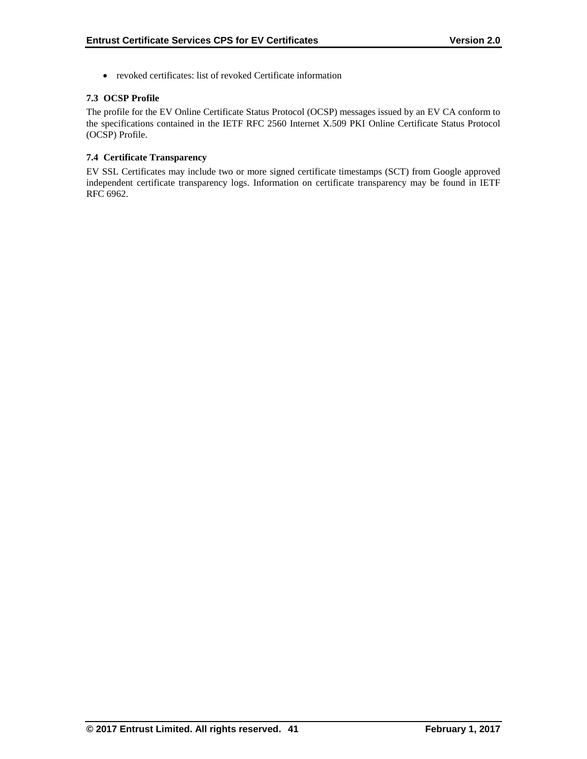- revoked certificates: list of revoked Certificate information

### 7.3 OCSP Profile

The profile for the EV Online Certificate Status Protocol (OCSP) messages issued by an EV CA conform to the specifications contained in the IETF RFC 2560 Internet X.509 PKI Online Certificate Status Protocol (OCSP) Profile.

### 7.4 Certificate Transparency

EV SSL Certificates may include two or more signed certificate timestamps (SCT) from Google approved independent certificate transparency logs. Information on certificate transparency may be found in IETF RFC 6962.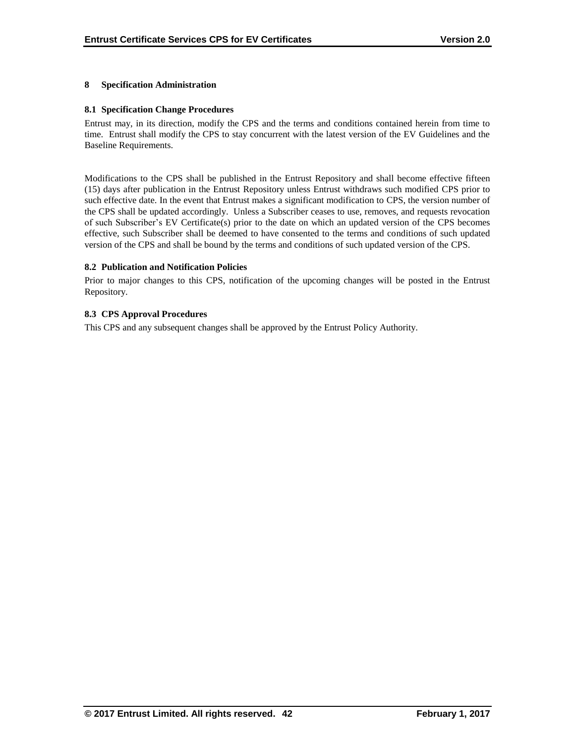# 8 Specification Administration

## 8.1 Specification Change Procedures

Entrust may, in its direction, modify the CPS and the terms and conditions contained herein from time to time. Entrust shall modify the CPS to stay concurrent with the latest version of the EV Guidelines and the Baseline Requirements.

Modifications to the CPS shall be published in the Entrust Repository and shall become effective fifteen (15) days after publication in the Entrust Repository unless Entrust withdraws such modified CPS prior to such effective date. In the event that Entrust makes a significant modification to CPS, the version number of the CPS shall be updated accordingly. Unless a Subscriber ceases to use, removes, and requests revocation of such Subscriber's EV Certificate(s) prior to the date on which an updated version of the CPS becomes effective, such Subscriber shall be deemed to have consented to the terms and conditions of such updated version of the CPS and shall be bound by the terms and conditions of such updated version of the CPS.

## 8.2 Publication and Notification Policies

Prior to major changes to this CPS, notification of the upcoming changes will be posted in the Entrust Repository.

## 8.3 CPS Approval Procedures

This CPS and any subsequent changes shall be approved by the Entrust Policy Authority.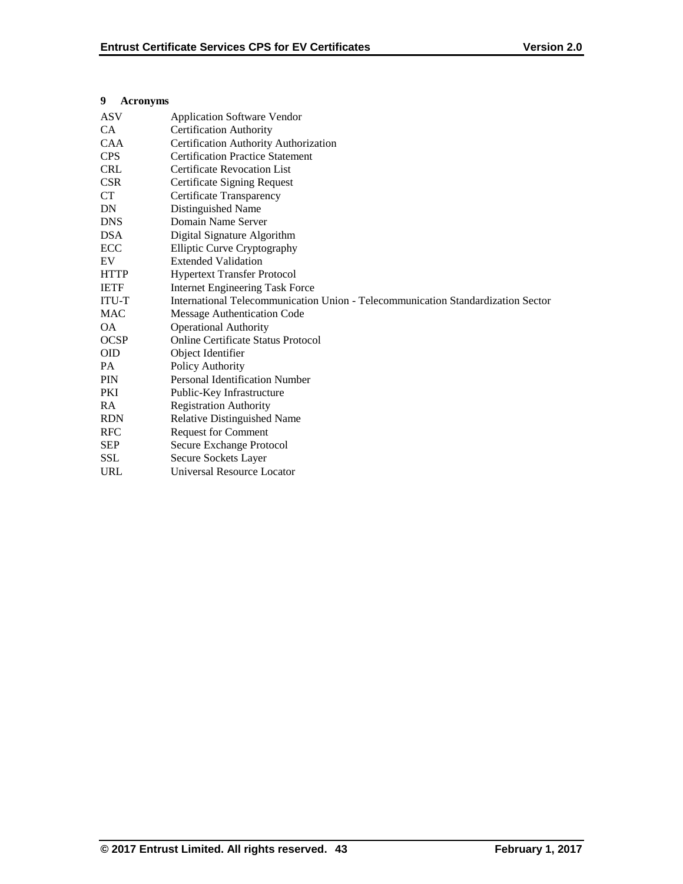## 9 Acronyms

| | |
|---|---|
| ASV | Application Software Vendor |
| CA | Certification Authority |
| CAA | Certification Authority Authorization |
| CPS | Certification Practice Statement |
| CRL | Certificate Revocation List |
| CSR | Certificate Signing Request |
| CT | Certificate Transparency |
| DN | Distinguished Name |
| DNS | Domain Name Server |
| DSA | Digital Signature Algorithm |
| ECC | Elliptic Curve Cryptography |
| EV | Extended Validation |
| HTTP | Hypertext Transfer Protocol |
| IETF | Internet Engineering Task Force |
| ITU-T | International Telecommunication Union - Telecommunication Standardization Sector |
| MAC | Message Authentication Code |
| OA | Operational Authority |
| OCSP | Online Certificate Status Protocol |
| OID | Object Identifier |
| PA | Policy Authority |
| PIN | Personal Identification Number |
| PKI | Public-Key Infrastructure |
| RA | Registration Authority |
| RDN | Relative Distinguished Name |
| RFC | Request for Comment |
| SEP | Secure Exchange Protocol |
| SSL | Secure Sockets Layer |
| URL | Universal Resource Locator |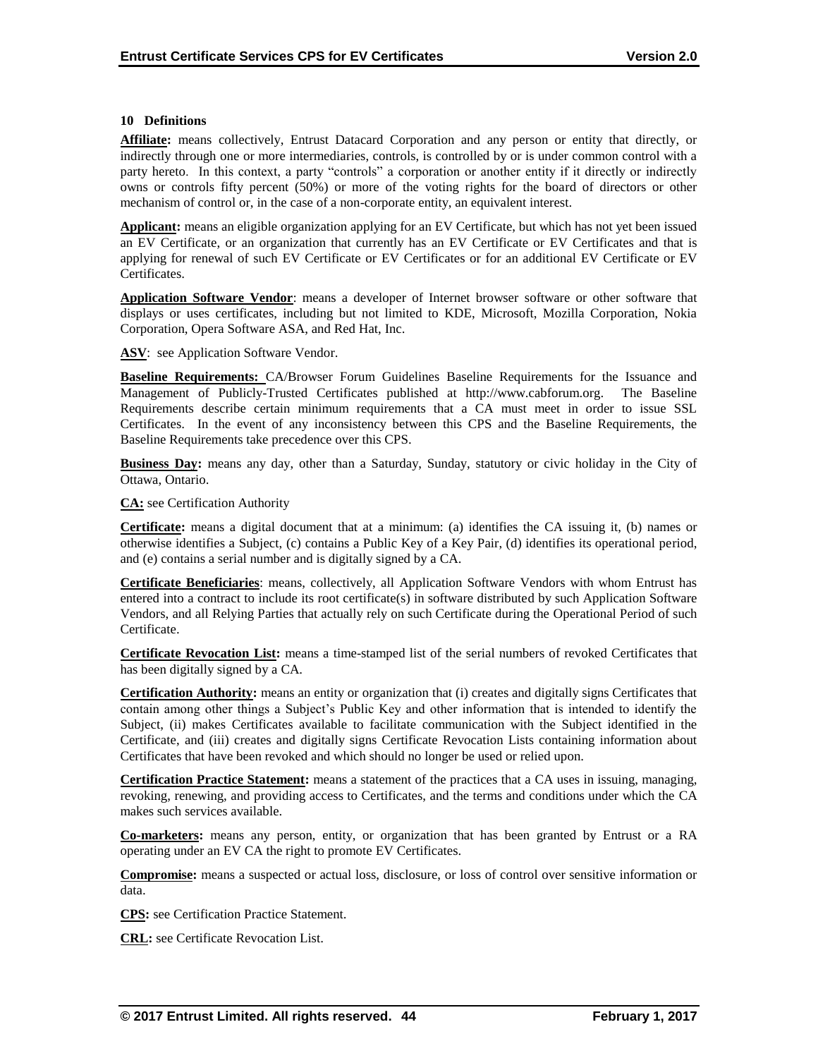## 10 Definitions

**Affiliate:** means collectively, Entrust Datacard Corporation and any person or entity that directly, or indirectly through one or more intermediaries, controls, is controlled by or is under common control with a party hereto. In this context, a party "controls" a corporation or another entity if it directly or indirectly owns or controls fifty percent (50%) or more of the voting rights for the board of directors or other mechanism of control or, in the case of a non-corporate entity, an equivalent interest.

**Applicant:** means an eligible organization applying for an EV Certificate, but which has not yet been issued an EV Certificate, or an organization that currently has an EV Certificate or EV Certificates and that is applying for renewal of such EV Certificate or EV Certificates or for an additional EV Certificate or EV Certificates.

**Application Software Vendor**: means a developer of Internet browser software or other software that displays or uses certificates, including but not limited to KDE, Microsoft, Mozilla Corporation, Nokia Corporation, Opera Software ASA, and Red Hat, Inc.

**ASV**: see Application Software Vendor.

**Baseline Requirements:** CA/Browser Forum Guidelines Baseline Requirements for the Issuance and Management of Publicly-Trusted Certificates published at http://www.cabforum.org. The Baseline Requirements describe certain minimum requirements that a CA must meet in order to issue SSL Certificates. In the event of any inconsistency between this CPS and the Baseline Requirements, the Baseline Requirements take precedence over this CPS.

**Business Day:** means any day, other than a Saturday, Sunday, statutory or civic holiday in the City of Ottawa, Ontario.

**CA:** see Certification Authority

**Certificate:** means a digital document that at a minimum: (a) identifies the CA issuing it, (b) names or otherwise identifies a Subject, (c) contains a Public Key of a Key Pair, (d) identifies its operational period, and (e) contains a serial number and is digitally signed by a CA.

**Certificate Beneficiaries**: means, collectively, all Application Software Vendors with whom Entrust has entered into a contract to include its root certificate(s) in software distributed by such Application Software Vendors, and all Relying Parties that actually rely on such Certificate during the Operational Period of such Certificate.

**Certificate Revocation List:** means a time-stamped list of the serial numbers of revoked Certificates that has been digitally signed by a CA.

**Certification Authority:** means an entity or organization that (i) creates and digitally signs Certificates that contain among other things a Subject's Public Key and other information that is intended to identify the Subject, (ii) makes Certificates available to facilitate communication with the Subject identified in the Certificate, and (iii) creates and digitally signs Certificate Revocation Lists containing information about Certificates that have been revoked and which should no longer be used or relied upon.

**Certification Practice Statement:** means a statement of the practices that a CA uses in issuing, managing, revoking, renewing, and providing access to Certificates, and the terms and conditions under which the CA makes such services available.

**Co-marketers:** means any person, entity, or organization that has been granted by Entrust or a RA operating under an EV CA the right to promote EV Certificates.

**Compromise:** means a suspected or actual loss, disclosure, or loss of control over sensitive information or data.

**CPS:** see Certification Practice Statement.

**CRL:** see Certificate Revocation List.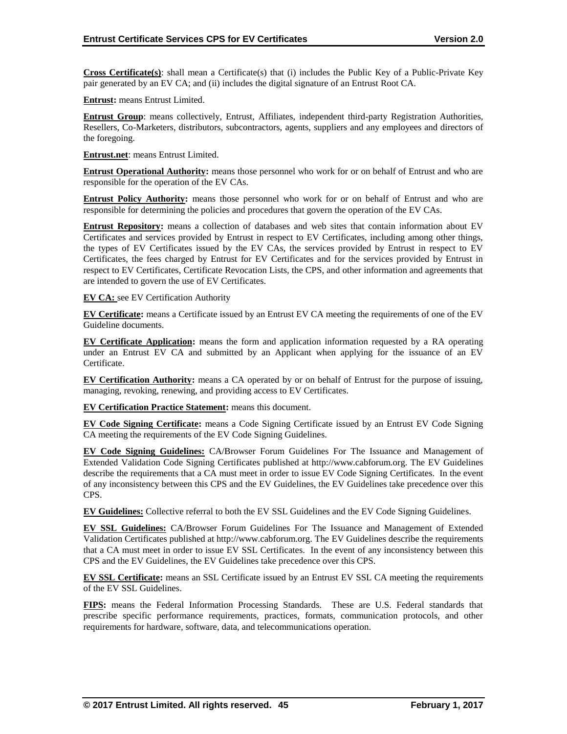**Cross Certificate(s)**: shall mean a Certificate(s) that (i) includes the Public Key of a Public-Private Key pair generated by an EV CA; and (ii) includes the digital signature of an Entrust Root CA.

**Entrust:** means Entrust Limited.

**Entrust Group**: means collectively, Entrust, Affiliates, independent third-party Registration Authorities, Resellers, Co-Marketers, distributors, subcontractors, agents, suppliers and any employees and directors of the foregoing.

**Entrust.net**: means Entrust Limited.

**Entrust Operational Authority:** means those personnel who work for or on behalf of Entrust and who are responsible for the operation of the EV CAs.

**Entrust Policy Authority:** means those personnel who work for or on behalf of Entrust and who are responsible for determining the policies and procedures that govern the operation of the EV CAs.

**Entrust Repository:** means a collection of databases and web sites that contain information about EV Certificates and services provided by Entrust in respect to EV Certificates, including among other things, the types of EV Certificates issued by the EV CAs, the services provided by Entrust in respect to EV Certificates, the fees charged by Entrust for EV Certificates and for the services provided by Entrust in respect to EV Certificates, Certificate Revocation Lists, the CPS, and other information and agreements that are intended to govern the use of EV Certificates.

**EV CA:** see EV Certification Authority

**EV Certificate:** means a Certificate issued by an Entrust EV CA meeting the requirements of one of the EV Guideline documents.

**EV Certificate Application:** means the form and application information requested by a RA operating under an Entrust EV CA and submitted by an Applicant when applying for the issuance of an EV Certificate.

**EV Certification Authority:** means a CA operated by or on behalf of Entrust for the purpose of issuing, managing, revoking, renewing, and providing access to EV Certificates.

**EV Certification Practice Statement:** means this document.

**EV Code Signing Certificate:** means a Code Signing Certificate issued by an Entrust EV Code Signing CA meeting the requirements of the EV Code Signing Guidelines.

**EV Code Signing Guidelines:** CA/Browser Forum Guidelines For The Issuance and Management of Extended Validation Code Signing Certificates published at http://www.cabforum.org. The EV Guidelines describe the requirements that a CA must meet in order to issue EV Code Signing Certificates. In the event of any inconsistency between this CPS and the EV Guidelines, the EV Guidelines take precedence over this CPS.

**EV Guidelines:** Collective referral to both the EV SSL Guidelines and the EV Code Signing Guidelines.

**EV SSL Guidelines:** CA/Browser Forum Guidelines For The Issuance and Management of Extended Validation Certificates published at http://www.cabforum.org. The EV Guidelines describe the requirements that a CA must meet in order to issue EV SSL Certificates. In the event of any inconsistency between this CPS and the EV Guidelines, the EV Guidelines take precedence over this CPS.

**EV SSL Certificate:** means an SSL Certificate issued by an Entrust EV SSL CA meeting the requirements of the EV SSL Guidelines.

**FIPS:** means the Federal Information Processing Standards. These are U.S. Federal standards that prescribe specific performance requirements, practices, formats, communication protocols, and other requirements for hardware, software, data, and telecommunications operation.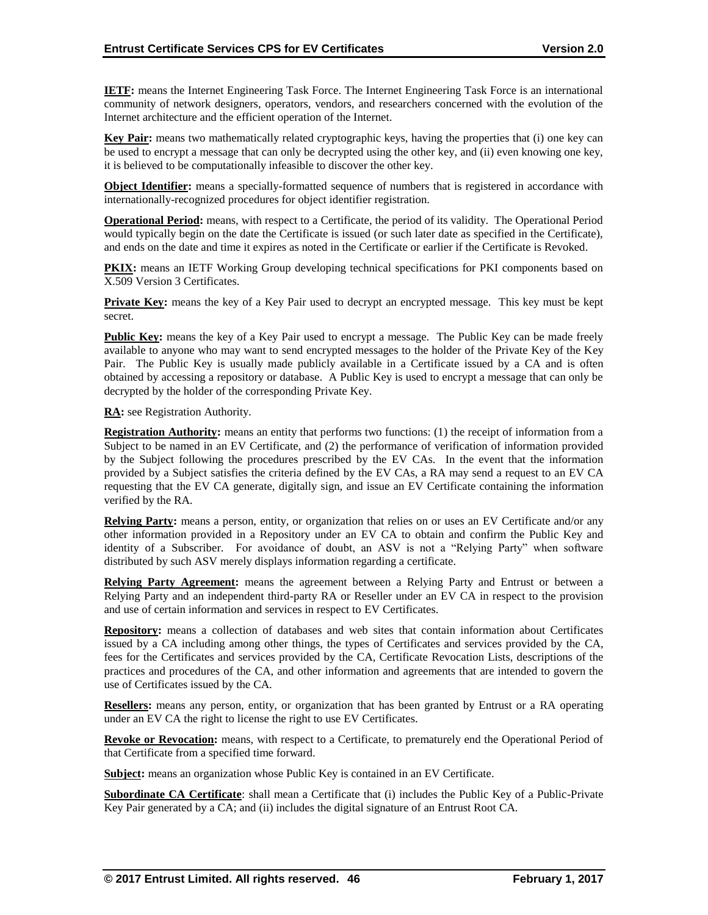**IETF:** means the Internet Engineering Task Force. The Internet Engineering Task Force is an international community of network designers, operators, vendors, and researchers concerned with the evolution of the Internet architecture and the efficient operation of the Internet.

**Key Pair:** means two mathematically related cryptographic keys, having the properties that (i) one key can be used to encrypt a message that can only be decrypted using the other key, and (ii) even knowing one key, it is believed to be computationally infeasible to discover the other key.

**Object Identifier:** means a specially-formatted sequence of numbers that is registered in accordance with internationally-recognized procedures for object identifier registration.

**Operational Period:** means, with respect to a Certificate, the period of its validity. The Operational Period would typically begin on the date the Certificate is issued (or such later date as specified in the Certificate), and ends on the date and time it expires as noted in the Certificate or earlier if the Certificate is Revoked.

**PKIX:** means an IETF Working Group developing technical specifications for PKI components based on X.509 Version 3 Certificates.

**Private Key:** means the key of a Key Pair used to decrypt an encrypted message. This key must be kept secret.

**Public Key:** means the key of a Key Pair used to encrypt a message. The Public Key can be made freely available to anyone who may want to send encrypted messages to the holder of the Private Key of the Key Pair. The Public Key is usually made publicly available in a Certificate issued by a CA and is often obtained by accessing a repository or database. A Public Key is used to encrypt a message that can only be decrypted by the holder of the corresponding Private Key.

**RA:** see Registration Authority.

**Registration Authority:** means an entity that performs two functions: (1) the receipt of information from a Subject to be named in an EV Certificate, and (2) the performance of verification of information provided by the Subject following the procedures prescribed by the EV CAs. In the event that the information provided by a Subject satisfies the criteria defined by the EV CAs, a RA may send a request to an EV CA requesting that the EV CA generate, digitally sign, and issue an EV Certificate containing the information verified by the RA.

**Relying Party:** means a person, entity, or organization that relies on or uses an EV Certificate and/or any other information provided in a Repository under an EV CA to obtain and confirm the Public Key and identity of a Subscriber. For avoidance of doubt, an ASV is not a "Relying Party" when software distributed by such ASV merely displays information regarding a certificate.

**Relying Party Agreement:** means the agreement between a Relying Party and Entrust or between a Relying Party and an independent third-party RA or Reseller under an EV CA in respect to the provision and use of certain information and services in respect to EV Certificates.

**Repository:** means a collection of databases and web sites that contain information about Certificates issued by a CA including among other things, the types of Certificates and services provided by the CA, fees for the Certificates and services provided by the CA, Certificate Revocation Lists, descriptions of the practices and procedures of the CA, and other information and agreements that are intended to govern the use of Certificates issued by the CA.

**Resellers:** means any person, entity, or organization that has been granted by Entrust or a RA operating under an EV CA the right to license the right to use EV Certificates.

**Revoke or Revocation:** means, with respect to a Certificate, to prematurely end the Operational Period of that Certificate from a specified time forward.

**Subject:** means an organization whose Public Key is contained in an EV Certificate.

**Subordinate CA Certificate**: shall mean a Certificate that (i) includes the Public Key of a Public-Private Key Pair generated by a CA; and (ii) includes the digital signature of an Entrust Root CA.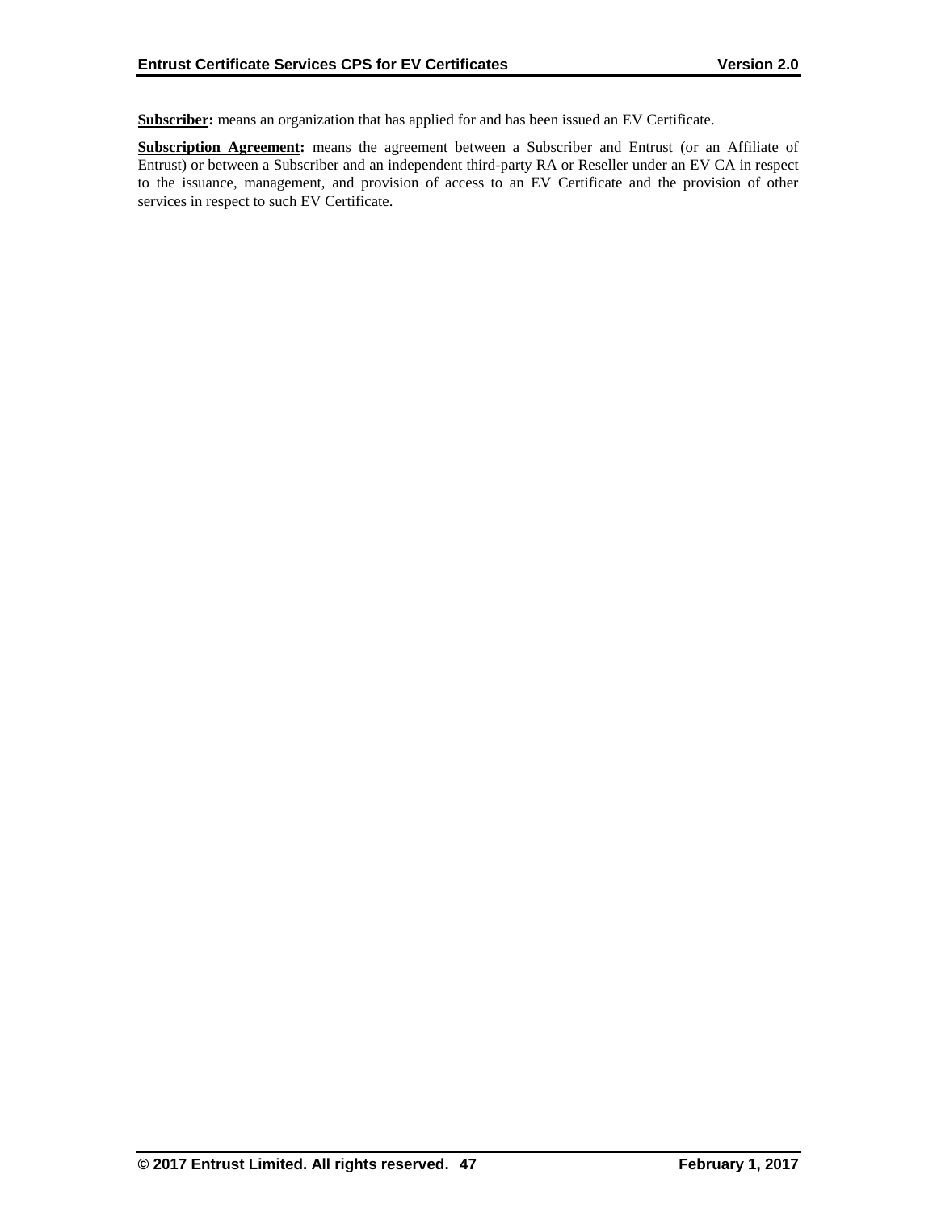**Subscriber:** means an organization that has applied for and has been issued an EV Certificate.

**Subscription Agreement:** means the agreement between a Subscriber and Entrust (or an Affiliate of Entrust) or between a Subscriber and an independent third-party RA or Reseller under an EV CA in respect to the issuance, management, and provision of access to an EV Certificate and the provision of other services in respect to such EV Certificate.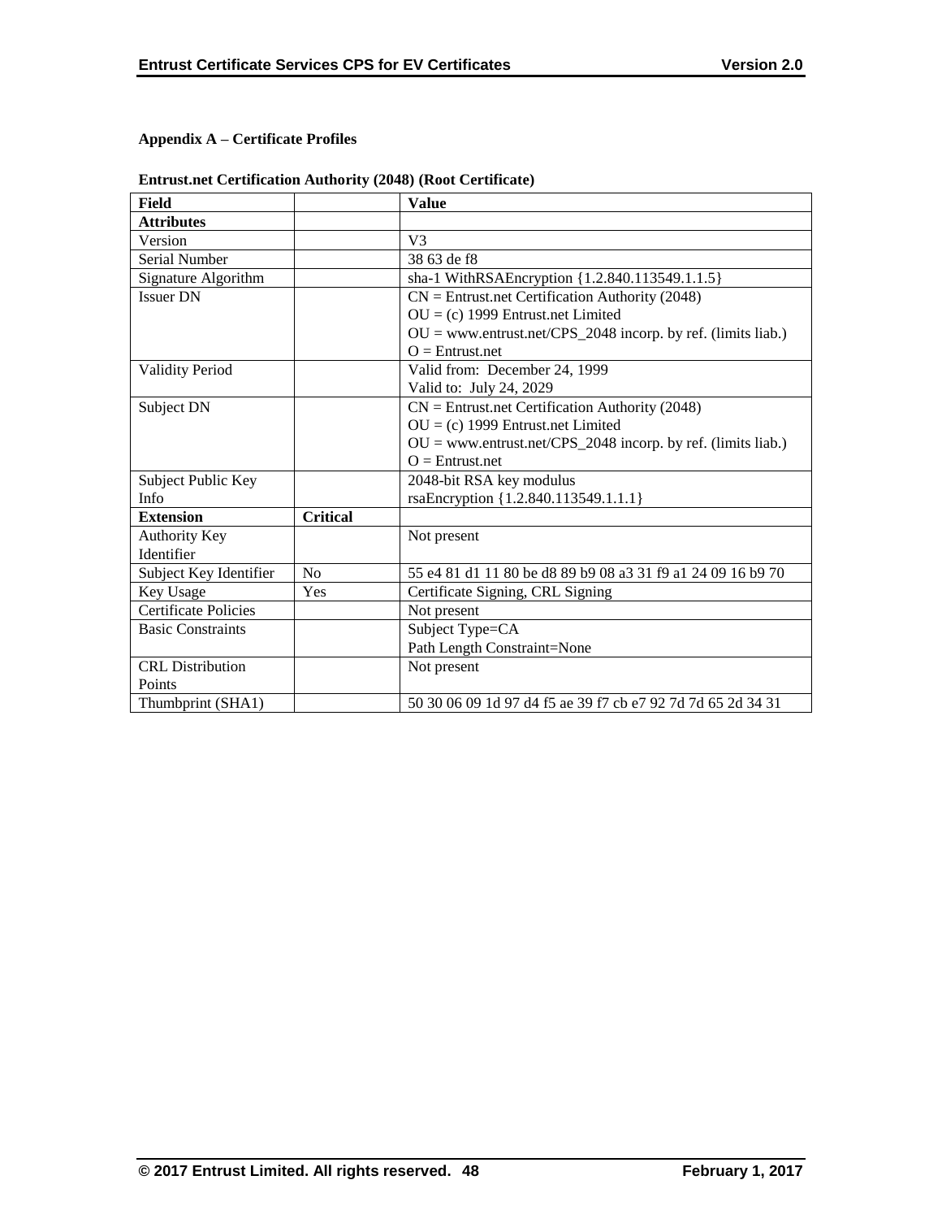**Appendix A – Certificate Profiles**

**Entrust.net Certification Authority (2048) (Root Certificate)**

| Field | | Value |
|---|---|---|
| **Attributes** | | |
| Version | | V3 |
| Serial Number | | 38 63 de f8 |
| Signature Algorithm | | sha-1 WithRSAEncryption {1.2.840.113549.1.1.5} |
| Issuer DN | | CN = Entrust.net Certification Authority (2048)<br>OU = (c) 1999 Entrust.net Limited<br>OU = www.entrust.net/CPS_2048 incorp. by ref. (limits liab.)<br>O = Entrust.net |
| Validity Period | | Valid from: December 24, 1999<br>Valid to: July 24, 2029 |
| Subject DN | | CN = Entrust.net Certification Authority (2048)<br>OU = (c) 1999 Entrust.net Limited<br>OU = www.entrust.net/CPS_2048 incorp. by ref. (limits liab.)<br>O = Entrust.net |
| Subject Public Key Info | | 2048-bit RSA key modulus<br>rsaEncryption {1.2.840.113549.1.1.1} |
| **Extension** | **Critical** | |
| Authority Key Identifier | | Not present |
| Subject Key Identifier | No | 55 e4 81 d1 11 80 be d8 89 b9 08 a3 31 f9 a1 24 09 16 b9 70 |
| Key Usage | Yes | Certificate Signing, CRL Signing |
| Certificate Policies | | Not present |
| Basic Constraints | | Subject Type=CA<br>Path Length Constraint=None |
| CRL Distribution Points | | Not present |
| Thumbprint (SHA1) | | 50 30 06 09 1d 97 d4 f5 ae 39 f7 cb e7 92 7d 7d 65 2d 34 31 |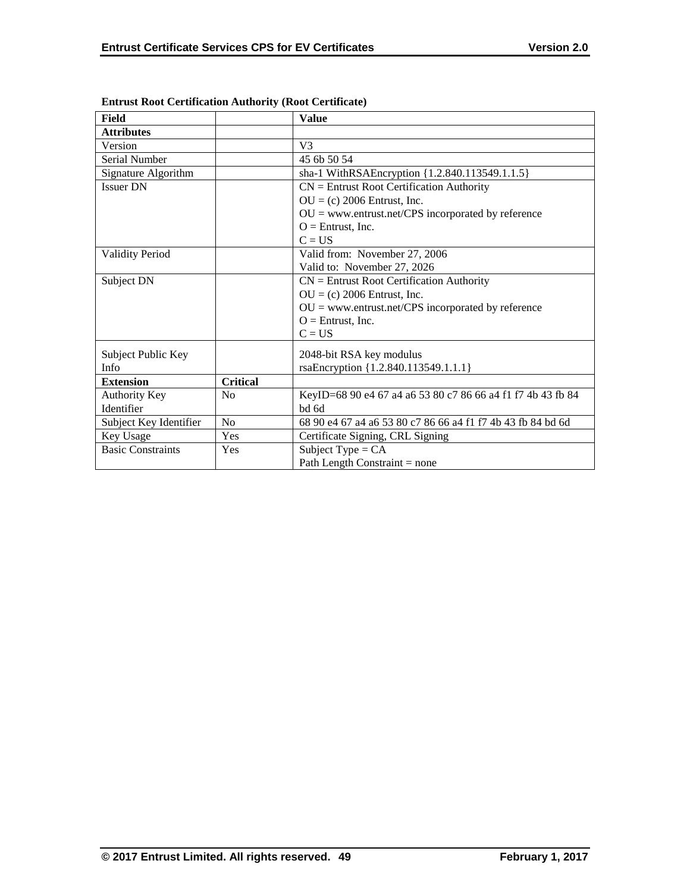**Entrust Root Certification Authority (Root Certificate)**

| Field | | Value |
|---|---|---|
| **Attributes** | | |
| Version | | V3 |
| Serial Number | | 45 6b 50 54 |
| Signature Algorithm | | sha-1 WithRSAEncryption {1.2.840.113549.1.1.5} |
| Issuer DN | | CN = Entrust Root Certification Authority<br>OU = (c) 2006 Entrust, Inc.<br>OU = www.entrust.net/CPS incorporated by reference<br>O = Entrust, Inc.<br>C = US |
| Validity Period | | Valid from: November 27, 2006<br>Valid to: November 27, 2026 |
| Subject DN | | CN = Entrust Root Certification Authority<br>OU = (c) 2006 Entrust, Inc.<br>OU = www.entrust.net/CPS incorporated by reference<br>O = Entrust, Inc.<br>C = US |
| Subject Public Key Info | | 2048-bit RSA key modulus<br>rsaEncryption {1.2.840.113549.1.1.1} |
| **Extension** | **Critical** | |
| Authority Key Identifier | No | KeyID=68 90 e4 67 a4 a6 53 80 c7 86 66 a4 f1 f7 4b 43 fb 84 bd 6d |
| Subject Key Identifier | No | 68 90 e4 67 a4 a6 53 80 c7 86 66 a4 f1 f7 4b 43 fb 84 bd 6d |
| Key Usage | Yes | Certificate Signing, CRL Signing |
| Basic Constraints | Yes | Subject Type = CA<br>Path Length Constraint = none |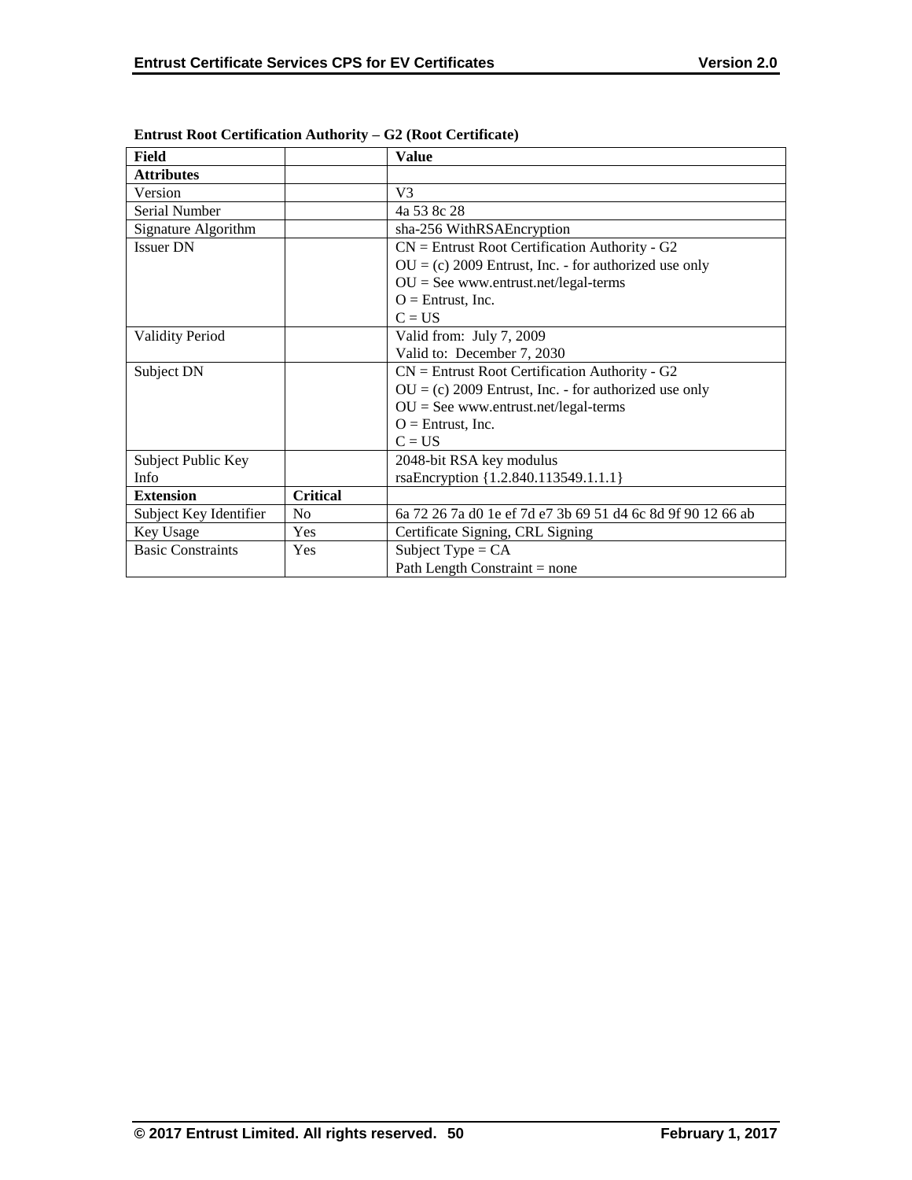**Entrust Root Certification Authority – G2 (Root Certificate)**

| Field | | Value |
|---|---|---|
| **Attributes** | | |
| Version | | V3 |
| Serial Number | | 4a 53 8c 28 |
| Signature Algorithm | | sha-256 WithRSAEncryption |
| Issuer DN | | CN = Entrust Root Certification Authority - G2<br>OU = (c) 2009 Entrust, Inc. - for authorized use only<br>OU = See www.entrust.net/legal-terms<br>O = Entrust, Inc.<br>C = US |
| Validity Period | | Valid from: July 7, 2009<br>Valid to: December 7, 2030 |
| Subject DN | | CN = Entrust Root Certification Authority - G2<br>OU = (c) 2009 Entrust, Inc. - for authorized use only<br>OU = See www.entrust.net/legal-terms<br>O = Entrust, Inc.<br>C = US |
| Subject Public Key Info | | 2048-bit RSA key modulus<br>rsaEncryption {1.2.840.113549.1.1.1} |
| **Extension** | **Critical** | |
| Subject Key Identifier | No | 6a 72 26 7a d0 1e ef 7d e7 3b 69 51 d4 6c 8d 9f 90 12 66 ab |
| Key Usage | Yes | Certificate Signing, CRL Signing |
| Basic Constraints | Yes | Subject Type = CA<br>Path Length Constraint = none |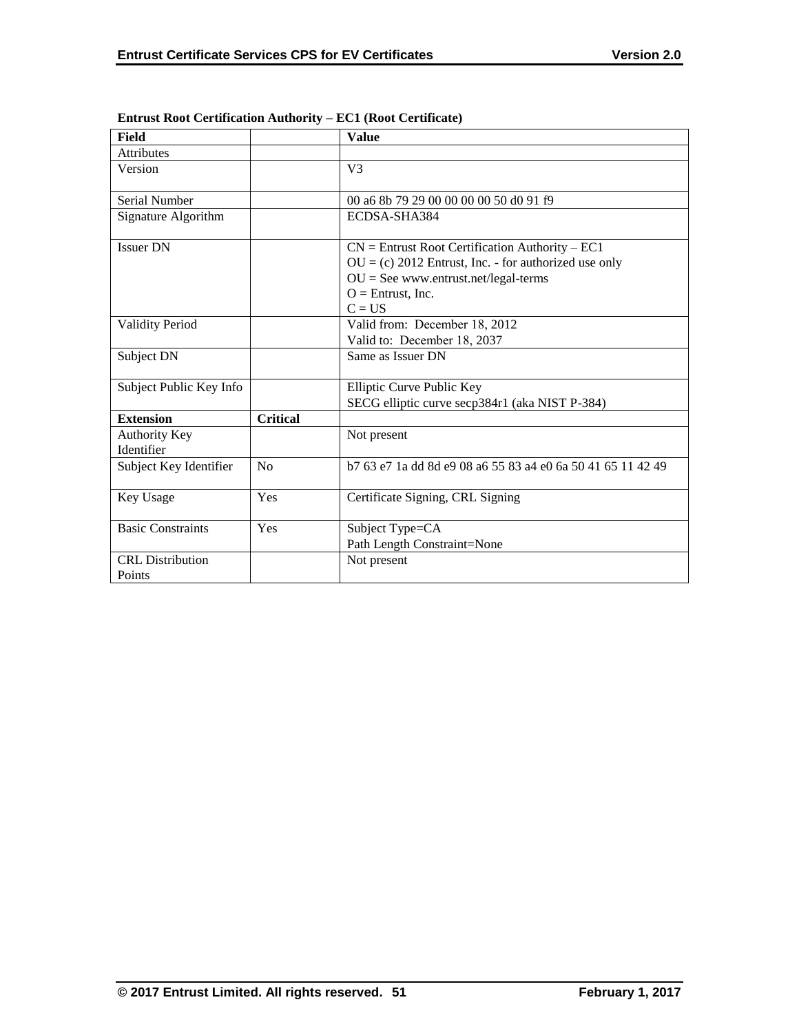**Entrust Root Certification Authority – EC1 (Root Certificate)**

| Field | | Value |
|---|---|---|
| Attributes | | |
| Version | | V3 |
| Serial Number | | 00 a6 8b 79 29 00 00 00 00 50 d0 91 f9 |
| Signature Algorithm | | ECDSA-SHA384 |
| Issuer DN | | CN = Entrust Root Certification Authority – EC1<br>OU = (c) 2012 Entrust, Inc. - for authorized use only<br>OU = See www.entrust.net/legal-terms<br>O = Entrust, Inc.<br>C = US |
| Validity Period | | Valid from: December 18, 2012<br>Valid to: December 18, 2037 |
| Subject DN | | Same as Issuer DN |
| Subject Public Key Info | | Elliptic Curve Public Key<br>SECG elliptic curve secp384r1 (aka NIST P-384) |
| **Extension** | **Critical** | |
| Authority Key Identifier | | Not present |
| Subject Key Identifier | No | b7 63 e7 1a dd 8d e9 08 a6 55 83 a4 e0 6a 50 41 65 11 42 49 |
| Key Usage | Yes | Certificate Signing, CRL Signing |
| Basic Constraints | Yes | Subject Type=CA<br>Path Length Constraint=None |
| CRL Distribution Points | | Not present |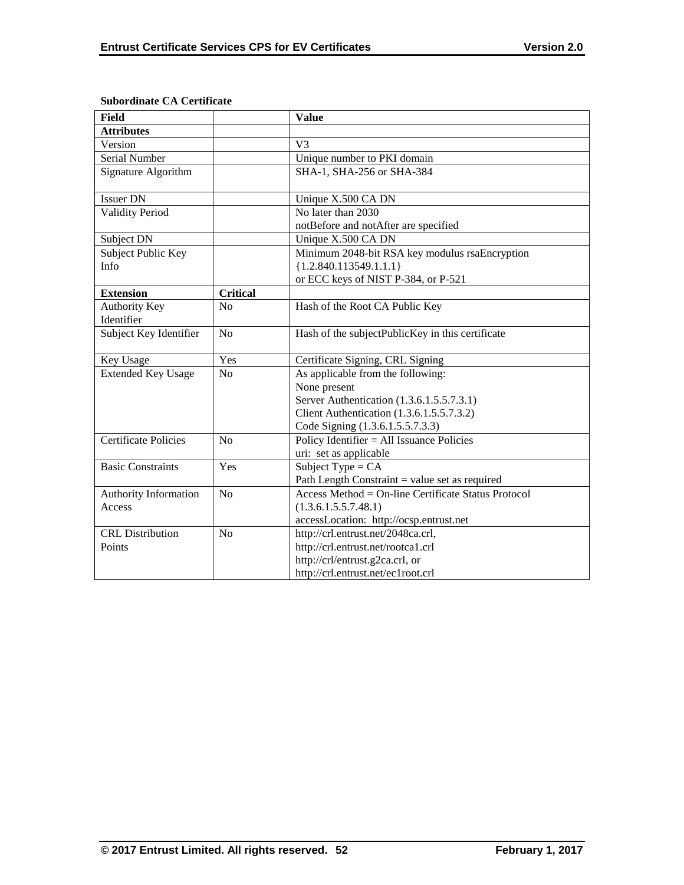**Subordinate CA Certificate**

| Field | | Value |
|---|---|---|
| **Attributes** | | |
| Version | | V3 |
| Serial Number | | Unique number to PKI domain |
| Signature Algorithm | | SHA-1, SHA-256 or SHA-384 |
| Issuer DN | | Unique X.500 CA DN |
| Validity Period | | No later than 2030<br>notBefore and notAfter are specified |
| Subject DN | | Unique X.500 CA DN |
| Subject Public Key Info | | Minimum 2048-bit RSA key modulus rsaEncryption {1.2.840.113549.1.1.1}<br>or ECC keys of NIST P-384, or P-521 |
| **Extension** | **Critical** | |
| Authority Key Identifier | No | Hash of the Root CA Public Key |
| Subject Key Identifier | No | Hash of the subjectPublicKey in this certificate |
| Key Usage | Yes | Certificate Signing, CRL Signing |
| Extended Key Usage | No | As applicable from the following:<br>None present<br>Server Authentication (1.3.6.1.5.5.7.3.1)<br>Client Authentication (1.3.6.1.5.5.7.3.2)<br>Code Signing (1.3.6.1.5.5.7.3.3) |
| Certificate Policies | No | Policy Identifier = All Issuance Policies<br>uri: set as applicable |
| Basic Constraints | Yes | Subject Type = CA<br>Path Length Constraint = value set as required |
| Authority Information Access | No | Access Method = On-line Certificate Status Protocol (1.3.6.1.5.5.7.48.1)<br>accessLocation: http://ocsp.entrust.net |
| CRL Distribution Points | No | http://crl.entrust.net/2048ca.crl,<br>http://crl.entrust.net/rootca1.crl<br>http://crl/entrust.g2ca.crl, or<br>http://crl.entrust.net/ec1root.crl |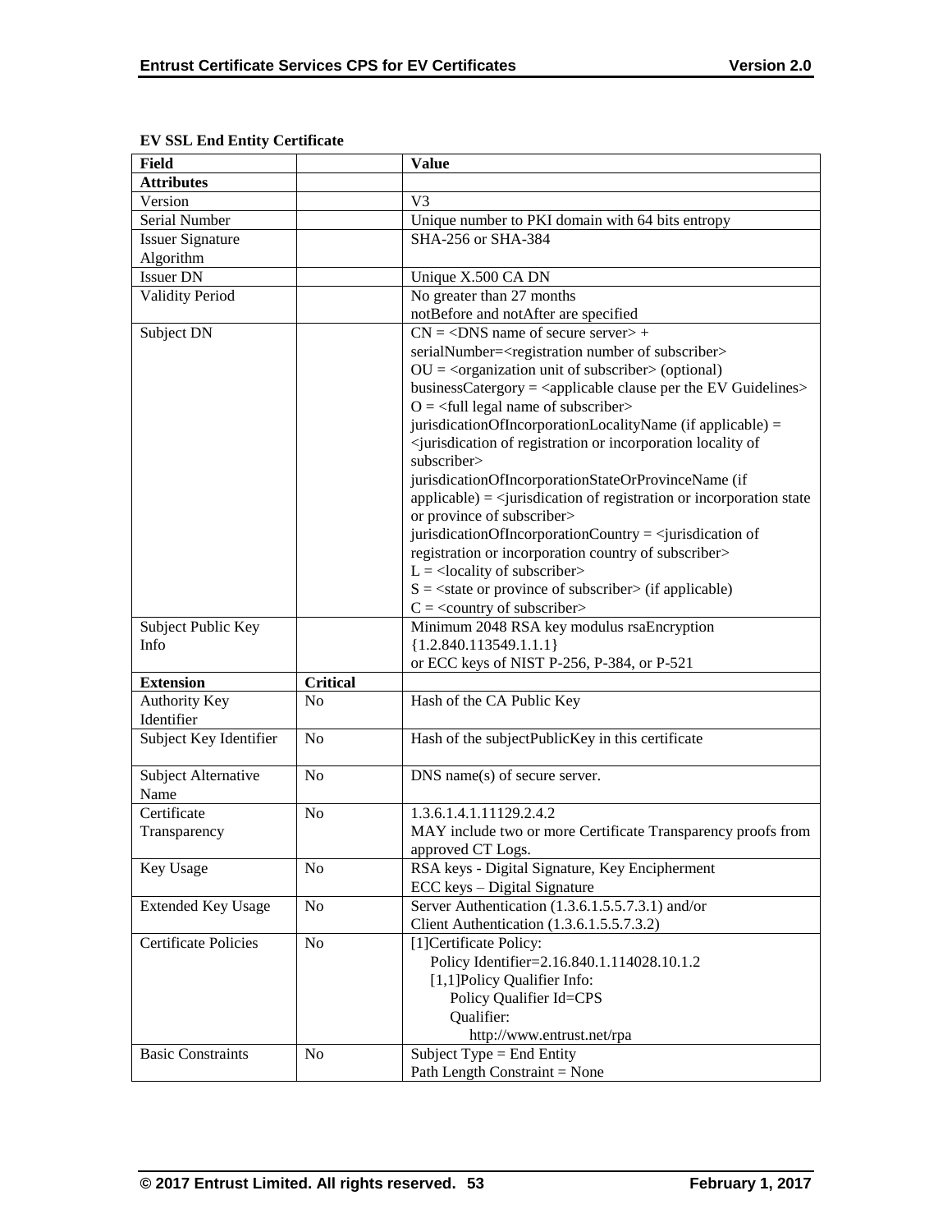**EV SSL End Entity Certificate**

| Field | | Value |
|---|---|---|
| **Attributes** | | |
| Version | | V3 |
| Serial Number | | Unique number to PKI domain with 64 bits entropy |
| Issuer Signature Algorithm | | SHA-256 or SHA-384 |
| Issuer DN | | Unique X.500 CA DN |
| Validity Period | | No greater than 27 months<br>notBefore and notAfter are specified |
| Subject DN | | CN = <DNS name of secure server> +<br>serialNumber=<registration number of subscriber><br>OU = <organization unit of subscriber> (optional)<br>businessCatergory = <applicable clause per the EV Guidelines><br>O = <full legal name of subscriber><br>jurisdicationOfIncorporationLocalityName (if applicable) = <jurisdication of registration or incorporation locality of subscriber><br>jurisdicationOfIncorporationStateOrProvinceName (if applicable) = <jurisdication of registration or incorporation state or province of subscriber><br>jurisdicationOfIncorporationCountry = <jurisdication of registration or incorporation country of subscriber><br>L = <locality of subscriber><br>S = <state or province of subscriber> (if applicable)<br>C = <country of subscriber> |
| Subject Public Key Info | | Minimum 2048 RSA key modulus rsaEncryption {1.2.840.113549.1.1.1}<br>or ECC keys of NIST P-256, P-384, or P-521 |
| **Extension** | **Critical** | |
| Authority Key Identifier | No | Hash of the CA Public Key |
| Subject Key Identifier | No | Hash of the subjectPublicKey in this certificate |
| Subject Alternative Name | No | DNS name(s) of secure server. |
| Certificate Transparency | No | 1.3.6.1.4.1.11129.2.4.2<br>MAY include two or more Certificate Transparency proofs from approved CT Logs. |
| Key Usage | No | RSA keys - Digital Signature, Key Encipherment<br>ECC keys – Digital Signature |
| Extended Key Usage | No | Server Authentication (1.3.6.1.5.5.7.3.1) and/or<br>Client Authentication (1.3.6.1.5.5.7.3.2) |
| Certificate Policies | No | [1]Certificate Policy:<br>Policy Identifier=2.16.840.1.114028.10.1.2<br>[1,1]Policy Qualifier Info:<br>Policy Qualifier Id=CPS<br>Qualifier:<br>http://www.entrust.net/rpa |
| Basic Constraints | No | Subject Type = End Entity<br>Path Length Constraint = None |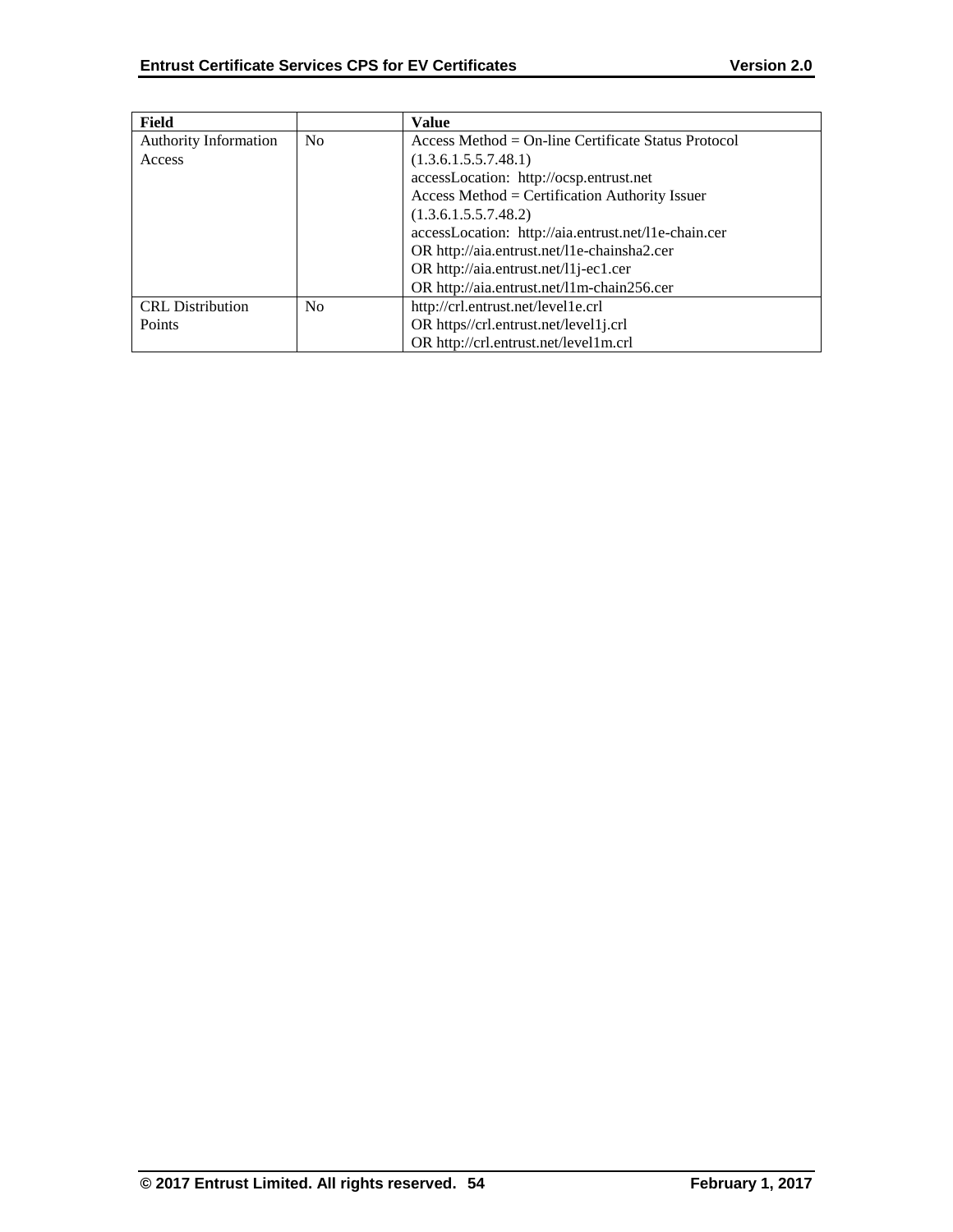| Field | | Value |
|---|---|---|
| Authority Information Access | No | Access Method = On-line Certificate Status Protocol (1.3.6.1.5.5.7.48.1)<br>accessLocation: http://ocsp.entrust.net<br>Access Method = Certification Authority Issuer (1.3.6.1.5.5.7.48.2)<br>accessLocation: http://aia.entrust.net/l1e-chain.cer<br>OR http://aia.entrust.net/l1e-chainsha2.cer<br>OR http://aia.entrust.net/l1j-ec1.cer<br>OR http://aia.entrust.net/l1m-chain256.cer |
| CRL Distribution Points | No | http://crl.entrust.net/level1e.crl<br>OR https//crl.entrust.net/level1j.crl<br>OR http://crl.entrust.net/level1m.crl |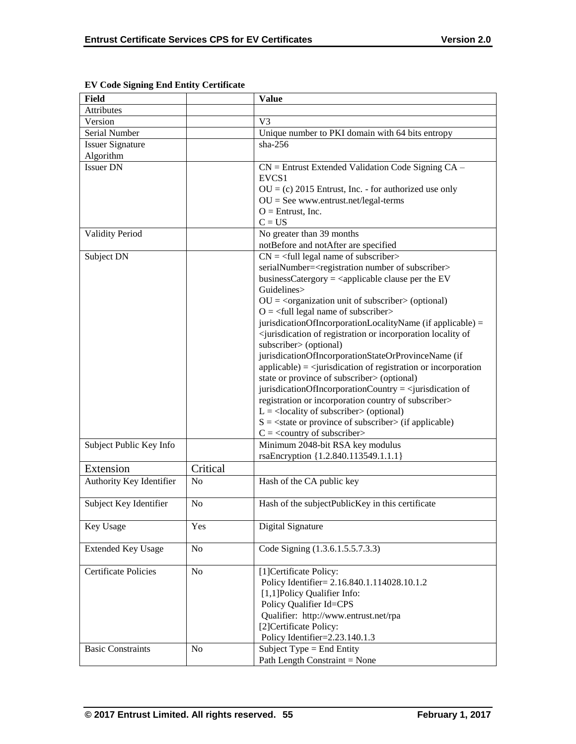**EV Code Signing End Entity Certificate**

| Field | | Value |
|---|---|---|
| Attributes | | |
| Version | | V3 |
| Serial Number | | Unique number to PKI domain with 64 bits entropy |
| Issuer Signature Algorithm | | sha-256 |
| Issuer DN | | CN = Entrust Extended Validation Code Signing CA – EVCS1<br>OU = (c) 2015 Entrust, Inc. - for authorized use only<br>OU = See www.entrust.net/legal-terms<br>O = Entrust, Inc.<br>C = US |
| Validity Period | | No greater than 39 months<br>notBefore and notAfter are specified |
| Subject DN | | CN = <full legal name of subscriber><br>serialNumber=<registration number of subscriber><br>businessCatergory = <applicable clause per the EV Guidelines><br>OU = <organization unit of subscriber> (optional)<br>O = <full legal name of subscriber><br>jurisdicationOfIncorporationLocalityName (if applicable) = <jurisdication of registration or incorporation locality of subscriber> (optional)<br>jurisdicationOfIncorporationStateOrProvinceName (if applicable) = <jurisdication of registration or incorporation state or province of subscriber> (optional)<br>jurisdicationOfIncorporationCountry = <jurisdication of registration or incorporation country of subscriber><br>L = <locality of subscriber> (optional)<br>S = <state or province of subscriber> (if applicable)<br>C = <country of subscriber> |
| Subject Public Key Info | | Minimum 2048-bit RSA key modulus<br>rsaEncryption {1.2.840.113549.1.1.1} |
| Extension | Critical | |
| Authority Key Identifier | No | Hash of the CA public key |
| Subject Key Identifier | No | Hash of the subjectPublicKey in this certificate |
| Key Usage | Yes | Digital Signature |
| Extended Key Usage | No | Code Signing (1.3.6.1.5.5.7.3.3) |
| Certificate Policies | No | [1]Certificate Policy:<br>Policy Identifier= 2.16.840.1.114028.10.1.2<br>[1,1]Policy Qualifier Info:<br>Policy Qualifier Id=CPS<br>Qualifier: http://www.entrust.net/rpa<br>[2]Certificate Policy:<br>Policy Identifier=2.23.140.1.3 |
| Basic Constraints | No | Subject Type = End Entity<br>Path Length Constraint = None |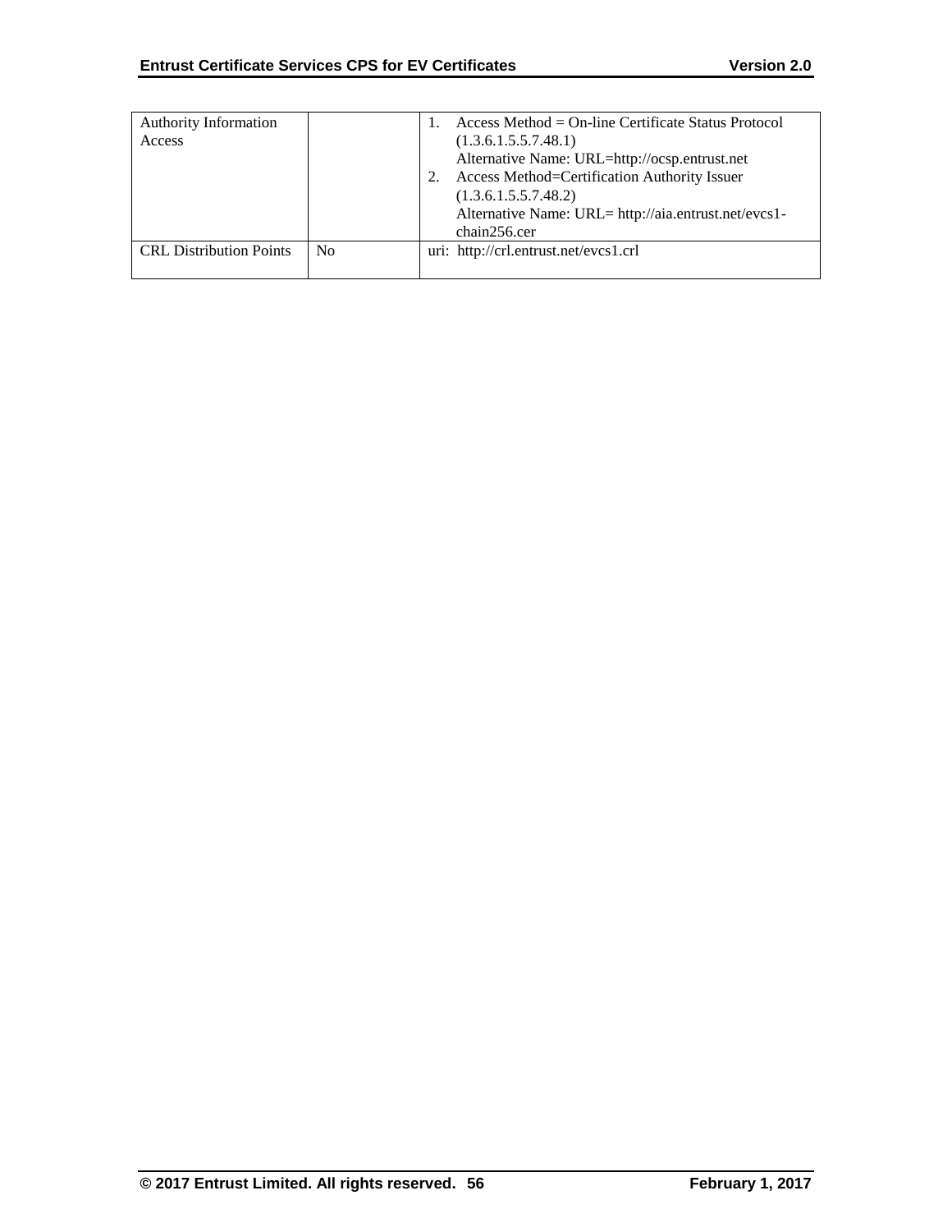| | | |
|---|---|---|
| Authority Information Access | | 1. Access Method = On-line Certificate Status Protocol (1.3.6.1.5.5.7.48.1) Alternative Name: URL=http://ocsp.entrust.net<br>2. Access Method=Certification Authority Issuer (1.3.6.1.5.5.7.48.2) Alternative Name: URL= http://aia.entrust.net/evcs1-chain256.cer |
| CRL Distribution Points | No | uri: http://crl.entrust.net/evcs1.crl |